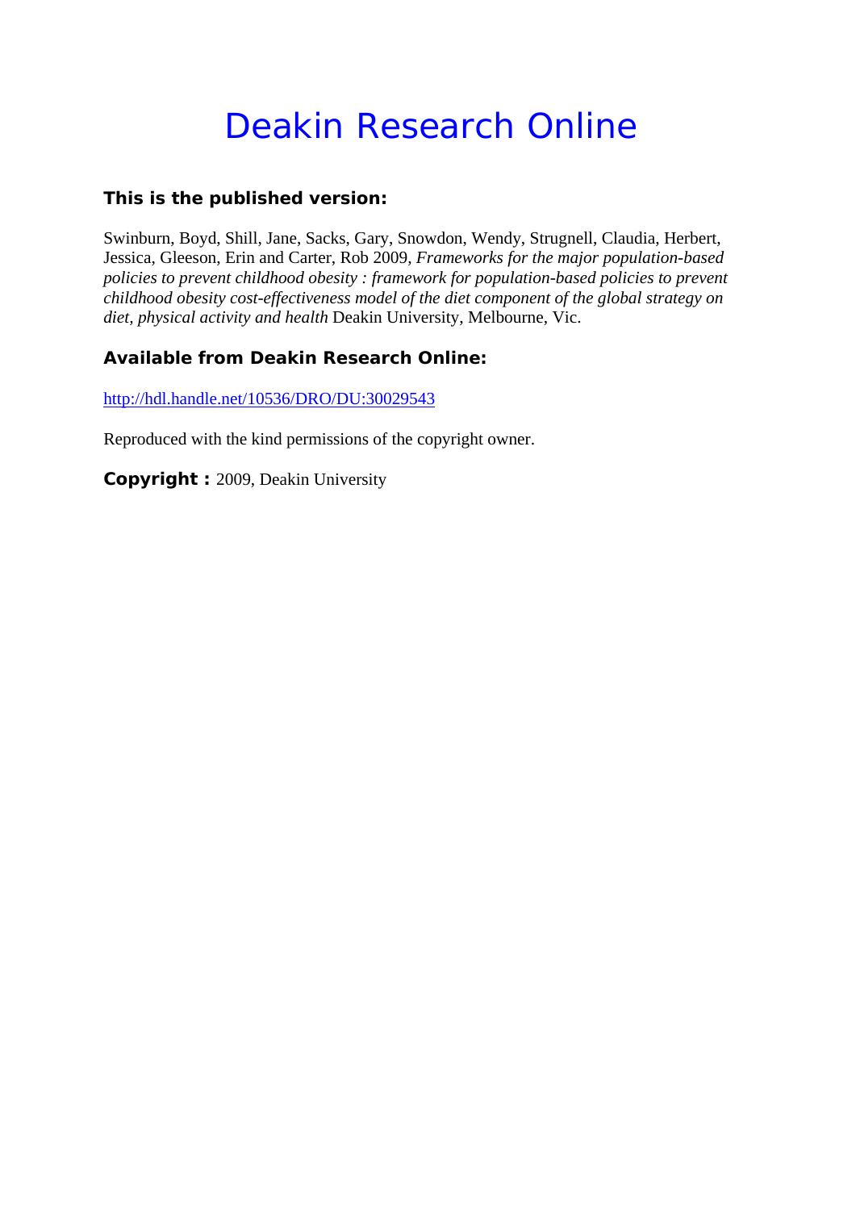# Deakin Research Online

**This is the published version:**

Swinburn, Boyd, Shill, Jane, Sacks, Gary, Snowdon, Wendy, Strugnell, Claudia, Herbert, Jessica, Gleeson, Erin and Carter, Rob 2009, *Frameworks for the major population-based policies to prevent childhood obesity : framework for population-based policies to prevent childhood obesity cost-effectiveness model of the diet component of the global strategy on diet, physical activity and health* Deakin University, Melbourne, Vic.

**Available from Deakin Research Online:**

http://hdl.handle.net/10536/DRO/DU:30029543

Reproduced with the kind permissions of the copyright owner.

**Copyright :** 2009, Deakin University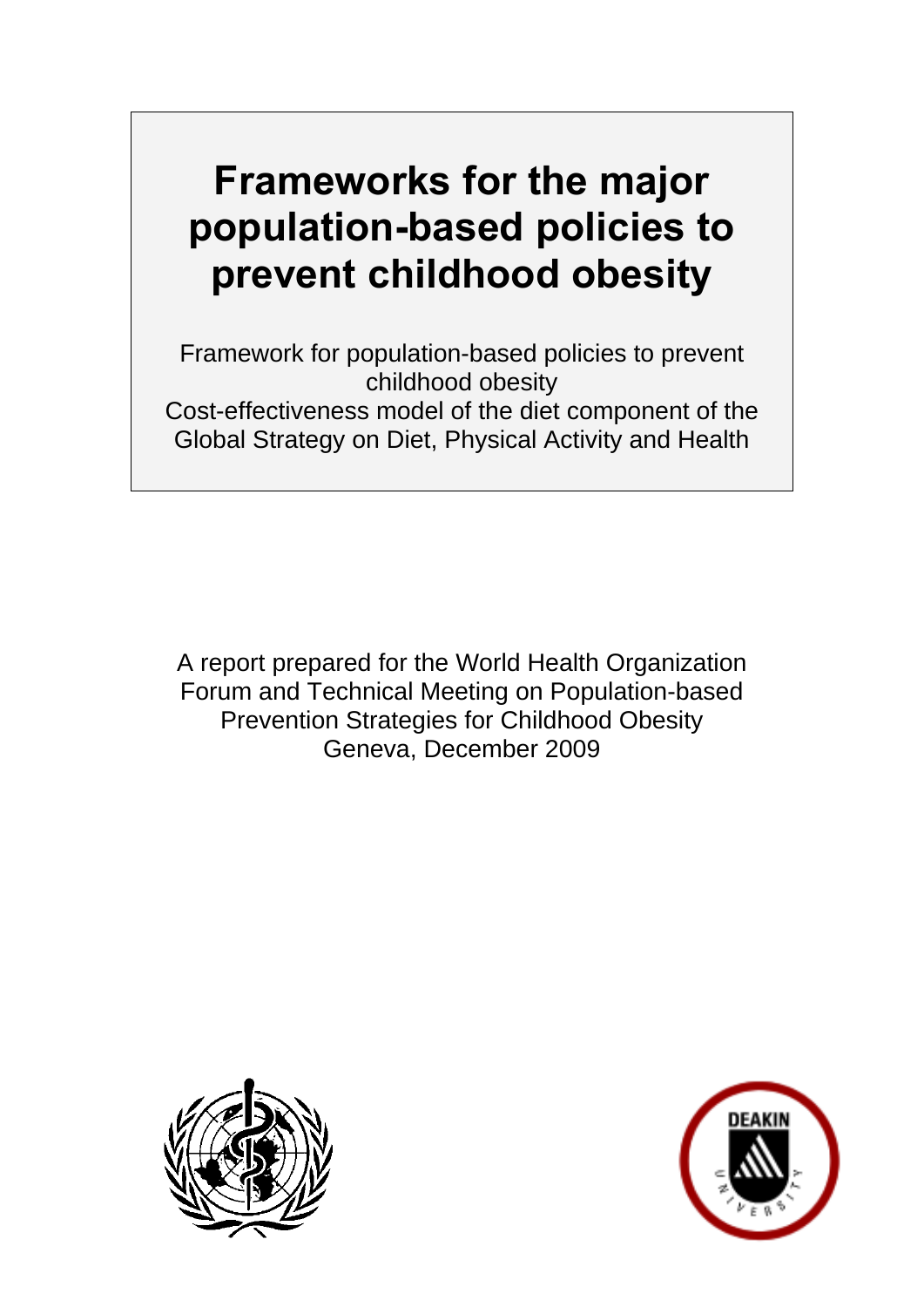# Frameworks for the major population-based policies to prevent childhood obesity

Framework for population-based policies to prevent childhood obesity

Cost-effectiveness model of the diet component of the Global Strategy on Diet, Physical Activity and Health

A report prepared for the World Health Organization Forum and Technical Meeting on Population-based Prevention Strategies for Childhood Obesity

Geneva, December 2009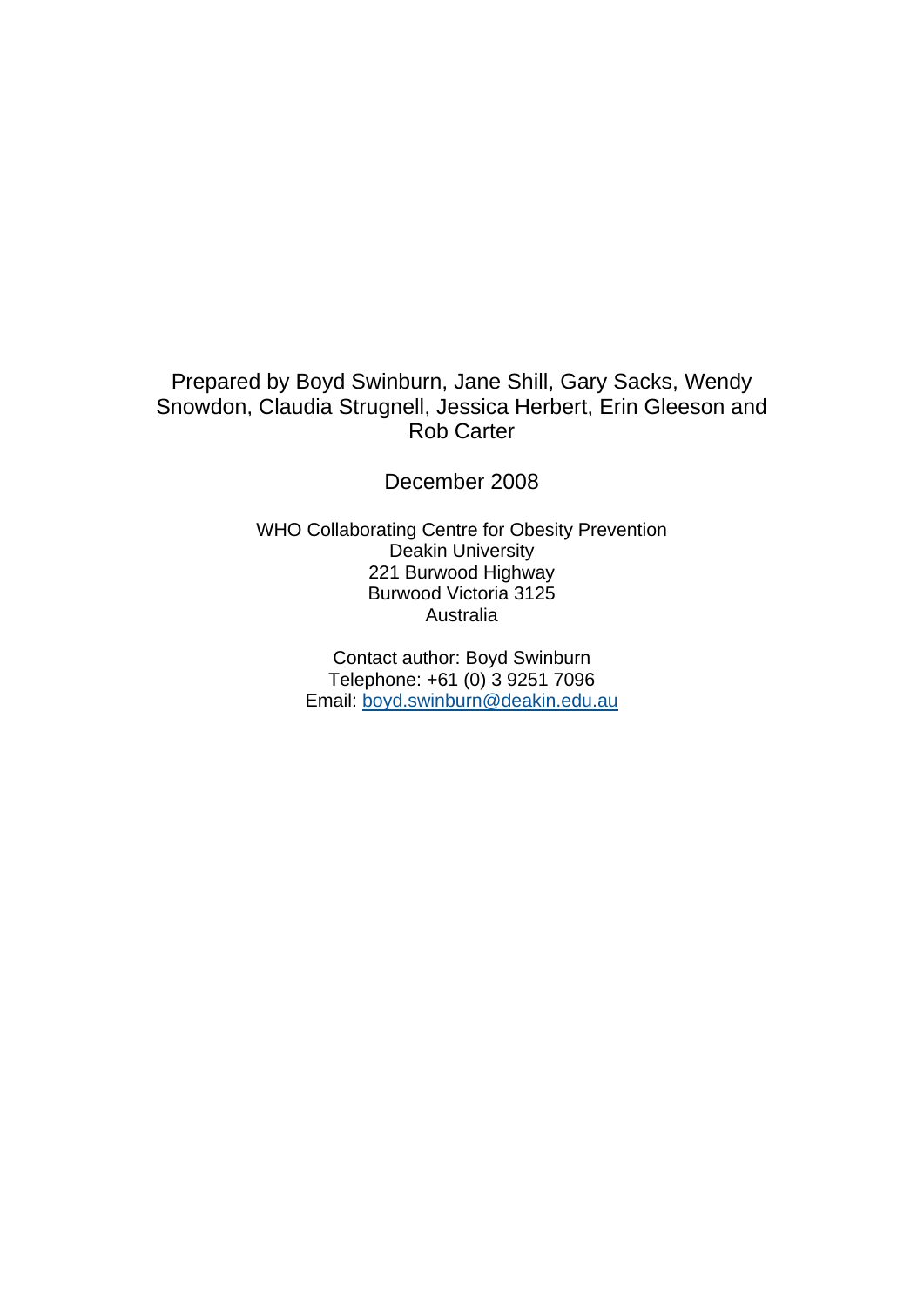Prepared by Boyd Swinburn, Jane Shill, Gary Sacks, Wendy Snowdon, Claudia Strugnell, Jessica Herbert, Erin Gleeson and Rob Carter

December 2008

WHO Collaborating Centre for Obesity Prevention
Deakin University
221 Burwood Highway
Burwood Victoria 3125
Australia

Contact author: Boyd Swinburn
Telephone: +61 (0) 3 9251 7096
Email: boyd.swinburn@deakin.edu.au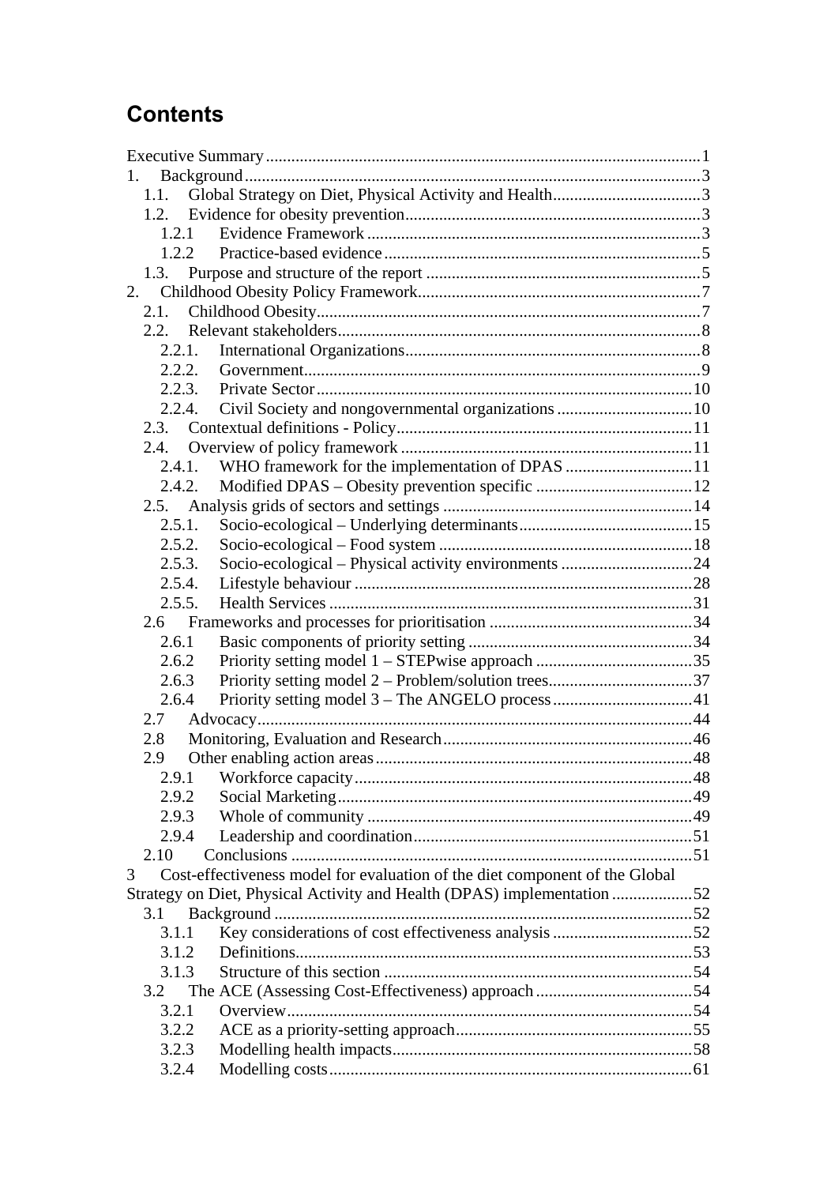# Contents

Executive Summary ........................................................................................................1
1. Background ..............................................................................................................3
   1.1. Global Strategy on Diet, Physical Activity and Health ...................................3
   1.2. Evidence for obesity prevention ......................................................................3
      1.2.1 Evidence Framework ..................................................................................3
      1.2.2 Practice-based evidence .............................................................................5
   1.3. Purpose and structure of the report .................................................................5
2. Childhood Obesity Policy Framework ...................................................................7
   2.1. Childhood Obesity ...........................................................................................7
   2.2. Relevant stakeholders .......................................................................................8
      2.2.1. International Organizations ......................................................................8
      2.2.2. Government ...............................................................................................9
      2.2.3. Private Sector ..........................................................................................10
      2.2.4. Civil Society and nongovernmental organizations .................................10
   2.3. Contextual definitions - Policy .......................................................................11
   2.4. Overview of policy framework ......................................................................11
      2.4.1. WHO framework for the implementation of DPAS ...............................11
      2.4.2. Modified DPAS – Obesity prevention specific .......................................12
   2.5. Analysis grids of sectors and settings ............................................................14
      2.5.1. Socio-ecological – Underlying determinants ..........................................15
      2.5.2. Socio-ecological – Food system ..............................................................18
      2.5.3. Socio-ecological – Physical activity environments ................................24
      2.5.4. Lifestyle behaviour ..................................................................................28
      2.5.5. Health Services .......................................................................................31
   2.6 Frameworks and processes for prioritisation .................................................34
      2.6.1 Basic components of priority setting .......................................................34
      2.6.2 Priority setting model 1 – STEPwise approach .......................................35
      2.6.3 Priority setting model 2 – Problem/solution trees ...................................37
      2.6.4 Priority setting model 3 – The ANGELO process ..................................41
   2.7 Advocacy ..........................................................................................................44
   2.8 Monitoring, Evaluation and Research ............................................................46
   2.9 Other enabling action areas ............................................................................48
      2.9.1 Workforce capacity ...................................................................................48
      2.9.2 Social Marketing .......................................................................................49
      2.9.3 Whole of community ...............................................................................49
      2.9.4 Leadership and coordination ...................................................................51
   2.10 Conclusions ...................................................................................................51
3 Cost-effectiveness model for evaluation of the diet component of the Global Strategy on Diet, Physical Activity and Health (DPAS) implementation ...................52
   3.1 Background .....................................................................................................52
      3.1.1 Key considerations of cost effectiveness analysis ...................................52
      3.1.2 Definitions ................................................................................................53
      3.1.3 Structure of this section ...........................................................................54
   3.2 The ACE (Assessing Cost-Effectiveness) approach ......................................54
      3.2.1 Overview ..................................................................................................54
      3.2.2 ACE as a priority-setting approach ..........................................................55
      3.2.3 Modelling health impacts .........................................................................58
      3.2.4 Modelling costs ........................................................................................61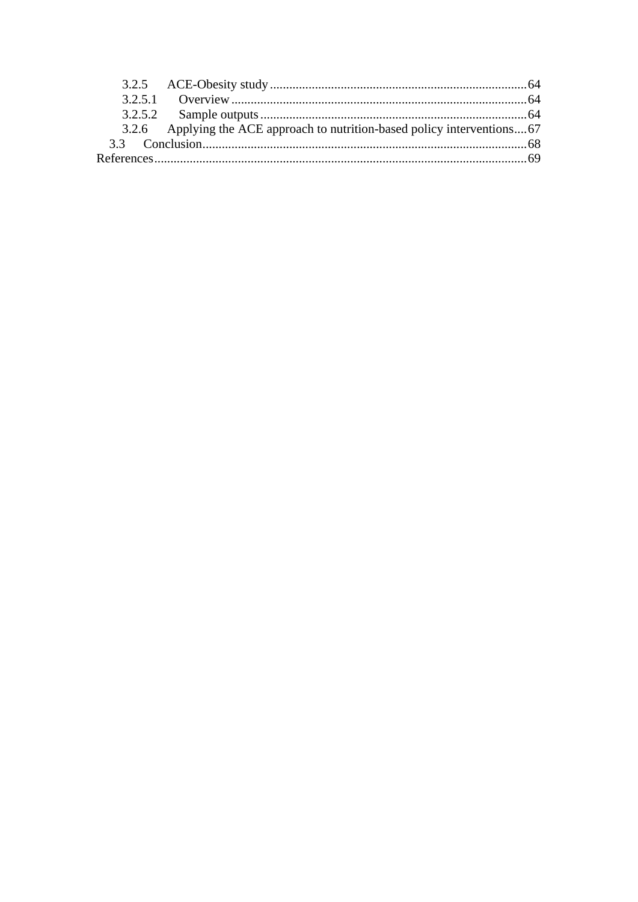3.2.5 ACE-Obesity study ..... 64

3.2.5.1 Overview ..... 64

3.2.5.2 Sample outputs ..... 64

3.2.6 Applying the ACE approach to nutrition-based policy interventions ..... 67

3.3 Conclusion ..... 68

References ..... 69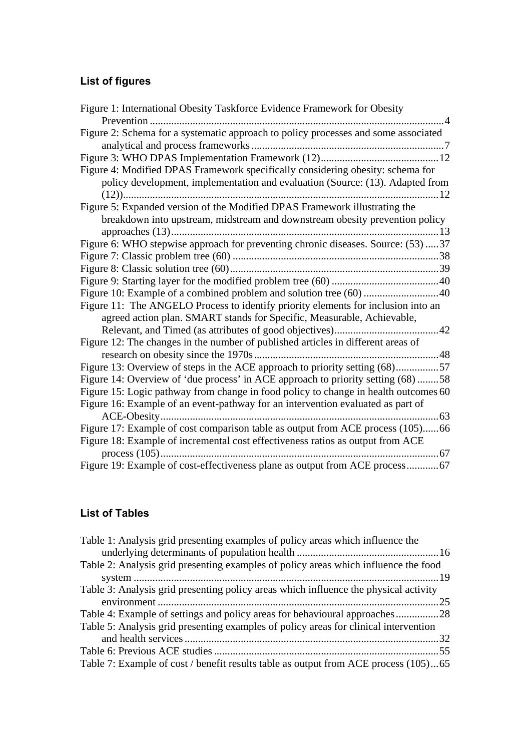### List of figures

Figure 1: International Obesity Taskforce Evidence Framework for Obesity Prevention ............................................................................................................4

Figure 2: Schema for a systematic approach to policy processes and some associated analytical and process frameworks ......................................................................7

Figure 3: WHO DPAS Implementation Framework (12)............................................12

Figure 4: Modified DPAS Framework specifically considering obesity: schema for policy development, implementation and evaluation (Source: (13). Adapted from (12))....................................................................................................................12

Figure 5: Expanded version of the Modified DPAS Framework illustrating the breakdown into upstream, midstream and downstream obesity prevention policy approaches (13)..................................................................................................13

Figure 6: WHO stepwise approach for preventing chronic diseases. Source: (53) .....37

Figure 7: Classic problem tree (60) ............................................................................38

Figure 8: Classic solution tree (60).............................................................................39

Figure 9: Starting layer for the modified problem tree (60) ........................................40

Figure 10: Example of a combined problem and solution tree (60) ............................40

Figure 11: The ANGELO Process to identify priority elements for inclusion into an agreed action plan. SMART stands for Specific, Measurable, Achievable, Relevant, and Timed (as attributes of good objectives).......................................42

Figure 12: The changes in the number of published articles in different areas of research on obesity since the 1970s....................................................................48

Figure 13: Overview of steps in the ACE approach to priority setting (68)................57

Figure 14: Overview of 'due process' in ACE approach to priority setting (68) ........58

Figure 15: Logic pathway from change in food policy to change in health outcomes 60

Figure 16: Example of an event-pathway for an intervention evaluated as part of ACE-Obesity.......................................................................................................63

Figure 17: Example of cost comparison table as output from ACE process (105)......66

Figure 18: Example of incremental cost effectiveness ratios as output from ACE process (105).......................................................................................................67

Figure 19: Example of cost-effectiveness plane as output from ACE process............67

### List of Tables

Table 1: Analysis grid presenting examples of policy areas which influence the underlying determinants of population health ....................................................16

Table 2: Analysis grid presenting examples of policy areas which influence the food system .................................................................................................................19

Table 3: Analysis grid presenting policy areas which influence the physical activity environment ........................................................................................................25

Table 4: Example of settings and policy areas for behavioural approaches................28

Table 5: Analysis grid presenting examples of policy areas for clinical intervention and health services..............................................................................................32

Table 6: Previous ACE studies ...................................................................................55

Table 7: Example of cost / benefit results table as output from ACE process (105)...65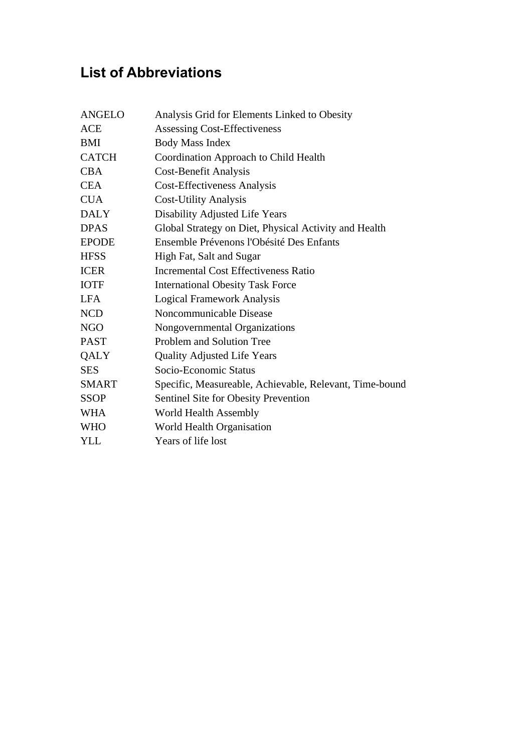## List of Abbreviations

| | |
|---|---|
| ANGELO | Analysis Grid for Elements Linked to Obesity |
| ACE | Assessing Cost-Effectiveness |
| BMI | Body Mass Index |
| CATCH | Coordination Approach to Child Health |
| CBA | Cost-Benefit Analysis |
| CEA | Cost-Effectiveness Analysis |
| CUA | Cost-Utility Analysis |
| DALY | Disability Adjusted Life Years |
| DPAS | Global Strategy on Diet, Physical Activity and Health |
| EPODE | Ensemble Prévenons l'Obésité Des Enfants |
| HFSS | High Fat, Salt and Sugar |
| ICER | Incremental Cost Effectiveness Ratio |
| IOTF | International Obesity Task Force |
| LFA | Logical Framework Analysis |
| NCD | Noncommunicable Disease |
| NGO | Nongovernmental Organizations |
| PAST | Problem and Solution Tree |
| QALY | Quality Adjusted Life Years |
| SES | Socio-Economic Status |
| SMART | Specific, Measureable, Achievable, Relevant, Time-bound |
| SSOP | Sentinel Site for Obesity Prevention |
| WHA | World Health Assembly |
| WHO | World Health Organisation |
| YLL | Years of life lost |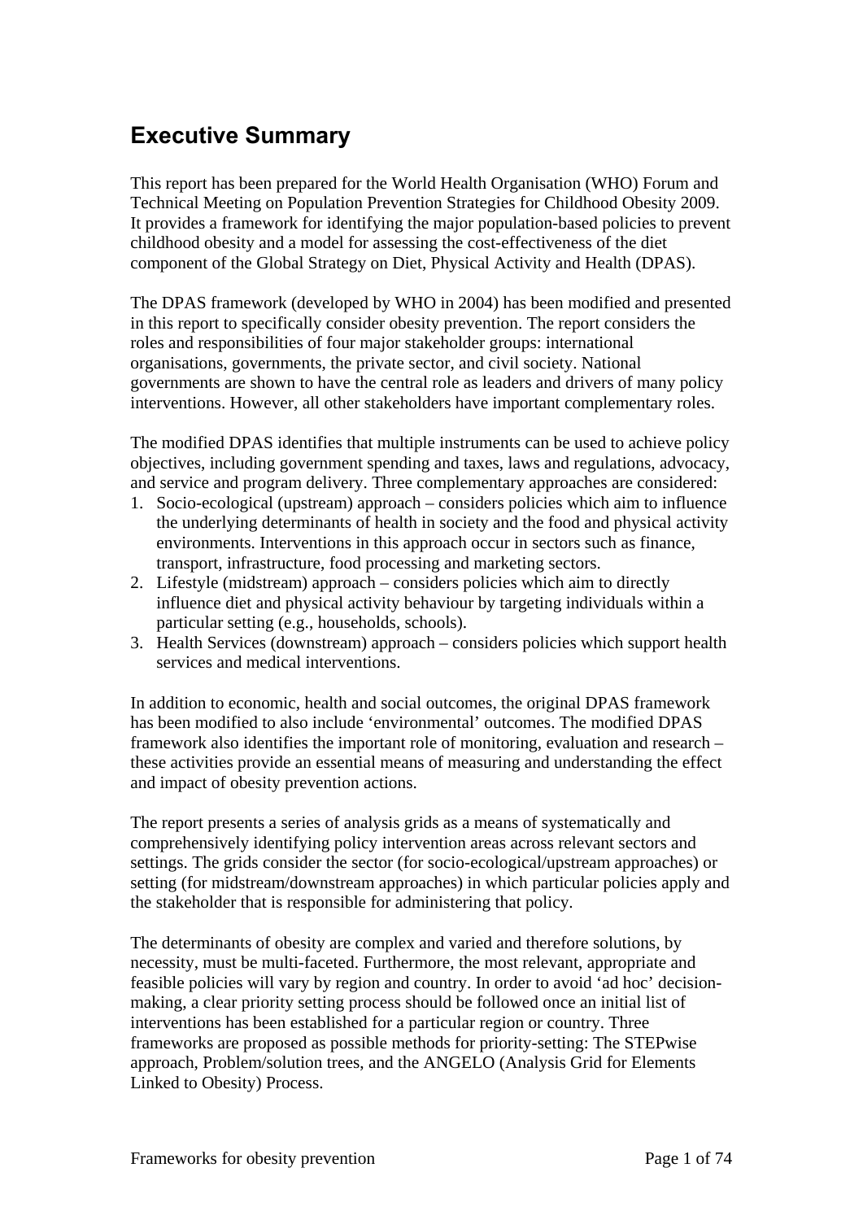# Executive Summary

This report has been prepared for the World Health Organisation (WHO) Forum and Technical Meeting on Population Prevention Strategies for Childhood Obesity 2009. It provides a framework for identifying the major population-based policies to prevent childhood obesity and a model for assessing the cost-effectiveness of the diet component of the Global Strategy on Diet, Physical Activity and Health (DPAS).

The DPAS framework (developed by WHO in 2004) has been modified and presented in this report to specifically consider obesity prevention. The report considers the roles and responsibilities of four major stakeholder groups: international organisations, governments, the private sector, and civil society. National governments are shown to have the central role as leaders and drivers of many policy interventions. However, all other stakeholders have important complementary roles.

The modified DPAS identifies that multiple instruments can be used to achieve policy objectives, including government spending and taxes, laws and regulations, advocacy, and service and program delivery. Three complementary approaches are considered:

1. Socio-ecological (upstream) approach – considers policies which aim to influence the underlying determinants of health in society and the food and physical activity environments. Interventions in this approach occur in sectors such as finance, transport, infrastructure, food processing and marketing sectors.
2. Lifestyle (midstream) approach – considers policies which aim to directly influence diet and physical activity behaviour by targeting individuals within a particular setting (e.g., households, schools).
3. Health Services (downstream) approach – considers policies which support health services and medical interventions.

In addition to economic, health and social outcomes, the original DPAS framework has been modified to also include 'environmental' outcomes. The modified DPAS framework also identifies the important role of monitoring, evaluation and research – these activities provide an essential means of measuring and understanding the effect and impact of obesity prevention actions.

The report presents a series of analysis grids as a means of systematically and comprehensively identifying policy intervention areas across relevant sectors and settings. The grids consider the sector (for socio-ecological/upstream approaches) or setting (for midstream/downstream approaches) in which particular policies apply and the stakeholder that is responsible for administering that policy.

The determinants of obesity are complex and varied and therefore solutions, by necessity, must be multi-faceted. Furthermore, the most relevant, appropriate and feasible policies will vary by region and country. In order to avoid 'ad hoc' decision-making, a clear priority setting process should be followed once an initial list of interventions has been established for a particular region or country. Three frameworks are proposed as possible methods for priority-setting: The STEPwise approach, Problem/solution trees, and the ANGELO (Analysis Grid for Elements Linked to Obesity) Process.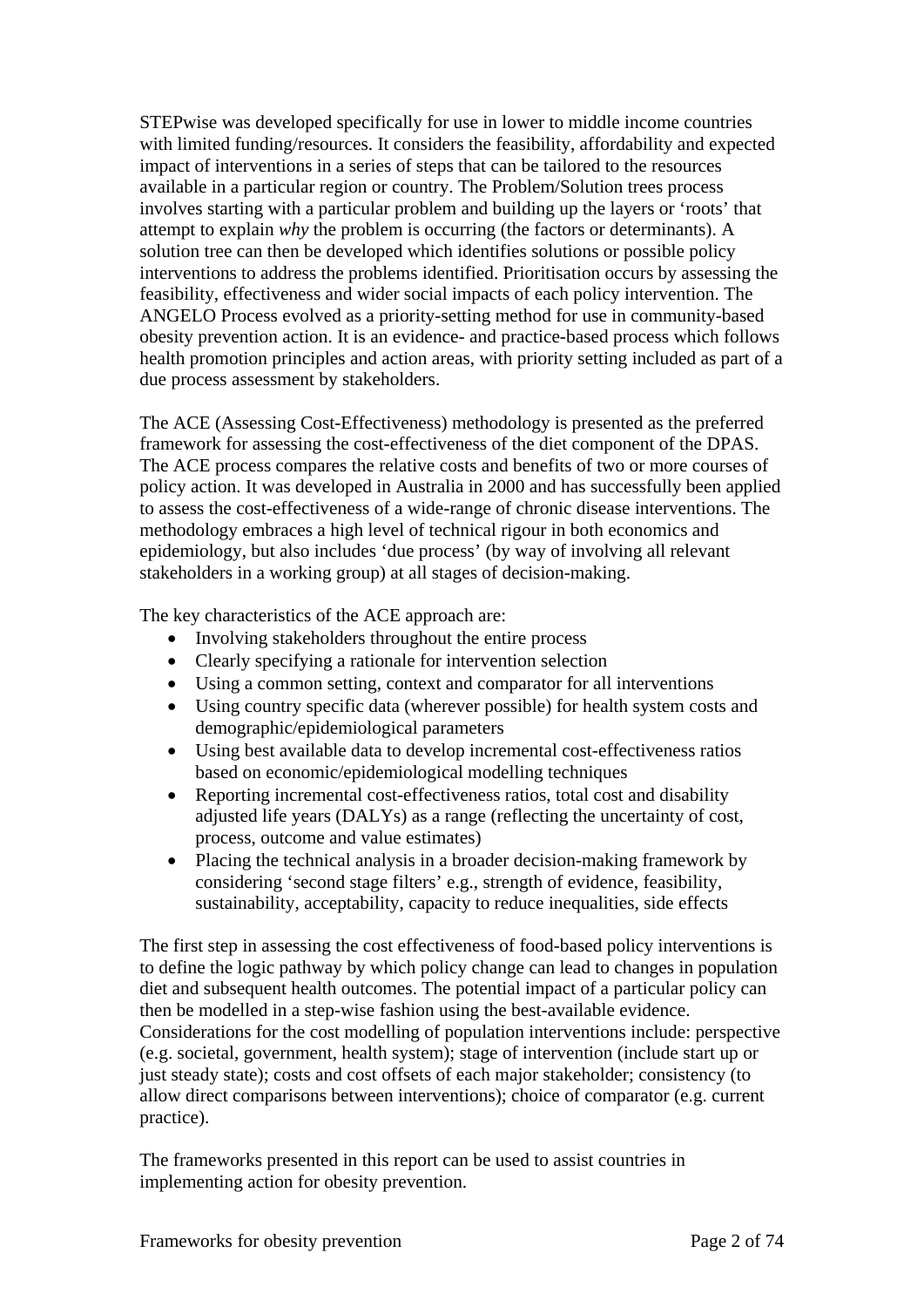STEPwise was developed specifically for use in lower to middle income countries with limited funding/resources. It considers the feasibility, affordability and expected impact of interventions in a series of steps that can be tailored to the resources available in a particular region or country. The Problem/Solution trees process involves starting with a particular problem and building up the layers or 'roots' that attempt to explain *why* the problem is occurring (the factors or determinants). A solution tree can then be developed which identifies solutions or possible policy interventions to address the problems identified. Prioritisation occurs by assessing the feasibility, effectiveness and wider social impacts of each policy intervention. The ANGELO Process evolved as a priority-setting method for use in community-based obesity prevention action. It is an evidence- and practice-based process which follows health promotion principles and action areas, with priority setting included as part of a due process assessment by stakeholders.

The ACE (Assessing Cost-Effectiveness) methodology is presented as the preferred framework for assessing the cost-effectiveness of the diet component of the DPAS. The ACE process compares the relative costs and benefits of two or more courses of policy action. It was developed in Australia in 2000 and has successfully been applied to assess the cost-effectiveness of a wide-range of chronic disease interventions. The methodology embraces a high level of technical rigour in both economics and epidemiology, but also includes 'due process' (by way of involving all relevant stakeholders in a working group) at all stages of decision-making.

The key characteristics of the ACE approach are:

- Involving stakeholders throughout the entire process
- Clearly specifying a rationale for intervention selection
- Using a common setting, context and comparator for all interventions
- Using country specific data (wherever possible) for health system costs and demographic/epidemiological parameters
- Using best available data to develop incremental cost-effectiveness ratios based on economic/epidemiological modelling techniques
- Reporting incremental cost-effectiveness ratios, total cost and disability adjusted life years (DALYs) as a range (reflecting the uncertainty of cost, process, outcome and value estimates)
- Placing the technical analysis in a broader decision-making framework by considering 'second stage filters' e.g., strength of evidence, feasibility, sustainability, acceptability, capacity to reduce inequalities, side effects

The first step in assessing the cost effectiveness of food-based policy interventions is to define the logic pathway by which policy change can lead to changes in population diet and subsequent health outcomes. The potential impact of a particular policy can then be modelled in a step-wise fashion using the best-available evidence. Considerations for the cost modelling of population interventions include: perspective (e.g. societal, government, health system); stage of intervention (include start up or just steady state); costs and cost offsets of each major stakeholder; consistency (to allow direct comparisons between interventions); choice of comparator (e.g. current practice).

The frameworks presented in this report can be used to assist countries in implementing action for obesity prevention.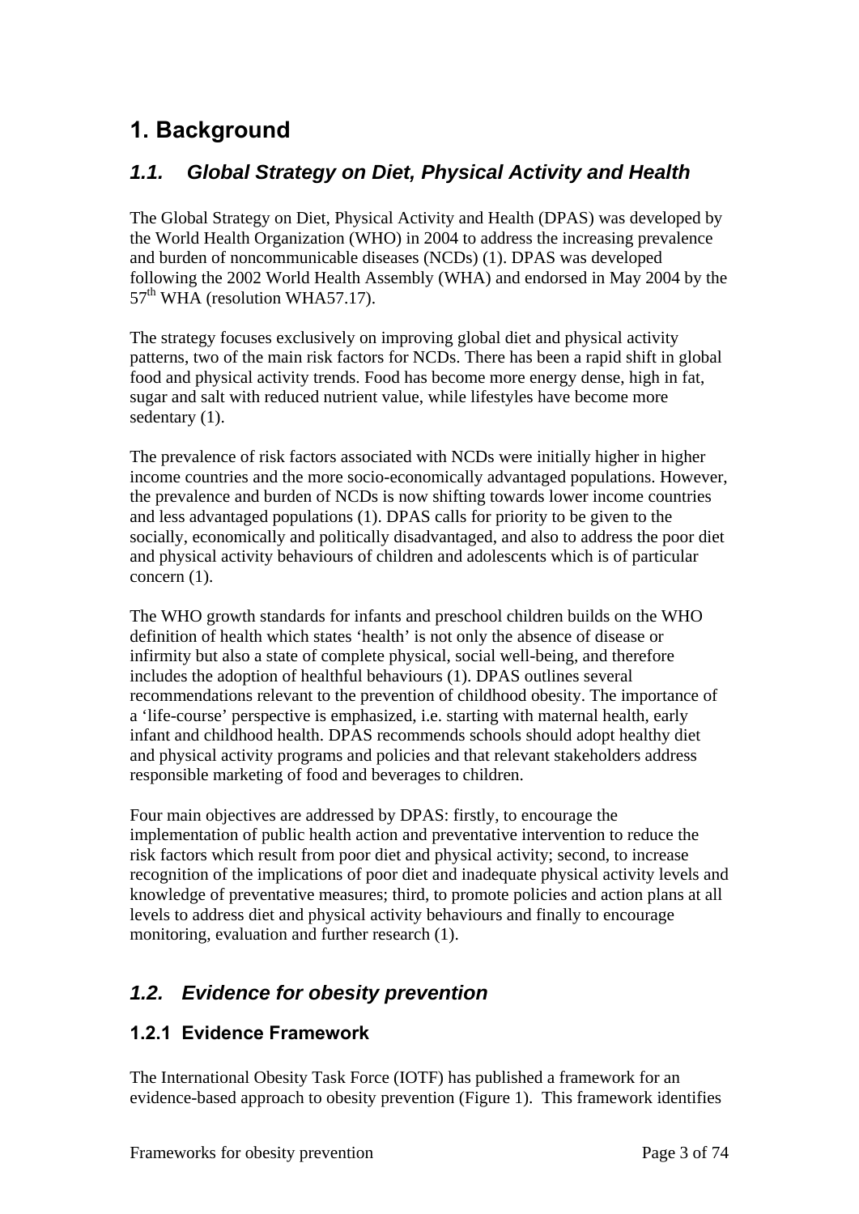# 1. Background

## 1.1. Global Strategy on Diet, Physical Activity and Health

The Global Strategy on Diet, Physical Activity and Health (DPAS) was developed by the World Health Organization (WHO) in 2004 to address the increasing prevalence and burden of noncommunicable diseases (NCDs) (1). DPAS was developed following the 2002 World Health Assembly (WHA) and endorsed in May 2004 by the 57th WHA (resolution WHA57.17).

The strategy focuses exclusively on improving global diet and physical activity patterns, two of the main risk factors for NCDs. There has been a rapid shift in global food and physical activity trends. Food has become more energy dense, high in fat, sugar and salt with reduced nutrient value, while lifestyles have become more sedentary (1).

The prevalence of risk factors associated with NCDs were initially higher in higher income countries and the more socio-economically advantaged populations. However, the prevalence and burden of NCDs is now shifting towards lower income countries and less advantaged populations (1). DPAS calls for priority to be given to the socially, economically and politically disadvantaged, and also to address the poor diet and physical activity behaviours of children and adolescents which is of particular concern (1).

The WHO growth standards for infants and preschool children builds on the WHO definition of health which states 'health' is not only the absence of disease or infirmity but also a state of complete physical, social well-being, and therefore includes the adoption of healthful behaviours (1). DPAS outlines several recommendations relevant to the prevention of childhood obesity. The importance of a 'life-course' perspective is emphasized, i.e. starting with maternal health, early infant and childhood health. DPAS recommends schools should adopt healthy diet and physical activity programs and policies and that relevant stakeholders address responsible marketing of food and beverages to children.

Four main objectives are addressed by DPAS: firstly, to encourage the implementation of public health action and preventative intervention to reduce the risk factors which result from poor diet and physical activity; second, to increase recognition of the implications of poor diet and inadequate physical activity levels and knowledge of preventative measures; third, to promote policies and action plans at all levels to address diet and physical activity behaviours and finally to encourage monitoring, evaluation and further research (1).

## 1.2. Evidence for obesity prevention

### 1.2.1 Evidence Framework

The International Obesity Task Force (IOTF) has published a framework for an evidence-based approach to obesity prevention (Figure 1). This framework identifies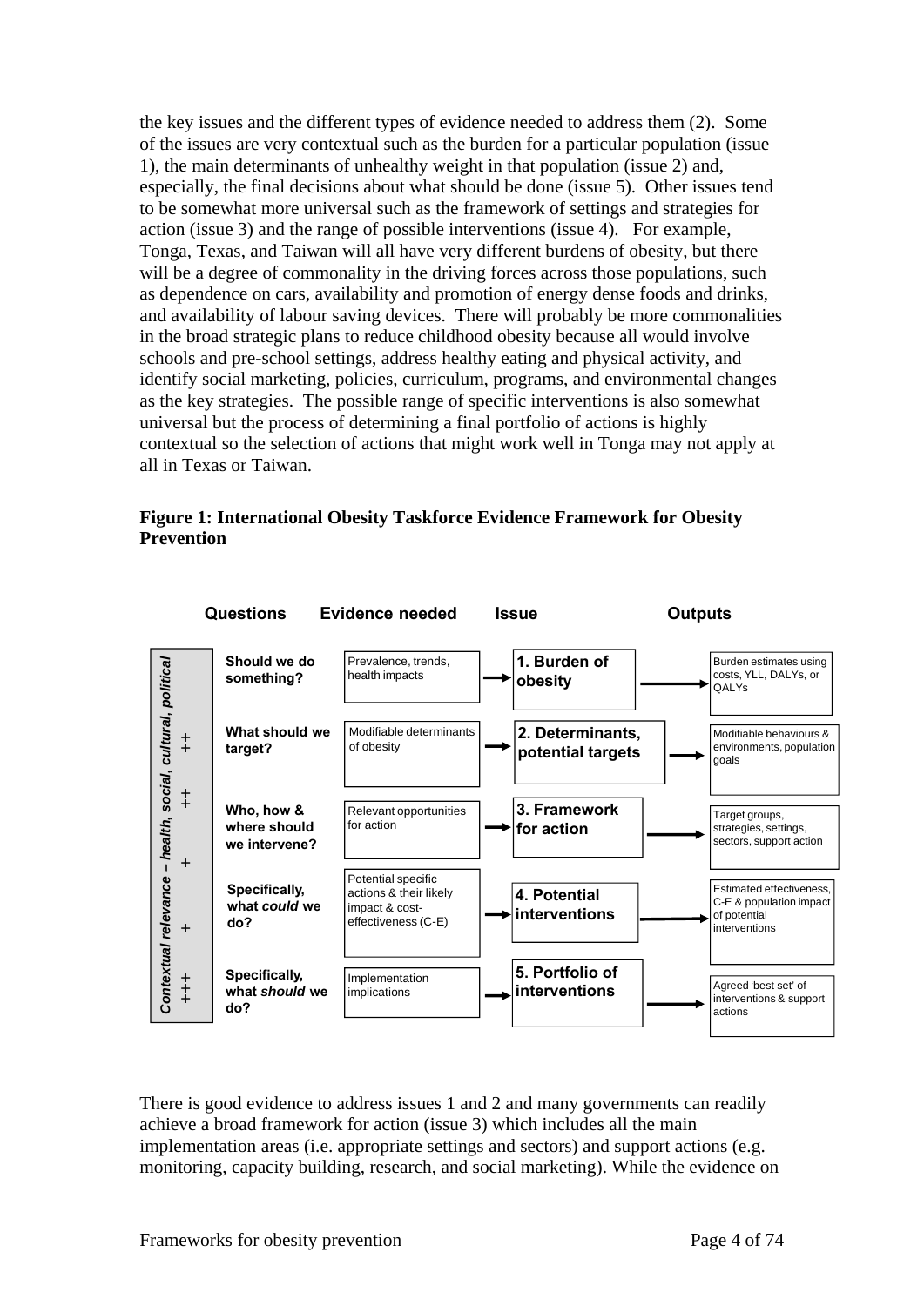the key issues and the different types of evidence needed to address them (2). Some of the issues are very contextual such as the burden for a particular population (issue 1), the main determinants of unhealthy weight in that population (issue 2) and, especially, the final decisions about what should be done (issue 5). Other issues tend to be somewhat more universal such as the framework of settings and strategies for action (issue 3) and the range of possible interventions (issue 4). For example, Tonga, Texas, and Taiwan will all have very different burdens of obesity, but there will be a degree of commonality in the driving forces across those populations, such as dependence on cars, availability and promotion of energy dense foods and drinks, and availability of labour saving devices. There will probably be more commonalities in the broad strategic plans to reduce childhood obesity because all would involve schools and pre-school settings, address healthy eating and physical activity, and identify social marketing, policies, curriculum, programs, and environmental changes as the key strategies. The possible range of specific interventions is also somewhat universal but the process of determining a final portfolio of actions is highly contextual so the selection of actions that might work well in Tonga may not apply at all in Texas or Taiwan.

**Figure 1: International Obesity Taskforce Evidence Framework for Obesity Prevention**

| *Contextual relevance – health, social, cultural, political* | Questions | Evidence needed | Issue | Outputs |
|---|---|---|---|---|
| ++ | **Should we do something?** | Prevalence, trends, health impacts | **1. Burden of obesity** | Burden estimates using costs, YLL, DALYs, or QALYs |
| ++ | **What should we target?** | Modifiable determinants of obesity | **2. Determinants, potential targets** | Modifiable behaviours & environments, population goals |
| + | **Who, how & where should we intervene?** | Relevant opportunities for action | **3. Framework for action** | Target groups, strategies, settings, sectors, support action |
| + | **Specifically, what *could* we do?** | Potential specific actions & their likely impact & cost-effectiveness (C-E) | **4. Potential interventions** | Estimated effectiveness, C-E & population impact of potential interventions |
| +++ | **Specifically, what *should* we do?** | Implementation implications | **5. Portfolio of interventions** | Agreed 'best set' of interventions & support actions |

There is good evidence to address issues 1 and 2 and many governments can readily achieve a broad framework for action (issue 3) which includes all the main implementation areas (i.e. appropriate settings and sectors) and support actions (e.g. monitoring, capacity building, research, and social marketing). While the evidence on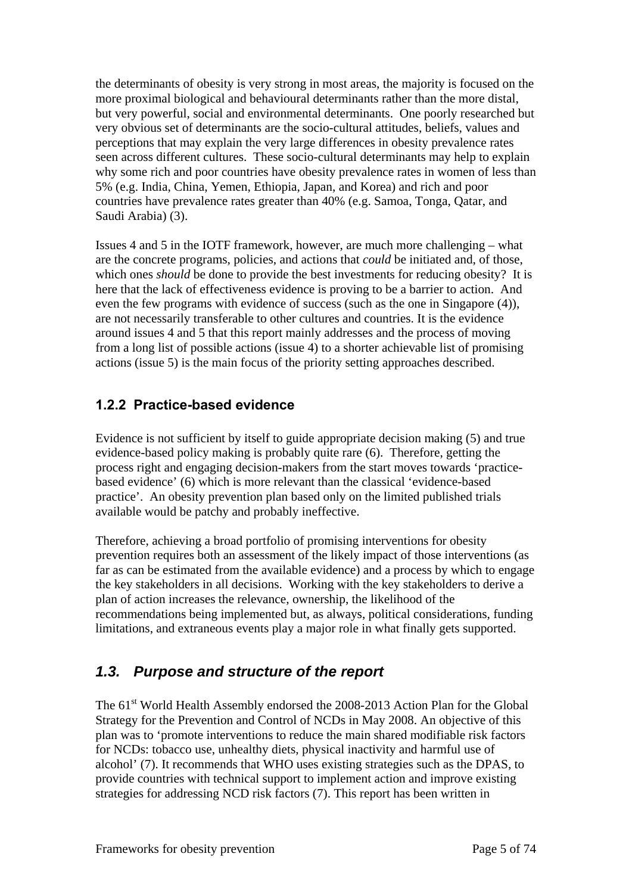the determinants of obesity is very strong in most areas, the majority is focused on the more proximal biological and behavioural determinants rather than the more distal, but very powerful, social and environmental determinants. One poorly researched but very obvious set of determinants are the socio-cultural attitudes, beliefs, values and perceptions that may explain the very large differences in obesity prevalence rates seen across different cultures. These socio-cultural determinants may help to explain why some rich and poor countries have obesity prevalence rates in women of less than 5% (e.g. India, China, Yemen, Ethiopia, Japan, and Korea) and rich and poor countries have prevalence rates greater than 40% (e.g. Samoa, Tonga, Qatar, and Saudi Arabia) (3).

Issues 4 and 5 in the IOTF framework, however, are much more challenging – what are the concrete programs, policies, and actions that *could* be initiated and, of those, which ones *should* be done to provide the best investments for reducing obesity? It is here that the lack of effectiveness evidence is proving to be a barrier to action. And even the few programs with evidence of success (such as the one in Singapore (4)), are not necessarily transferable to other cultures and countries. It is the evidence around issues 4 and 5 that this report mainly addresses and the process of moving from a long list of possible actions (issue 4) to a shorter achievable list of promising actions (issue 5) is the main focus of the priority setting approaches described.

### 1.2.2 Practice-based evidence

Evidence is not sufficient by itself to guide appropriate decision making (5) and true evidence-based policy making is probably quite rare (6). Therefore, getting the process right and engaging decision-makers from the start moves towards 'practice-based evidence' (6) which is more relevant than the classical 'evidence-based practice'. An obesity prevention plan based only on the limited published trials available would be patchy and probably ineffective.

Therefore, achieving a broad portfolio of promising interventions for obesity prevention requires both an assessment of the likely impact of those interventions (as far as can be estimated from the available evidence) and a process by which to engage the key stakeholders in all decisions. Working with the key stakeholders to derive a plan of action increases the relevance, ownership, the likelihood of the recommendations being implemented but, as always, political considerations, funding limitations, and extraneous events play a major role in what finally gets supported.

## *1.3. Purpose and structure of the report*

The 61st World Health Assembly endorsed the 2008-2013 Action Plan for the Global Strategy for the Prevention and Control of NCDs in May 2008. An objective of this plan was to 'promote interventions to reduce the main shared modifiable risk factors for NCDs: tobacco use, unhealthy diets, physical inactivity and harmful use of alcohol' (7). It recommends that WHO uses existing strategies such as the DPAS, to provide countries with technical support to implement action and improve existing strategies for addressing NCD risk factors (7). This report has been written in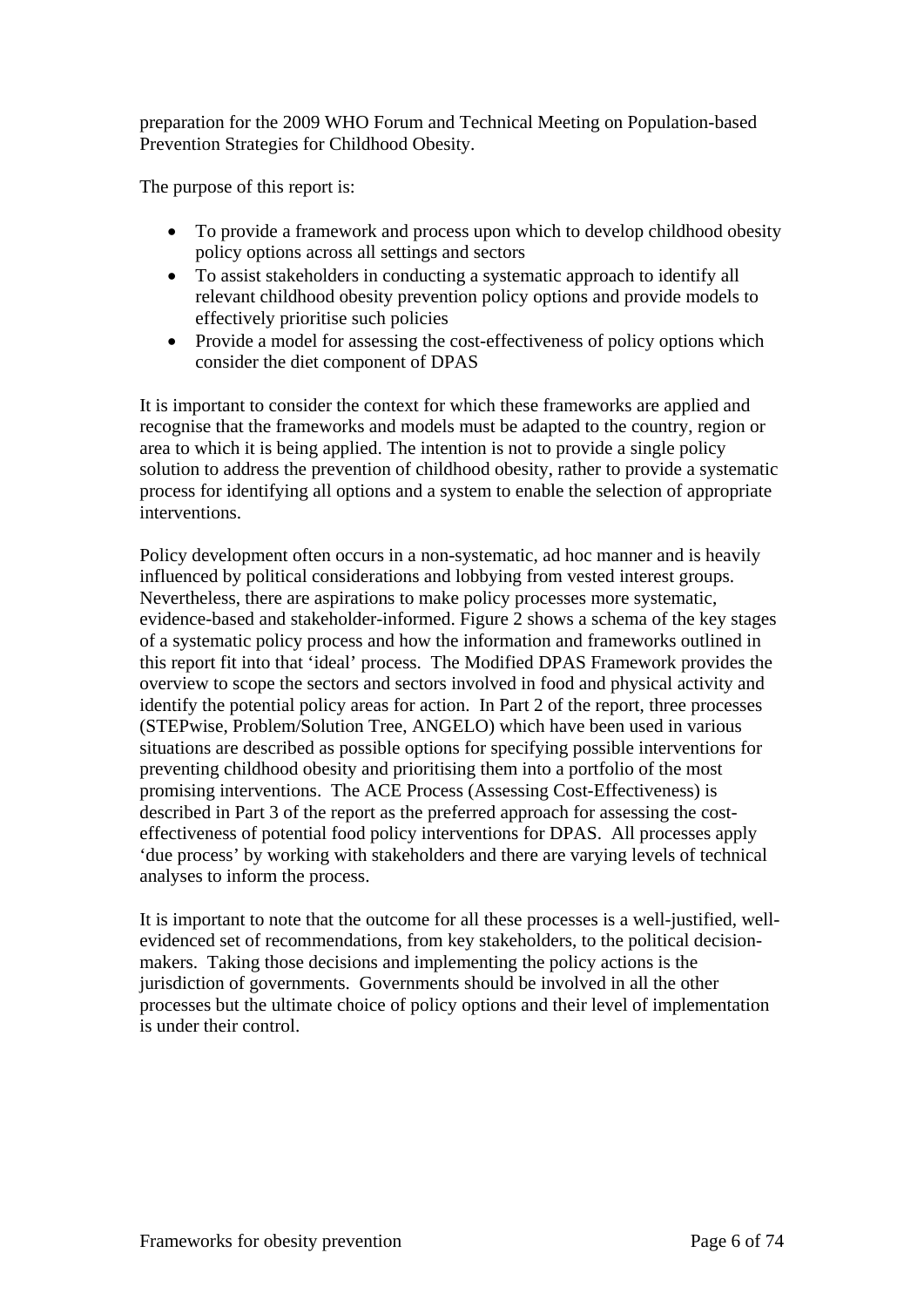preparation for the 2009 WHO Forum and Technical Meeting on Population-based Prevention Strategies for Childhood Obesity.

The purpose of this report is:

- To provide a framework and process upon which to develop childhood obesity policy options across all settings and sectors
- To assist stakeholders in conducting a systematic approach to identify all relevant childhood obesity prevention policy options and provide models to effectively prioritise such policies
- Provide a model for assessing the cost-effectiveness of policy options which consider the diet component of DPAS

It is important to consider the context for which these frameworks are applied and recognise that the frameworks and models must be adapted to the country, region or area to which it is being applied. The intention is not to provide a single policy solution to address the prevention of childhood obesity, rather to provide a systematic process for identifying all options and a system to enable the selection of appropriate interventions.

Policy development often occurs in a non-systematic, ad hoc manner and is heavily influenced by political considerations and lobbying from vested interest groups. Nevertheless, there are aspirations to make policy processes more systematic, evidence-based and stakeholder-informed. Figure 2 shows a schema of the key stages of a systematic policy process and how the information and frameworks outlined in this report fit into that 'ideal' process. The Modified DPAS Framework provides the overview to scope the sectors and sectors involved in food and physical activity and identify the potential policy areas for action. In Part 2 of the report, three processes (STEPwise, Problem/Solution Tree, ANGELO) which have been used in various situations are described as possible options for specifying possible interventions for preventing childhood obesity and prioritising them into a portfolio of the most promising interventions. The ACE Process (Assessing Cost-Effectiveness) is described in Part 3 of the report as the preferred approach for assessing the cost-effectiveness of potential food policy interventions for DPAS. All processes apply 'due process' by working with stakeholders and there are varying levels of technical analyses to inform the process.

It is important to note that the outcome for all these processes is a well-justified, well-evidenced set of recommendations, from key stakeholders, to the political decision-makers. Taking those decisions and implementing the policy actions is the jurisdiction of governments. Governments should be involved in all the other processes but the ultimate choice of policy options and their level of implementation is under their control.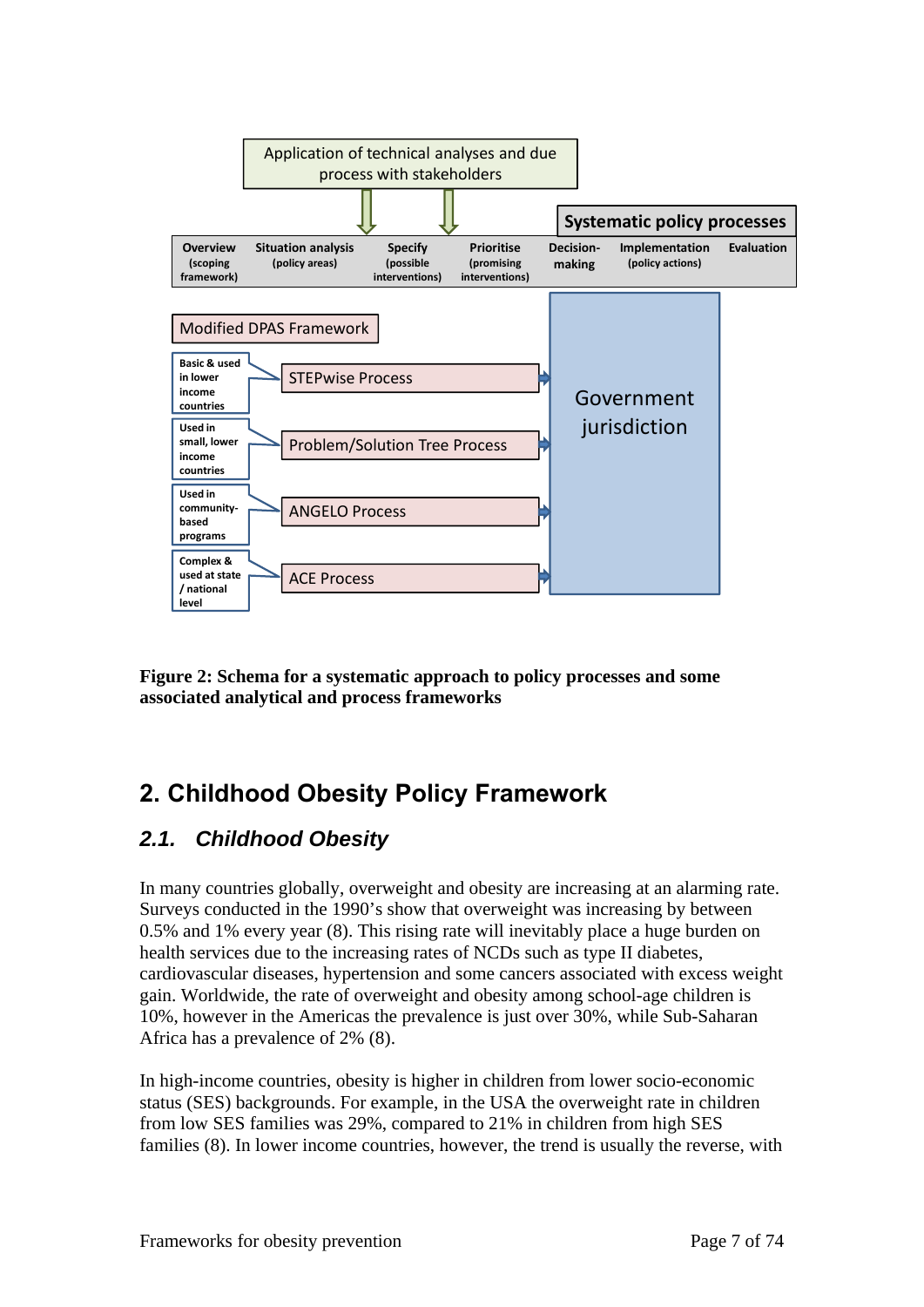Application of technical analyses and due process with stakeholders

**Systematic policy processes**

| Overview (scoping framework) | Situation analysis (policy areas) | Specify (possible interventions) | Prioritise (promising interventions) | Decision-making | Implementation (policy actions) | Evaluation |
|---|---|---|---|---|---|---|

Modified DPAS Framework

- Basic & used in lower income countries → STEPwise Process
- Used in small, lower income countries → Problem/Solution Tree Process
- Used in community-based programs → ANGELO Process
- Complex & used at state / national level → ACE Process

Government jurisdiction

**Figure 2: Schema for a systematic approach to policy processes and some associated analytical and process frameworks**

## 2. Childhood Obesity Policy Framework

### *2.1. Childhood Obesity*

In many countries globally, overweight and obesity are increasing at an alarming rate. Surveys conducted in the 1990's show that overweight was increasing by between 0.5% and 1% every year (8). This rising rate will inevitably place a huge burden on health services due to the increasing rates of NCDs such as type II diabetes, cardiovascular diseases, hypertension and some cancers associated with excess weight gain. Worldwide, the rate of overweight and obesity among school-age children is 10%, however in the Americas the prevalence is just over 30%, while Sub-Saharan Africa has a prevalence of 2% (8).

In high-income countries, obesity is higher in children from lower socio-economic status (SES) backgrounds. For example, in the USA the overweight rate in children from low SES families was 29%, compared to 21% in children from high SES families (8). In lower income countries, however, the trend is usually the reverse, with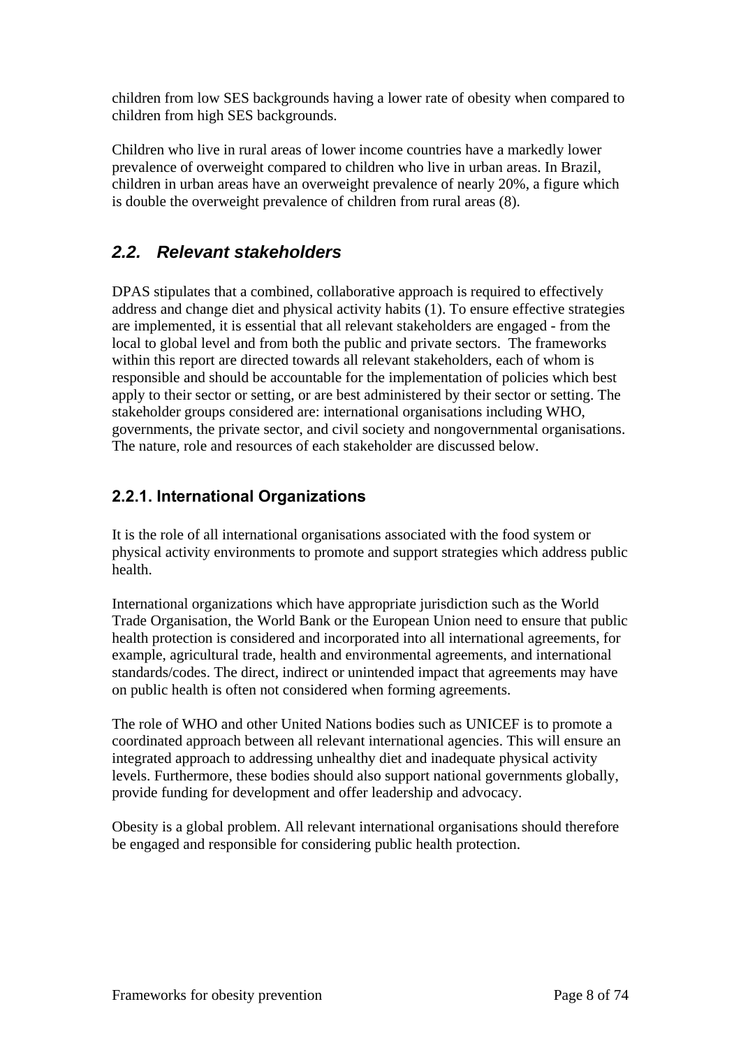children from low SES backgrounds having a lower rate of obesity when compared to children from high SES backgrounds.

Children who live in rural areas of lower income countries have a markedly lower prevalence of overweight compared to children who live in urban areas. In Brazil, children in urban areas have an overweight prevalence of nearly 20%, a figure which is double the overweight prevalence of children from rural areas (8).

## *2.2. Relevant stakeholders*

DPAS stipulates that a combined, collaborative approach is required to effectively address and change diet and physical activity habits (1). To ensure effective strategies are implemented, it is essential that all relevant stakeholders are engaged - from the local to global level and from both the public and private sectors. The frameworks within this report are directed towards all relevant stakeholders, each of whom is responsible and should be accountable for the implementation of policies which best apply to their sector or setting, or are best administered by their sector or setting. The stakeholder groups considered are: international organisations including WHO, governments, the private sector, and civil society and nongovernmental organisations. The nature, role and resources of each stakeholder are discussed below.

### 2.2.1. International Organizations

It is the role of all international organisations associated with the food system or physical activity environments to promote and support strategies which address public health.

International organizations which have appropriate jurisdiction such as the World Trade Organisation, the World Bank or the European Union need to ensure that public health protection is considered and incorporated into all international agreements, for example, agricultural trade, health and environmental agreements, and international standards/codes. The direct, indirect or unintended impact that agreements may have on public health is often not considered when forming agreements.

The role of WHO and other United Nations bodies such as UNICEF is to promote a coordinated approach between all relevant international agencies. This will ensure an integrated approach to addressing unhealthy diet and inadequate physical activity levels. Furthermore, these bodies should also support national governments globally, provide funding for development and offer leadership and advocacy.

Obesity is a global problem. All relevant international organisations should therefore be engaged and responsible for considering public health protection.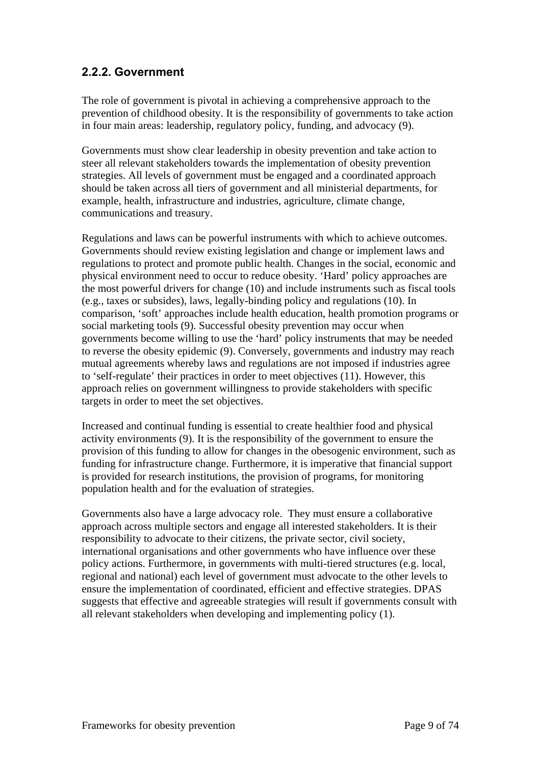### 2.2.2. Government

The role of government is pivotal in achieving a comprehensive approach to the prevention of childhood obesity. It is the responsibility of governments to take action in four main areas: leadership, regulatory policy, funding, and advocacy (9).

Governments must show clear leadership in obesity prevention and take action to steer all relevant stakeholders towards the implementation of obesity prevention strategies. All levels of government must be engaged and a coordinated approach should be taken across all tiers of government and all ministerial departments, for example, health, infrastructure and industries, agriculture, climate change, communications and treasury.

Regulations and laws can be powerful instruments with which to achieve outcomes. Governments should review existing legislation and change or implement laws and regulations to protect and promote public health. Changes in the social, economic and physical environment need to occur to reduce obesity. 'Hard' policy approaches are the most powerful drivers for change (10) and include instruments such as fiscal tools (e.g., taxes or subsides), laws, legally-binding policy and regulations (10). In comparison, 'soft' approaches include health education, health promotion programs or social marketing tools (9). Successful obesity prevention may occur when governments become willing to use the 'hard' policy instruments that may be needed to reverse the obesity epidemic (9). Conversely, governments and industry may reach mutual agreements whereby laws and regulations are not imposed if industries agree to 'self-regulate' their practices in order to meet objectives (11). However, this approach relies on government willingness to provide stakeholders with specific targets in order to meet the set objectives.

Increased and continual funding is essential to create healthier food and physical activity environments (9). It is the responsibility of the government to ensure the provision of this funding to allow for changes in the obesogenic environment, such as funding for infrastructure change. Furthermore, it is imperative that financial support is provided for research institutions, the provision of programs, for monitoring population health and for the evaluation of strategies.

Governments also have a large advocacy role. They must ensure a collaborative approach across multiple sectors and engage all interested stakeholders. It is their responsibility to advocate to their citizens, the private sector, civil society, international organisations and other governments who have influence over these policy actions. Furthermore, in governments with multi-tiered structures (e.g. local, regional and national) each level of government must advocate to the other levels to ensure the implementation of coordinated, efficient and effective strategies. DPAS suggests that effective and agreeable strategies will result if governments consult with all relevant stakeholders when developing and implementing policy (1).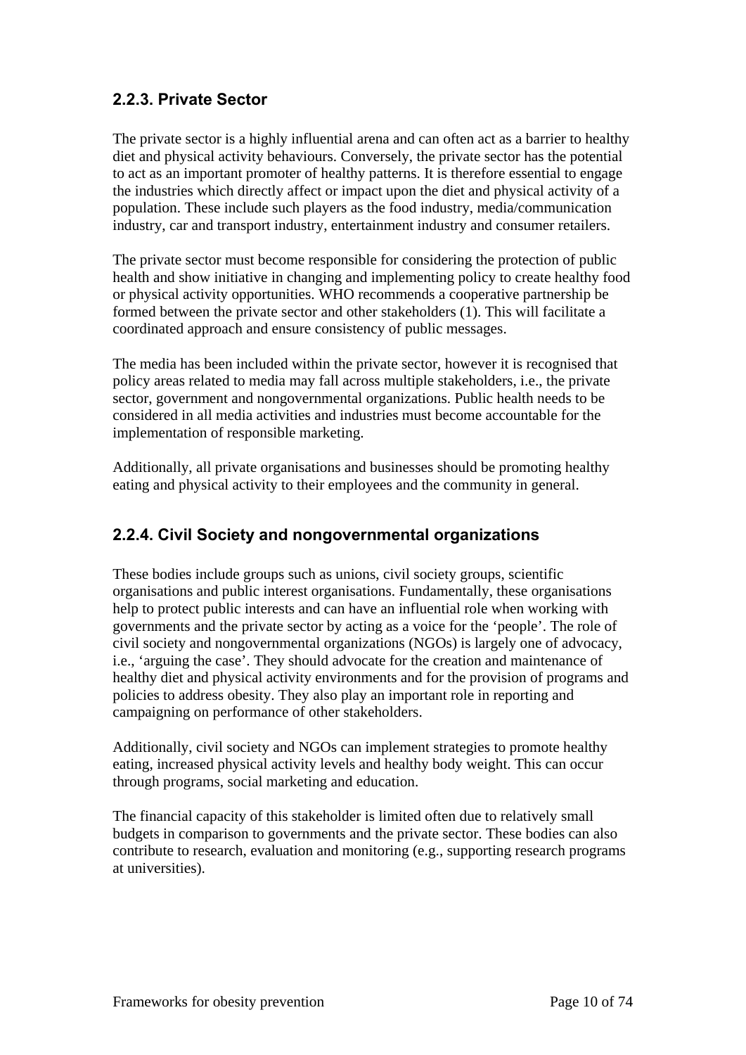### 2.2.3. Private Sector

The private sector is a highly influential arena and can often act as a barrier to healthy diet and physical activity behaviours. Conversely, the private sector has the potential to act as an important promoter of healthy patterns. It is therefore essential to engage the industries which directly affect or impact upon the diet and physical activity of a population. These include such players as the food industry, media/communication industry, car and transport industry, entertainment industry and consumer retailers.

The private sector must become responsible for considering the protection of public health and show initiative in changing and implementing policy to create healthy food or physical activity opportunities. WHO recommends a cooperative partnership be formed between the private sector and other stakeholders (1). This will facilitate a coordinated approach and ensure consistency of public messages.

The media has been included within the private sector, however it is recognised that policy areas related to media may fall across multiple stakeholders, i.e., the private sector, government and nongovernmental organizations. Public health needs to be considered in all media activities and industries must become accountable for the implementation of responsible marketing.

Additionally, all private organisations and businesses should be promoting healthy eating and physical activity to their employees and the community in general.

### 2.2.4. Civil Society and nongovernmental organizations

These bodies include groups such as unions, civil society groups, scientific organisations and public interest organisations. Fundamentally, these organisations help to protect public interests and can have an influential role when working with governments and the private sector by acting as a voice for the 'people'. The role of civil society and nongovernmental organizations (NGOs) is largely one of advocacy, i.e., 'arguing the case'. They should advocate for the creation and maintenance of healthy diet and physical activity environments and for the provision of programs and policies to address obesity. They also play an important role in reporting and campaigning on performance of other stakeholders.

Additionally, civil society and NGOs can implement strategies to promote healthy eating, increased physical activity levels and healthy body weight. This can occur through programs, social marketing and education.

The financial capacity of this stakeholder is limited often due to relatively small budgets in comparison to governments and the private sector. These bodies can also contribute to research, evaluation and monitoring (e.g., supporting research programs at universities).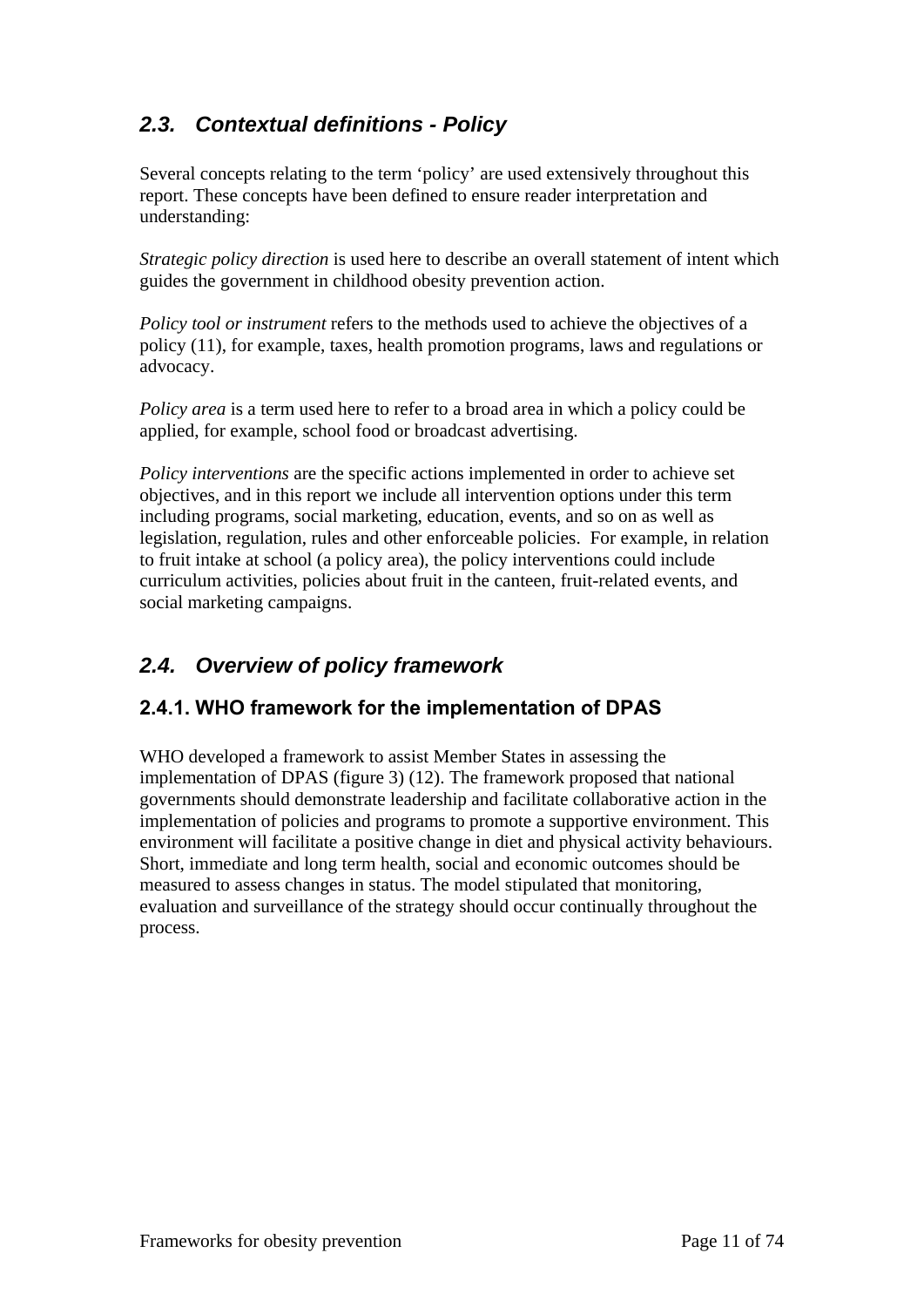## *2.3. Contextual definitions - Policy*

Several concepts relating to the term 'policy' are used extensively throughout this report. These concepts have been defined to ensure reader interpretation and understanding:

*Strategic policy direction* is used here to describe an overall statement of intent which guides the government in childhood obesity prevention action.

*Policy tool or instrument* refers to the methods used to achieve the objectives of a policy (11), for example, taxes, health promotion programs, laws and regulations or advocacy.

*Policy area* is a term used here to refer to a broad area in which a policy could be applied, for example, school food or broadcast advertising.

*Policy interventions* are the specific actions implemented in order to achieve set objectives, and in this report we include all intervention options under this term including programs, social marketing, education, events, and so on as well as legislation, regulation, rules and other enforceable policies. For example, in relation to fruit intake at school (a policy area), the policy interventions could include curriculum activities, policies about fruit in the canteen, fruit-related events, and social marketing campaigns.

## *2.4. Overview of policy framework*

### 2.4.1. WHO framework for the implementation of DPAS

WHO developed a framework to assist Member States in assessing the implementation of DPAS (figure 3) (12). The framework proposed that national governments should demonstrate leadership and facilitate collaborative action in the implementation of policies and programs to promote a supportive environment. This environment will facilitate a positive change in diet and physical activity behaviours. Short, immediate and long term health, social and economic outcomes should be measured to assess changes in status. The model stipulated that monitoring, evaluation and surveillance of the strategy should occur continually throughout the process.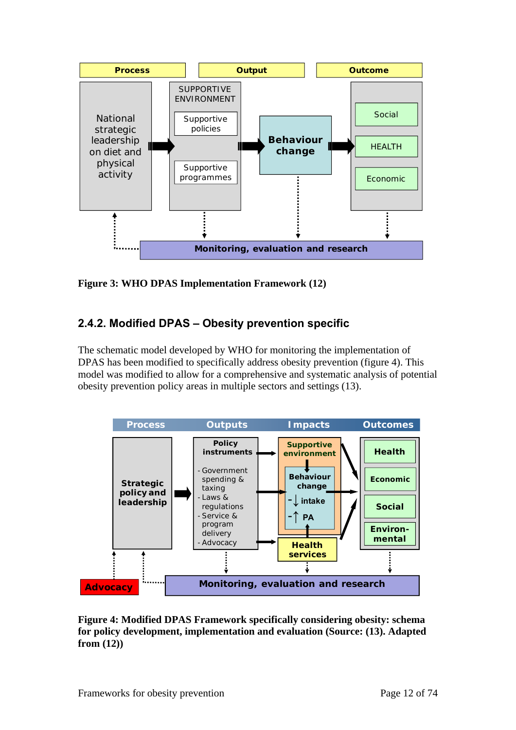Figure 3: WHO DPAS Implementation Framework (12)

### 2.4.2. Modified DPAS – Obesity prevention specific

The schematic model developed by WHO for monitoring the implementation of DPAS has been modified to specifically address obesity prevention (figure 4). This model was modified to allow for a comprehensive and systematic analysis of potential obesity prevention policy areas in multiple sectors and settings (13).

**Figure 4: Modified DPAS Framework specifically considering obesity: schema for policy development, implementation and evaluation (Source: (13). Adapted from (12))**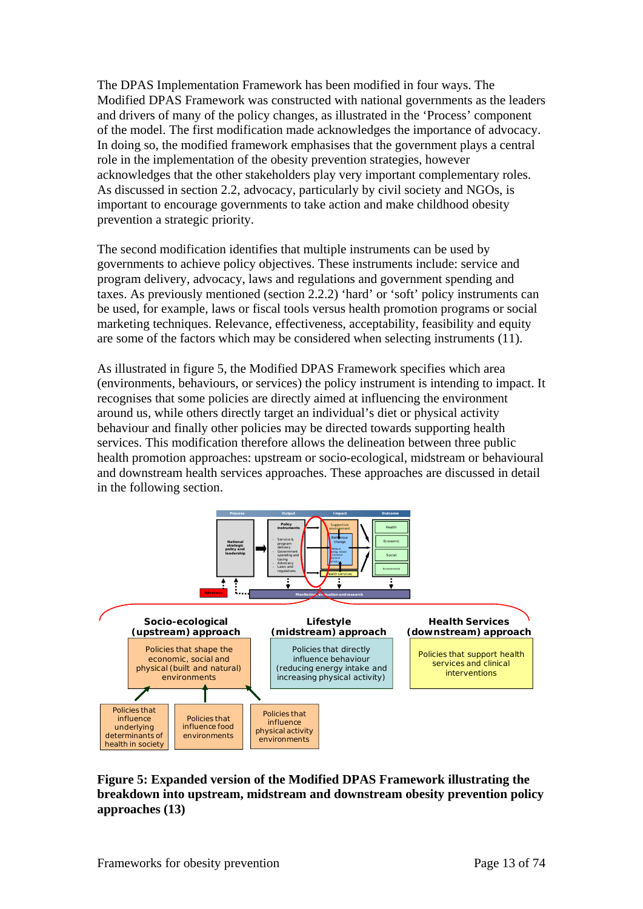The DPAS Implementation Framework has been modified in four ways. The Modified DPAS Framework was constructed with national governments as the leaders and drivers of many of the policy changes, as illustrated in the 'Process' component of the model. The first modification made acknowledges the importance of advocacy. In doing so, the modified framework emphasises that the government plays a central role in the implementation of the obesity prevention strategies, however acknowledges that the other stakeholders play very important complementary roles. As discussed in section 2.2, advocacy, particularly by civil society and NGOs, is important to encourage governments to take action and make childhood obesity prevention a strategic priority.

The second modification identifies that multiple instruments can be used by governments to achieve policy objectives. These instruments include: service and program delivery, advocacy, laws and regulations and government spending and taxes. As previously mentioned (section 2.2.2) 'hard' or 'soft' policy instruments can be used, for example, laws or fiscal tools versus health promotion programs or social marketing techniques. Relevance, effectiveness, acceptability, feasibility and equity are some of the factors which may be considered when selecting instruments (11).

As illustrated in figure 5, the Modified DPAS Framework specifies which area (environments, behaviours, or services) the policy instrument is intending to impact. It recognises that some policies are directly aimed at influencing the environment around us, while others directly target an individual's diet or physical activity behaviour and finally other policies may be directed towards supporting health services. This modification therefore allows the delineation between three public health promotion approaches: upstream or socio-ecological, midstream or behavioural and downstream health services approaches. These approaches are discussed in detail in the following section.

**Figure 5: Expanded version of the Modified DPAS Framework illustrating the breakdown into upstream, midstream and downstream obesity prevention policy approaches (13)**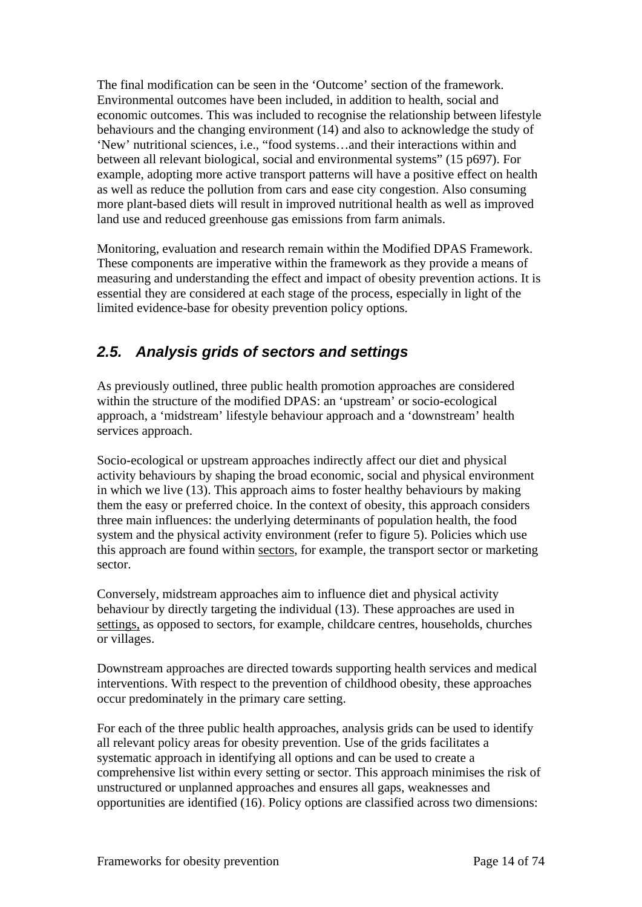The final modification can be seen in the 'Outcome' section of the framework. Environmental outcomes have been included, in addition to health, social and economic outcomes. This was included to recognise the relationship between lifestyle behaviours and the changing environment (14) and also to acknowledge the study of 'New' nutritional sciences, i.e., "food systems…and their interactions within and between all relevant biological, social and environmental systems" (15 p697). For example, adopting more active transport patterns will have a positive effect on health as well as reduce the pollution from cars and ease city congestion. Also consuming more plant-based diets will result in improved nutritional health as well as improved land use and reduced greenhouse gas emissions from farm animals.

Monitoring, evaluation and research remain within the Modified DPAS Framework. These components are imperative within the framework as they provide a means of measuring and understanding the effect and impact of obesity prevention actions. It is essential they are considered at each stage of the process, especially in light of the limited evidence-base for obesity prevention policy options.

## *2.5. Analysis grids of sectors and settings*

As previously outlined, three public health promotion approaches are considered within the structure of the modified DPAS: an 'upstream' or socio-ecological approach, a 'midstream' lifestyle behaviour approach and a 'downstream' health services approach.

Socio-ecological or upstream approaches indirectly affect our diet and physical activity behaviours by shaping the broad economic, social and physical environment in which we live (13). This approach aims to foster healthy behaviours by making them the easy or preferred choice. In the context of obesity, this approach considers three main influences: the underlying determinants of population health, the food system and the physical activity environment (refer to figure 5). Policies which use this approach are found within <u>sectors</u>, for example, the transport sector or marketing sector.

Conversely, midstream approaches aim to influence diet and physical activity behaviour by directly targeting the individual (13). These approaches are used in <u>settings,</u> as opposed to sectors, for example, childcare centres, households, churches or villages.

Downstream approaches are directed towards supporting health services and medical interventions. With respect to the prevention of childhood obesity, these approaches occur predominately in the primary care setting.

For each of the three public health approaches, analysis grids can be used to identify all relevant policy areas for obesity prevention. Use of the grids facilitates a systematic approach in identifying all options and can be used to create a comprehensive list within every setting or sector. This approach minimises the risk of unstructured or unplanned approaches and ensures all gaps, weaknesses and opportunities are identified (16). Policy options are classified across two dimensions: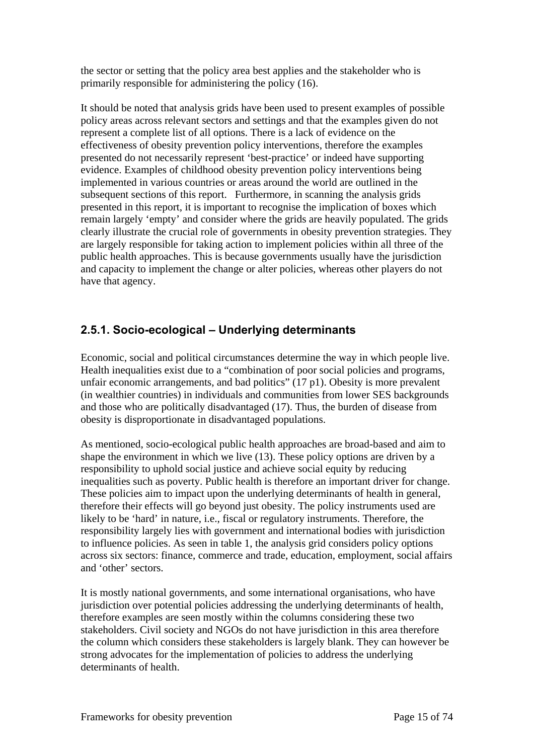the sector or setting that the policy area best applies and the stakeholder who is primarily responsible for administering the policy (16).

It should be noted that analysis grids have been used to present examples of possible policy areas across relevant sectors and settings and that the examples given do not represent a complete list of all options. There is a lack of evidence on the effectiveness of obesity prevention policy interventions, therefore the examples presented do not necessarily represent 'best-practice' or indeed have supporting evidence. Examples of childhood obesity prevention policy interventions being implemented in various countries or areas around the world are outlined in the subsequent sections of this report. Furthermore, in scanning the analysis grids presented in this report, it is important to recognise the implication of boxes which remain largely 'empty' and consider where the grids are heavily populated. The grids clearly illustrate the crucial role of governments in obesity prevention strategies. They are largely responsible for taking action to implement policies within all three of the public health approaches. This is because governments usually have the jurisdiction and capacity to implement the change or alter policies, whereas other players do not have that agency.

### 2.5.1. Socio-ecological – Underlying determinants

Economic, social and political circumstances determine the way in which people live. Health inequalities exist due to a "combination of poor social policies and programs, unfair economic arrangements, and bad politics" (17 p1). Obesity is more prevalent (in wealthier countries) in individuals and communities from lower SES backgrounds and those who are politically disadvantaged (17). Thus, the burden of disease from obesity is disproportionate in disadvantaged populations.

As mentioned, socio-ecological public health approaches are broad-based and aim to shape the environment in which we live (13). These policy options are driven by a responsibility to uphold social justice and achieve social equity by reducing inequalities such as poverty. Public health is therefore an important driver for change. These policies aim to impact upon the underlying determinants of health in general, therefore their effects will go beyond just obesity. The policy instruments used are likely to be 'hard' in nature, i.e., fiscal or regulatory instruments. Therefore, the responsibility largely lies with government and international bodies with jurisdiction to influence policies. As seen in table 1, the analysis grid considers policy options across six sectors: finance, commerce and trade, education, employment, social affairs and 'other' sectors.

It is mostly national governments, and some international organisations, who have jurisdiction over potential policies addressing the underlying determinants of health, therefore examples are seen mostly within the columns considering these two stakeholders. Civil society and NGOs do not have jurisdiction in this area therefore the column which considers these stakeholders is largely blank. They can however be strong advocates for the implementation of policies to address the underlying determinants of health.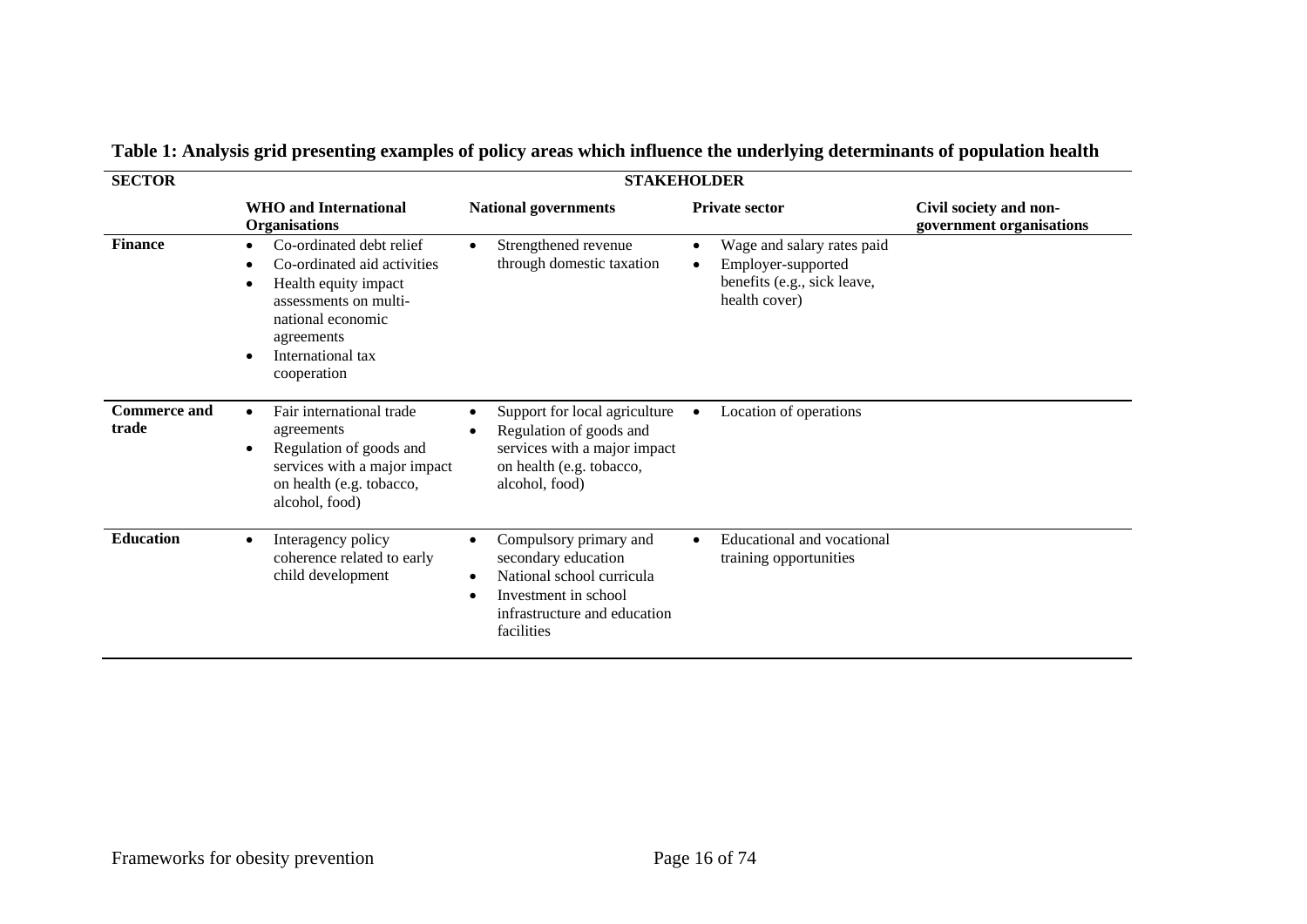**Table 1: Analysis grid presenting examples of policy areas which influence the underlying determinants of population health**

| SECTOR | STAKEHOLDER | | | |
|---|---|---|---|---|
| | **WHO and International Organisations** | **National governments** | **Private sector** | **Civil society and non-government organisations** |
| **Finance** | • Co-ordinated debt relief<br>• Co-ordinated aid activities<br>• Health equity impact assessments on multi-national economic agreements<br>• International tax cooperation | • Strengthened revenue through domestic taxation | • Wage and salary rates paid<br>• Employer-supported benefits (e.g., sick leave, health cover) | |
| **Commerce and trade** | • Fair international trade agreements<br>• Regulation of goods and services with a major impact on health (e.g. tobacco, alcohol, food) | • Support for local agriculture<br>• Regulation of goods and services with a major impact on health (e.g. tobacco, alcohol, food) | • Location of operations | |
| **Education** | • Interagency policy coherence related to early child development | • Compulsory primary and secondary education<br>• National school curricula<br>• Investment in school infrastructure and education facilities | • Educational and vocational training opportunities | |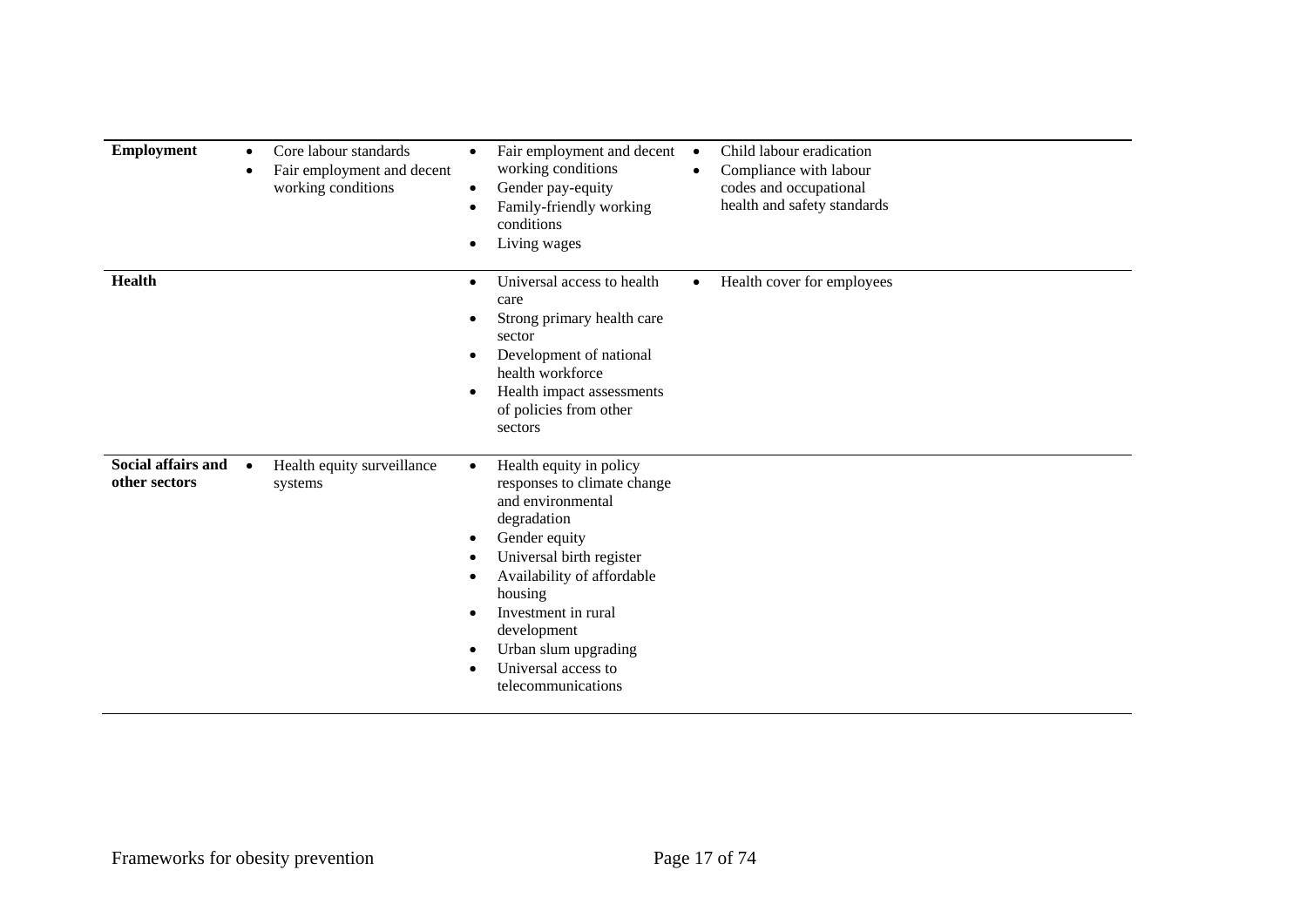| | | | |
|---|---|---|---|
| **Employment** | • Core labour standards<br>• Fair employment and decent working conditions | • Fair employment and decent working conditions<br>• Gender pay-equity<br>• Family-friendly working conditions<br>• Living wages | • Child labour eradication<br>• Compliance with labour codes and occupational health and safety standards |
| **Health** | | • Universal access to health care<br>• Strong primary health care sector<br>• Development of national health workforce<br>• Health impact assessments of policies from other sectors | • Health cover for employees |
| **Social affairs and other sectors** | • Health equity surveillance systems | • Health equity in policy responses to climate change and environmental degradation<br>• Gender equity<br>• Universal birth register<br>• Availability of affordable housing<br>• Investment in rural development<br>• Urban slum upgrading<br>• Universal access to telecommunications | |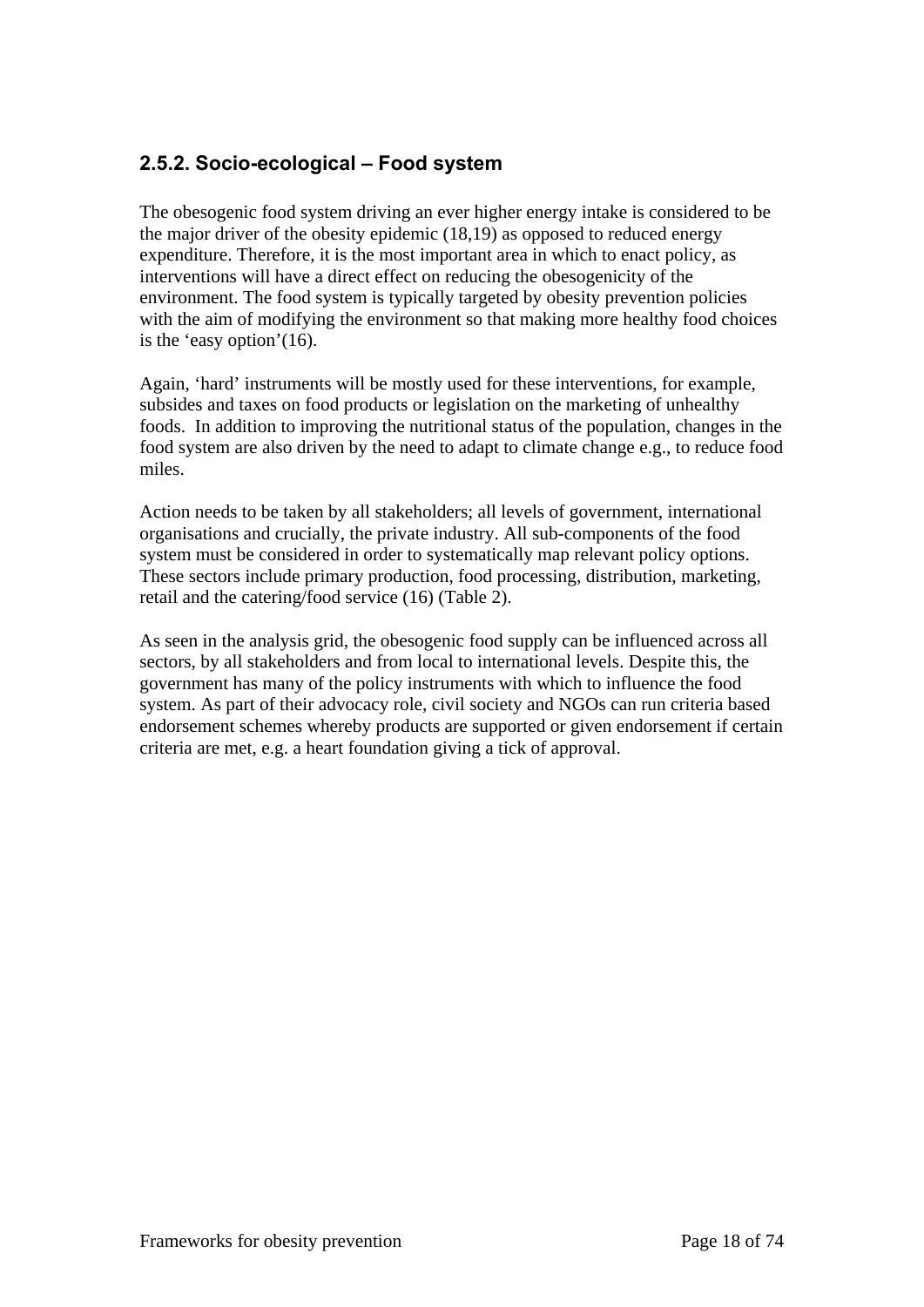### 2.5.2. Socio-ecological – Food system

The obesogenic food system driving an ever higher energy intake is considered to be the major driver of the obesity epidemic (18,19) as opposed to reduced energy expenditure. Therefore, it is the most important area in which to enact policy, as interventions will have a direct effect on reducing the obesogenicity of the environment. The food system is typically targeted by obesity prevention policies with the aim of modifying the environment so that making more healthy food choices is the 'easy option'(16).

Again, 'hard' instruments will be mostly used for these interventions, for example, subsides and taxes on food products or legislation on the marketing of unhealthy foods. In addition to improving the nutritional status of the population, changes in the food system are also driven by the need to adapt to climate change e.g., to reduce food miles.

Action needs to be taken by all stakeholders; all levels of government, international organisations and crucially, the private industry. All sub-components of the food system must be considered in order to systematically map relevant policy options. These sectors include primary production, food processing, distribution, marketing, retail and the catering/food service (16) (Table 2).

As seen in the analysis grid, the obesogenic food supply can be influenced across all sectors, by all stakeholders and from local to international levels. Despite this, the government has many of the policy instruments with which to influence the food system. As part of their advocacy role, civil society and NGOs can run criteria based endorsement schemes whereby products are supported or given endorsement if certain criteria are met, e.g. a heart foundation giving a tick of approval.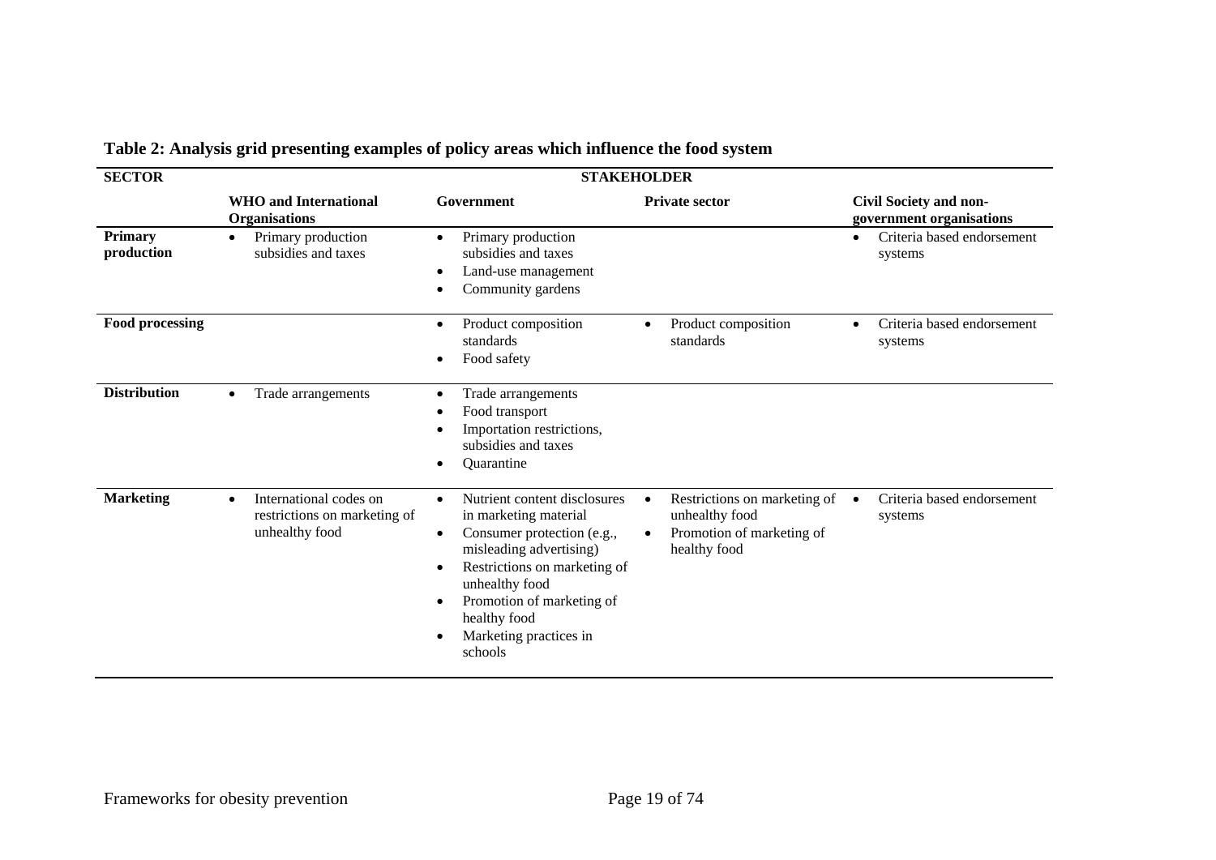**Table 2: Analysis grid presenting examples of policy areas which influence the food system**

| SECTOR | STAKEHOLDER | | | |
|---|---|---|---|---|
| | **WHO and International Organisations** | **Government** | **Private sector** | **Civil Society and non-government organisations** |
| **Primary production** | • Primary production subsidies and taxes | • Primary production subsidies and taxes<br>• Land-use management<br>• Community gardens | | • Criteria based endorsement systems |
| **Food processing** | | • Product composition standards<br>• Food safety | • Product composition standards | • Criteria based endorsement systems |
| **Distribution** | • Trade arrangements | • Trade arrangements<br>• Food transport<br>• Importation restrictions, subsidies and taxes<br>• Quarantine | | |
| **Marketing** | • International codes on restrictions on marketing of unhealthy food | • Nutrient content disclosures in marketing material<br>• Consumer protection (e.g., misleading advertising)<br>• Restrictions on marketing of unhealthy food<br>• Promotion of marketing of healthy food<br>• Marketing practices in schools | • Restrictions on marketing of unhealthy food<br>• Promotion of marketing of healthy food | • Criteria based endorsement systems |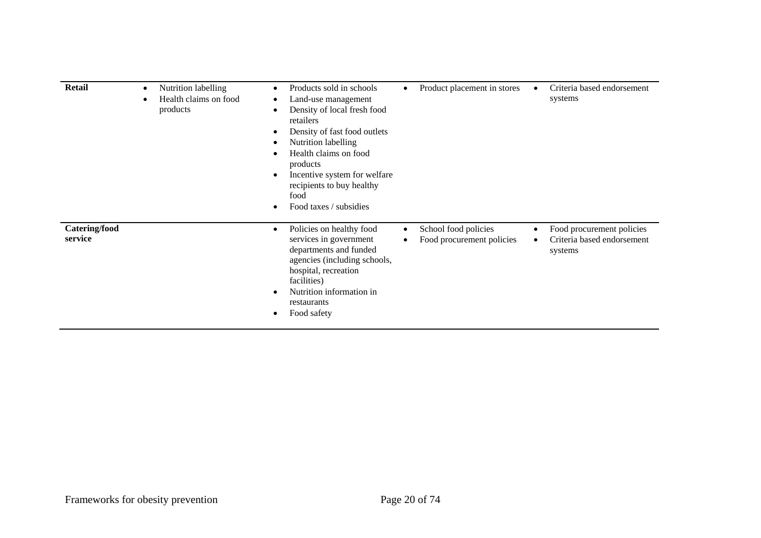| | | | | |
|---|---|---|---|---|
| **Retail** | • Nutrition labelling<br>• Health claims on food products | • Products sold in schools<br>• Land-use management<br>• Density of local fresh food retailers<br>• Density of fast food outlets<br>• Nutrition labelling<br>• Health claims on food products<br>• Incentive system for welfare recipients to buy healthy food<br>• Food taxes / subsidies | • Product placement in stores | • Criteria based endorsement systems |
| **Catering/food service** | | • Policies on healthy food services in government departments and funded agencies (including schools, hospital, recreation facilities)<br>• Nutrition information in restaurants<br>• Food safety | • School food policies<br>• Food procurement policies | • Food procurement policies<br>• Criteria based endorsement systems |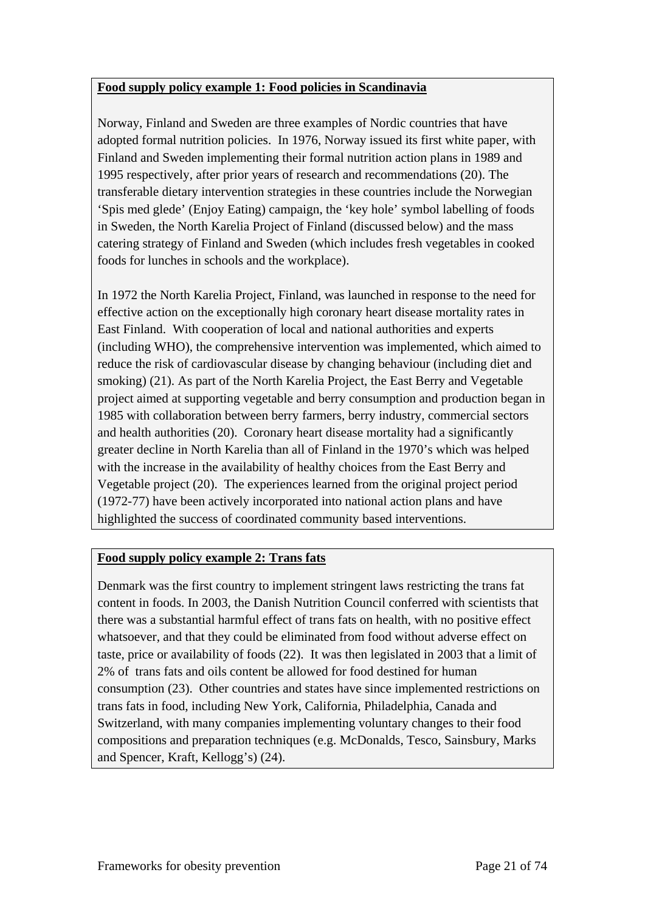**Food supply policy example 1: Food policies in Scandinavia**

Norway, Finland and Sweden are three examples of Nordic countries that have adopted formal nutrition policies. In 1976, Norway issued its first white paper, with Finland and Sweden implementing their formal nutrition action plans in 1989 and 1995 respectively, after prior years of research and recommendations (20). The transferable dietary intervention strategies in these countries include the Norwegian 'Spis med glede' (Enjoy Eating) campaign, the 'key hole' symbol labelling of foods in Sweden, the North Karelia Project of Finland (discussed below) and the mass catering strategy of Finland and Sweden (which includes fresh vegetables in cooked foods for lunches in schools and the workplace).

In 1972 the North Karelia Project, Finland, was launched in response to the need for effective action on the exceptionally high coronary heart disease mortality rates in East Finland. With cooperation of local and national authorities and experts (including WHO), the comprehensive intervention was implemented, which aimed to reduce the risk of cardiovascular disease by changing behaviour (including diet and smoking) (21). As part of the North Karelia Project, the East Berry and Vegetable project aimed at supporting vegetable and berry consumption and production began in 1985 with collaboration between berry farmers, berry industry, commercial sectors and health authorities (20). Coronary heart disease mortality had a significantly greater decline in North Karelia than all of Finland in the 1970's which was helped with the increase in the availability of healthy choices from the East Berry and Vegetable project (20). The experiences learned from the original project period (1972-77) have been actively incorporated into national action plans and have highlighted the success of coordinated community based interventions.

**Food supply policy example 2: Trans fats**

Denmark was the first country to implement stringent laws restricting the trans fat content in foods. In 2003, the Danish Nutrition Council conferred with scientists that there was a substantial harmful effect of trans fats on health, with no positive effect whatsoever, and that they could be eliminated from food without adverse effect on taste, price or availability of foods (22). It was then legislated in 2003 that a limit of 2% of trans fats and oils content be allowed for food destined for human consumption (23). Other countries and states have since implemented restrictions on trans fats in food, including New York, California, Philadelphia, Canada and Switzerland, with many companies implementing voluntary changes to their food compositions and preparation techniques (e.g. McDonalds, Tesco, Sainsbury, Marks and Spencer, Kraft, Kellogg's) (24).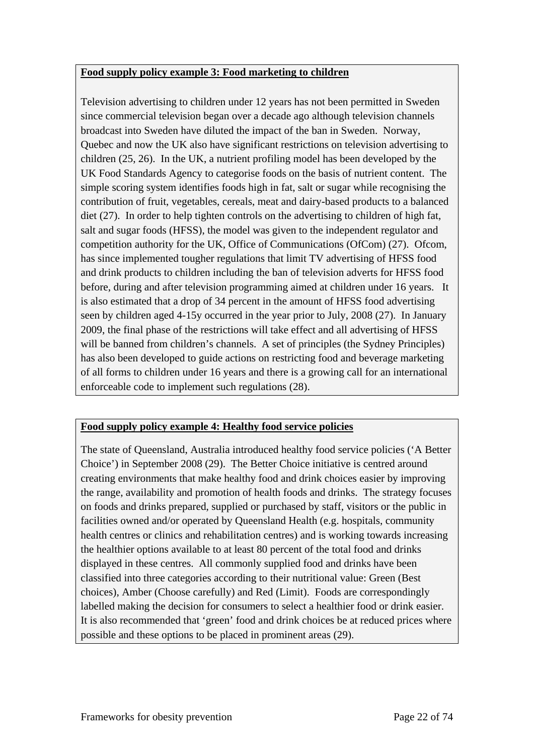**Food supply policy example 3: Food marketing to children**

Television advertising to children under 12 years has not been permitted in Sweden since commercial television began over a decade ago although television channels broadcast into Sweden have diluted the impact of the ban in Sweden. Norway, Quebec and now the UK also have significant restrictions on television advertising to children (25, 26). In the UK, a nutrient profiling model has been developed by the UK Food Standards Agency to categorise foods on the basis of nutrient content. The simple scoring system identifies foods high in fat, salt or sugar while recognising the contribution of fruit, vegetables, cereals, meat and dairy-based products to a balanced diet (27). In order to help tighten controls on the advertising to children of high fat, salt and sugar foods (HFSS), the model was given to the independent regulator and competition authority for the UK, Office of Communications (OfCom) (27). Ofcom, has since implemented tougher regulations that limit TV advertising of HFSS food and drink products to children including the ban of television adverts for HFSS food before, during and after television programming aimed at children under 16 years. It is also estimated that a drop of 34 percent in the amount of HFSS food advertising seen by children aged 4-15y occurred in the year prior to July, 2008 (27). In January 2009, the final phase of the restrictions will take effect and all advertising of HFSS will be banned from children's channels. A set of principles (the Sydney Principles) has also been developed to guide actions on restricting food and beverage marketing of all forms to children under 16 years and there is a growing call for an international enforceable code to implement such regulations (28).

**Food supply policy example 4: Healthy food service policies**

The state of Queensland, Australia introduced healthy food service policies ('A Better Choice') in September 2008 (29). The Better Choice initiative is centred around creating environments that make healthy food and drink choices easier by improving the range, availability and promotion of health foods and drinks. The strategy focuses on foods and drinks prepared, supplied or purchased by staff, visitors or the public in facilities owned and/or operated by Queensland Health (e.g. hospitals, community health centres or clinics and rehabilitation centres) and is working towards increasing the healthier options available to at least 80 percent of the total food and drinks displayed in these centres. All commonly supplied food and drinks have been classified into three categories according to their nutritional value: Green (Best choices), Amber (Choose carefully) and Red (Limit). Foods are correspondingly labelled making the decision for consumers to select a healthier food or drink easier. It is also recommended that 'green' food and drink choices be at reduced prices where possible and these options to be placed in prominent areas (29).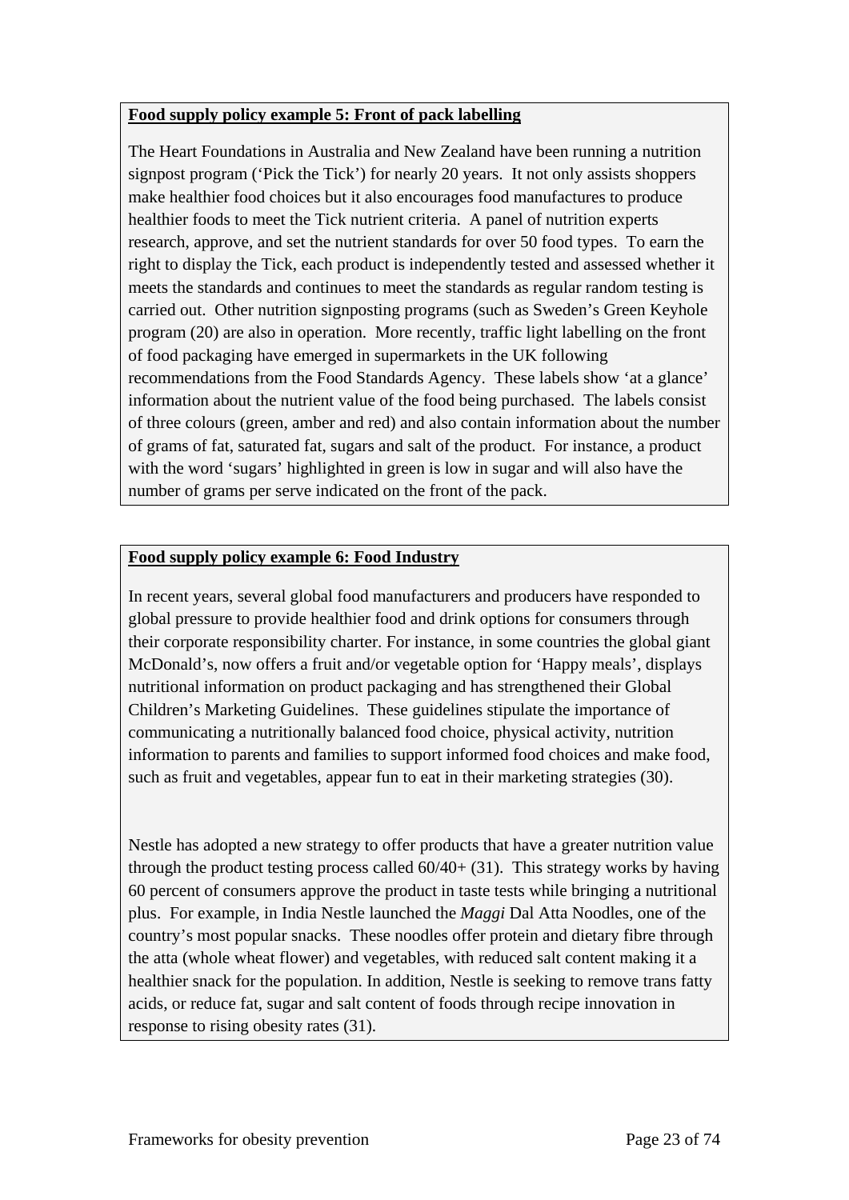**Food supply policy example 5: Front of pack labelling**

The Heart Foundations in Australia and New Zealand have been running a nutrition signpost program ('Pick the Tick') for nearly 20 years. It not only assists shoppers make healthier food choices but it also encourages food manufactures to produce healthier foods to meet the Tick nutrient criteria. A panel of nutrition experts research, approve, and set the nutrient standards for over 50 food types. To earn the right to display the Tick, each product is independently tested and assessed whether it meets the standards and continues to meet the standards as regular random testing is carried out. Other nutrition signposting programs (such as Sweden's Green Keyhole program (20) are also in operation. More recently, traffic light labelling on the front of food packaging have emerged in supermarkets in the UK following recommendations from the Food Standards Agency. These labels show 'at a glance' information about the nutrient value of the food being purchased. The labels consist of three colours (green, amber and red) and also contain information about the number of grams of fat, saturated fat, sugars and salt of the product. For instance, a product with the word 'sugars' highlighted in green is low in sugar and will also have the number of grams per serve indicated on the front of the pack.

**Food supply policy example 6: Food Industry**

In recent years, several global food manufacturers and producers have responded to global pressure to provide healthier food and drink options for consumers through their corporate responsibility charter. For instance, in some countries the global giant McDonald's, now offers a fruit and/or vegetable option for 'Happy meals', displays nutritional information on product packaging and has strengthened their Global Children's Marketing Guidelines. These guidelines stipulate the importance of communicating a nutritionally balanced food choice, physical activity, nutrition information to parents and families to support informed food choices and make food, such as fruit and vegetables, appear fun to eat in their marketing strategies (30).

Nestle has adopted a new strategy to offer products that have a greater nutrition value through the product testing process called 60/40+ (31). This strategy works by having 60 percent of consumers approve the product in taste tests while bringing a nutritional plus. For example, in India Nestle launched the *Maggi* Dal Atta Noodles, one of the country's most popular snacks. These noodles offer protein and dietary fibre through the atta (whole wheat flower) and vegetables, with reduced salt content making it a healthier snack for the population. In addition, Nestle is seeking to remove trans fatty acids, or reduce fat, sugar and salt content of foods through recipe innovation in response to rising obesity rates (31).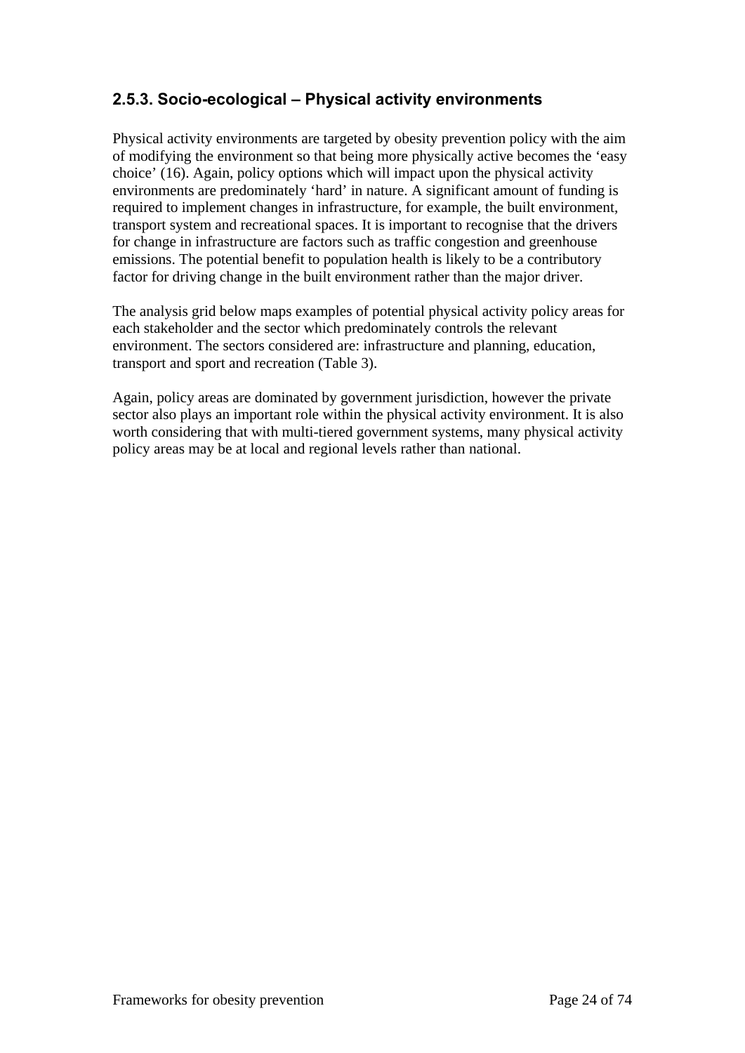### 2.5.3. Socio-ecological – Physical activity environments

Physical activity environments are targeted by obesity prevention policy with the aim of modifying the environment so that being more physically active becomes the 'easy choice' (16). Again, policy options which will impact upon the physical activity environments are predominately 'hard' in nature. A significant amount of funding is required to implement changes in infrastructure, for example, the built environment, transport system and recreational spaces. It is important to recognise that the drivers for change in infrastructure are factors such as traffic congestion and greenhouse emissions. The potential benefit to population health is likely to be a contributory factor for driving change in the built environment rather than the major driver.

The analysis grid below maps examples of potential physical activity policy areas for each stakeholder and the sector which predominately controls the relevant environment. The sectors considered are: infrastructure and planning, education, transport and sport and recreation (Table 3).

Again, policy areas are dominated by government jurisdiction, however the private sector also plays an important role within the physical activity environment. It is also worth considering that with multi-tiered government systems, many physical activity policy areas may be at local and regional levels rather than national.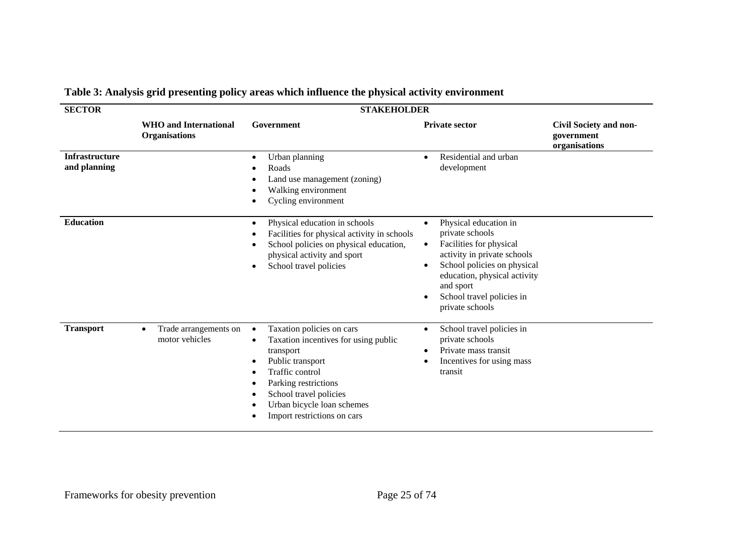**Table 3: Analysis grid presenting policy areas which influence the physical activity environment**

| SECTOR | STAKEHOLDER | | | |
|---|---|---|---|---|
| | **WHO and International Organisations** | **Government** | **Private sector** | **Civil Society and non-government organisations** |
| **Infrastructure and planning** | | • Urban planning<br>• Roads<br>• Land use management (zoning)<br>• Walking environment<br>• Cycling environment | • Residential and urban development | |
| **Education** | | • Physical education in schools<br>• Facilities for physical activity in schools<br>• School policies on physical education, physical activity and sport<br>• School travel policies | • Physical education in private schools<br>• Facilities for physical activity in private schools<br>• School policies on physical education, physical activity and sport<br>• School travel policies in private schools | |
| **Transport** | • Trade arrangements on motor vehicles | • Taxation policies on cars<br>• Taxation incentives for using public transport<br>• Public transport<br>• Traffic control<br>• Parking restrictions<br>• School travel policies<br>• Urban bicycle loan schemes<br>• Import restrictions on cars | • School travel policies in private schools<br>• Private mass transit<br>• Incentives for using mass transit | |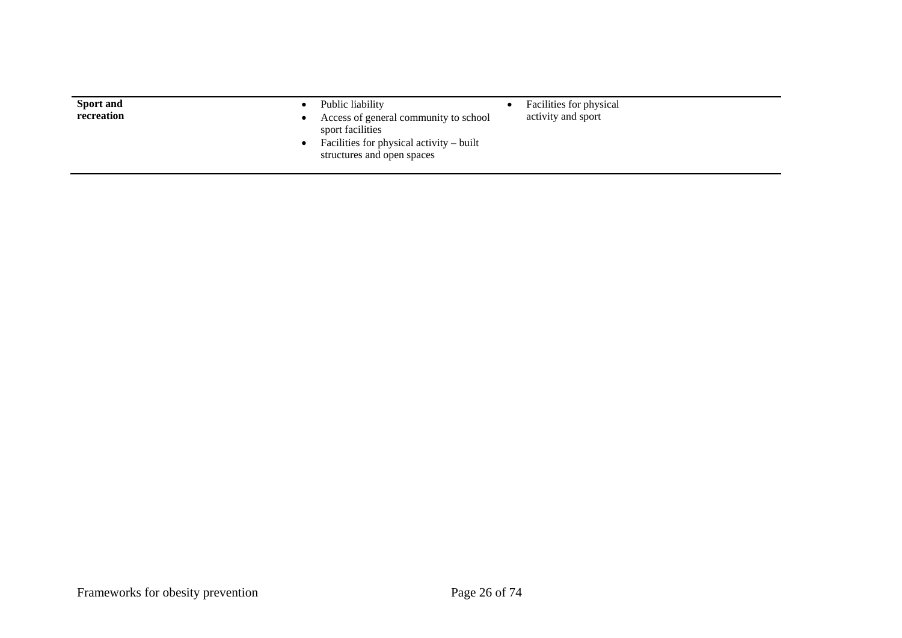| | | |
|---|---|---|
| **Sport and recreation** | • Public liability<br>• Access of general community to school sport facilities<br>• Facilities for physical activity – built structures and open spaces | • Facilities for physical activity and sport |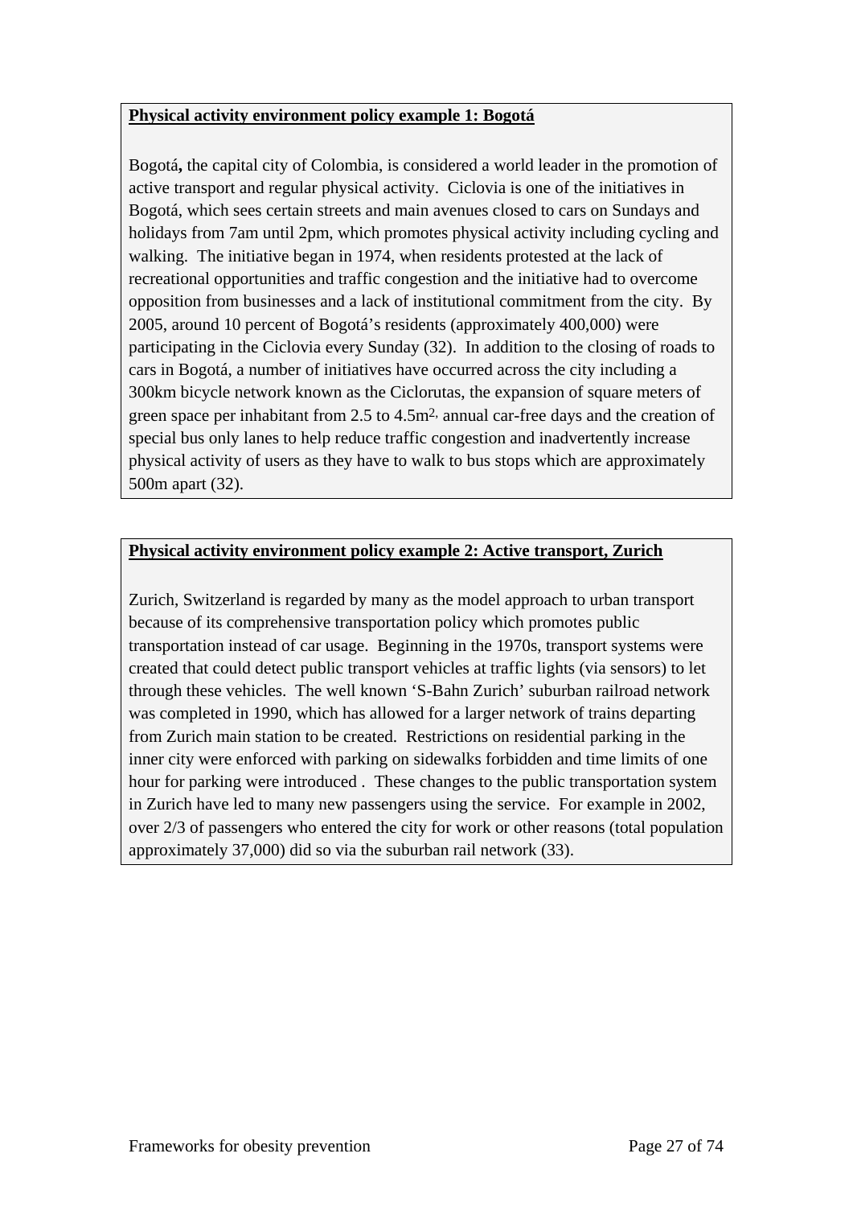**Physical activity environment policy example 1: Bogotá**

Bogotá**,** the capital city of Colombia, is considered a world leader in the promotion of active transport and regular physical activity. Ciclovia is one of the initiatives in Bogotá, which sees certain streets and main avenues closed to cars on Sundays and holidays from 7am until 2pm, which promotes physical activity including cycling and walking. The initiative began in 1974, when residents protested at the lack of recreational opportunities and traffic congestion and the initiative had to overcome opposition from businesses and a lack of institutional commitment from the city. By 2005, around 10 percent of Bogotá's residents (approximately 400,000) were participating in the Ciclovia every Sunday (32). In addition to the closing of roads to cars in Bogotá, a number of initiatives have occurred across the city including a 300km bicycle network known as the Ciclorutas, the expansion of square meters of green space per inhabitant from 2.5 to 4.5$m^{2}$, annual car-free days and the creation of special bus only lanes to help reduce traffic congestion and inadvertently increase physical activity of users as they have to walk to bus stops which are approximately 500m apart (32).

**Physical activity environment policy example 2: Active transport, Zurich**

Zurich, Switzerland is regarded by many as the model approach to urban transport because of its comprehensive transportation policy which promotes public transportation instead of car usage. Beginning in the 1970s, transport systems were created that could detect public transport vehicles at traffic lights (via sensors) to let through these vehicles. The well known 'S-Bahn Zurich' suburban railroad network was completed in 1990, which has allowed for a larger network of trains departing from Zurich main station to be created. Restrictions on residential parking in the inner city were enforced with parking on sidewalks forbidden and time limits of one hour for parking were introduced . These changes to the public transportation system in Zurich have led to many new passengers using the service. For example in 2002, over 2/3 of passengers who entered the city for work or other reasons (total population approximately 37,000) did so via the suburban rail network (33).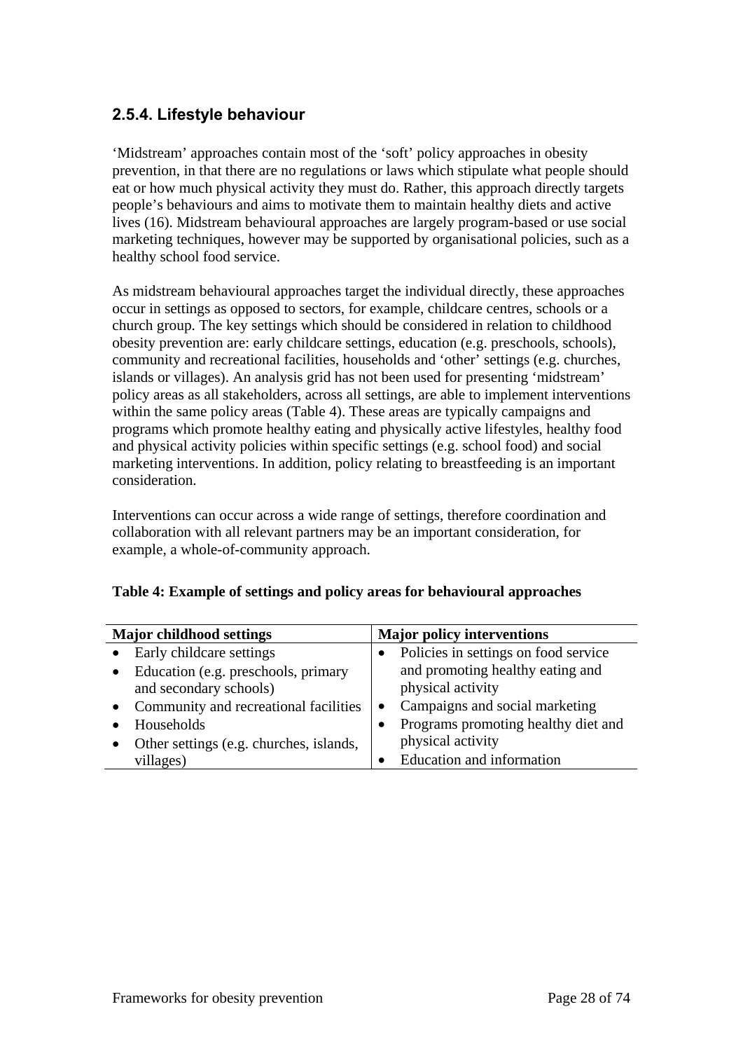### 2.5.4. Lifestyle behaviour

'Midstream' approaches contain most of the 'soft' policy approaches in obesity prevention, in that there are no regulations or laws which stipulate what people should eat or how much physical activity they must do. Rather, this approach directly targets people's behaviours and aims to motivate them to maintain healthy diets and active lives (16). Midstream behavioural approaches are largely program-based or use social marketing techniques, however may be supported by organisational policies, such as a healthy school food service.

As midstream behavioural approaches target the individual directly, these approaches occur in settings as opposed to sectors, for example, childcare centres, schools or a church group. The key settings which should be considered in relation to childhood obesity prevention are: early childcare settings, education (e.g. preschools, schools), community and recreational facilities, households and 'other' settings (e.g. churches, islands or villages). An analysis grid has not been used for presenting 'midstream' policy areas as all stakeholders, across all settings, are able to implement interventions within the same policy areas (Table 4). These areas are typically campaigns and programs which promote healthy eating and physically active lifestyles, healthy food and physical activity policies within specific settings (e.g. school food) and social marketing interventions. In addition, policy relating to breastfeeding is an important consideration.

Interventions can occur across a wide range of settings, therefore coordination and collaboration with all relevant partners may be an important consideration, for example, a whole-of-community approach.

**Table 4: Example of settings and policy areas for behavioural approaches**

| Major childhood settings | Major policy interventions |
|---|---|
| • Early childcare settings<br>• Education (e.g. preschools, primary and secondary schools)<br>• Community and recreational facilities<br>• Households<br>• Other settings (e.g. churches, islands, villages) | • Policies in settings on food service and promoting healthy eating and physical activity<br>• Campaigns and social marketing<br>• Programs promoting healthy diet and physical activity<br>• Education and information |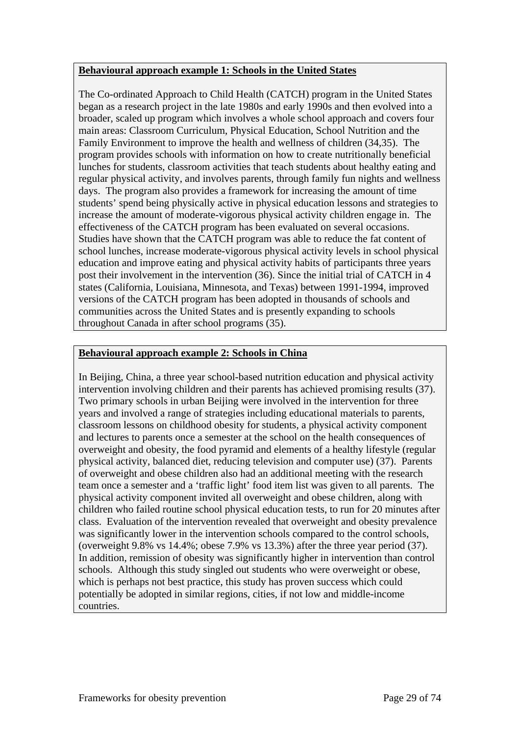**Behavioural approach example 1: Schools in the United States**

The Co-ordinated Approach to Child Health (CATCH) program in the United States began as a research project in the late 1980s and early 1990s and then evolved into a broader, scaled up program which involves a whole school approach and covers four main areas: Classroom Curriculum, Physical Education, School Nutrition and the Family Environment to improve the health and wellness of children (34,35). The program provides schools with information on how to create nutritionally beneficial lunches for students, classroom activities that teach students about healthy eating and regular physical activity, and involves parents, through family fun nights and wellness days. The program also provides a framework for increasing the amount of time students' spend being physically active in physical education lessons and strategies to increase the amount of moderate-vigorous physical activity children engage in. The effectiveness of the CATCH program has been evaluated on several occasions. Studies have shown that the CATCH program was able to reduce the fat content of school lunches, increase moderate-vigorous physical activity levels in school physical education and improve eating and physical activity habits of participants three years post their involvement in the intervention (36). Since the initial trial of CATCH in 4 states (California, Louisiana, Minnesota, and Texas) between 1991-1994, improved versions of the CATCH program has been adopted in thousands of schools and communities across the United States and is presently expanding to schools throughout Canada in after school programs (35).

**Behavioural approach example 2: Schools in China**

In Beijing, China, a three year school-based nutrition education and physical activity intervention involving children and their parents has achieved promising results (37). Two primary schools in urban Beijing were involved in the intervention for three years and involved a range of strategies including educational materials to parents, classroom lessons on childhood obesity for students, a physical activity component and lectures to parents once a semester at the school on the health consequences of overweight and obesity, the food pyramid and elements of a healthy lifestyle (regular physical activity, balanced diet, reducing television and computer use) (37). Parents of overweight and obese children also had an additional meeting with the research team once a semester and a 'traffic light' food item list was given to all parents. The physical activity component invited all overweight and obese children, along with children who failed routine school physical education tests, to run for 20 minutes after class. Evaluation of the intervention revealed that overweight and obesity prevalence was significantly lower in the intervention schools compared to the control schools, (overweight 9.8% vs 14.4%; obese 7.9% vs 13.3%) after the three year period (37). In addition, remission of obesity was significantly higher in intervention than control schools. Although this study singled out students who were overweight or obese, which is perhaps not best practice, this study has proven success which could potentially be adopted in similar regions, cities, if not low and middle-income countries.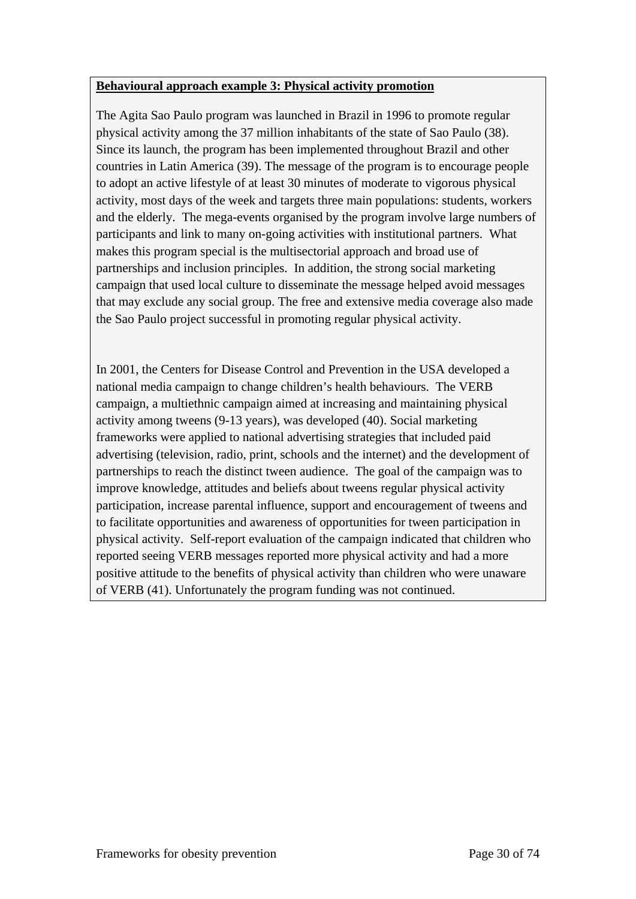**Behavioural approach example 3: Physical activity promotion**

The Agita Sao Paulo program was launched in Brazil in 1996 to promote regular physical activity among the 37 million inhabitants of the state of Sao Paulo (38). Since its launch, the program has been implemented throughout Brazil and other countries in Latin America (39). The message of the program is to encourage people to adopt an active lifestyle of at least 30 minutes of moderate to vigorous physical activity, most days of the week and targets three main populations: students, workers and the elderly. The mega-events organised by the program involve large numbers of participants and link to many on-going activities with institutional partners. What makes this program special is the multisectorial approach and broad use of partnerships and inclusion principles. In addition, the strong social marketing campaign that used local culture to disseminate the message helped avoid messages that may exclude any social group. The free and extensive media coverage also made the Sao Paulo project successful in promoting regular physical activity.

In 2001, the Centers for Disease Control and Prevention in the USA developed a national media campaign to change children's health behaviours. The VERB campaign, a multiethnic campaign aimed at increasing and maintaining physical activity among tweens (9-13 years), was developed (40). Social marketing frameworks were applied to national advertising strategies that included paid advertising (television, radio, print, schools and the internet) and the development of partnerships to reach the distinct tween audience. The goal of the campaign was to improve knowledge, attitudes and beliefs about tweens regular physical activity participation, increase parental influence, support and encouragement of tweens and to facilitate opportunities and awareness of opportunities for tween participation in physical activity. Self-report evaluation of the campaign indicated that children who reported seeing VERB messages reported more physical activity and had a more positive attitude to the benefits of physical activity than children who were unaware of VERB (41). Unfortunately the program funding was not continued.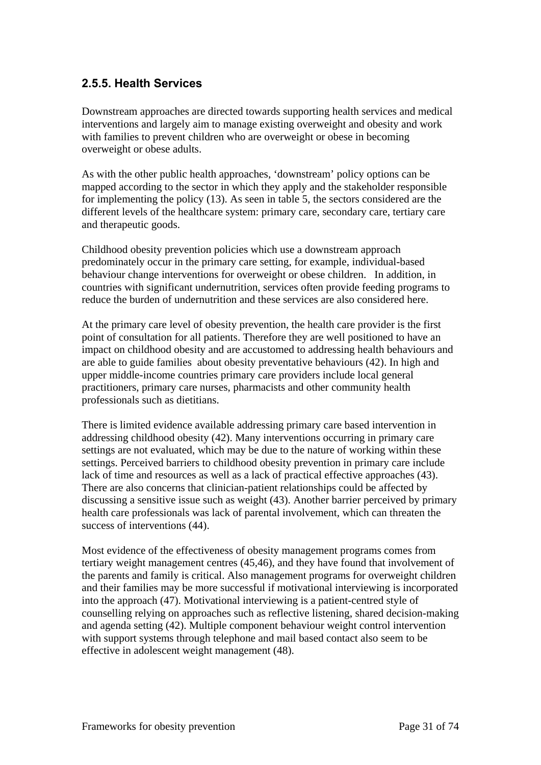### 2.5.5. Health Services

Downstream approaches are directed towards supporting health services and medical interventions and largely aim to manage existing overweight and obesity and work with families to prevent children who are overweight or obese in becoming overweight or obese adults.

As with the other public health approaches, 'downstream' policy options can be mapped according to the sector in which they apply and the stakeholder responsible for implementing the policy (13). As seen in table 5, the sectors considered are the different levels of the healthcare system: primary care, secondary care, tertiary care and therapeutic goods.

Childhood obesity prevention policies which use a downstream approach predominately occur in the primary care setting, for example, individual-based behaviour change interventions for overweight or obese children. In addition, in countries with significant undernutrition, services often provide feeding programs to reduce the burden of undernutrition and these services are also considered here.

At the primary care level of obesity prevention, the health care provider is the first point of consultation for all patients. Therefore they are well positioned to have an impact on childhood obesity and are accustomed to addressing health behaviours and are able to guide families about obesity preventative behaviours (42). In high and upper middle-income countries primary care providers include local general practitioners, primary care nurses, pharmacists and other community health professionals such as dietitians.

There is limited evidence available addressing primary care based intervention in addressing childhood obesity (42). Many interventions occurring in primary care settings are not evaluated, which may be due to the nature of working within these settings. Perceived barriers to childhood obesity prevention in primary care include lack of time and resources as well as a lack of practical effective approaches (43). There are also concerns that clinician-patient relationships could be affected by discussing a sensitive issue such as weight (43). Another barrier perceived by primary health care professionals was lack of parental involvement, which can threaten the success of interventions (44).

Most evidence of the effectiveness of obesity management programs comes from tertiary weight management centres (45,46), and they have found that involvement of the parents and family is critical. Also management programs for overweight children and their families may be more successful if motivational interviewing is incorporated into the approach (47). Motivational interviewing is a patient-centred style of counselling relying on approaches such as reflective listening, shared decision-making and agenda setting (42). Multiple component behaviour weight control intervention with support systems through telephone and mail based contact also seem to be effective in adolescent weight management (48).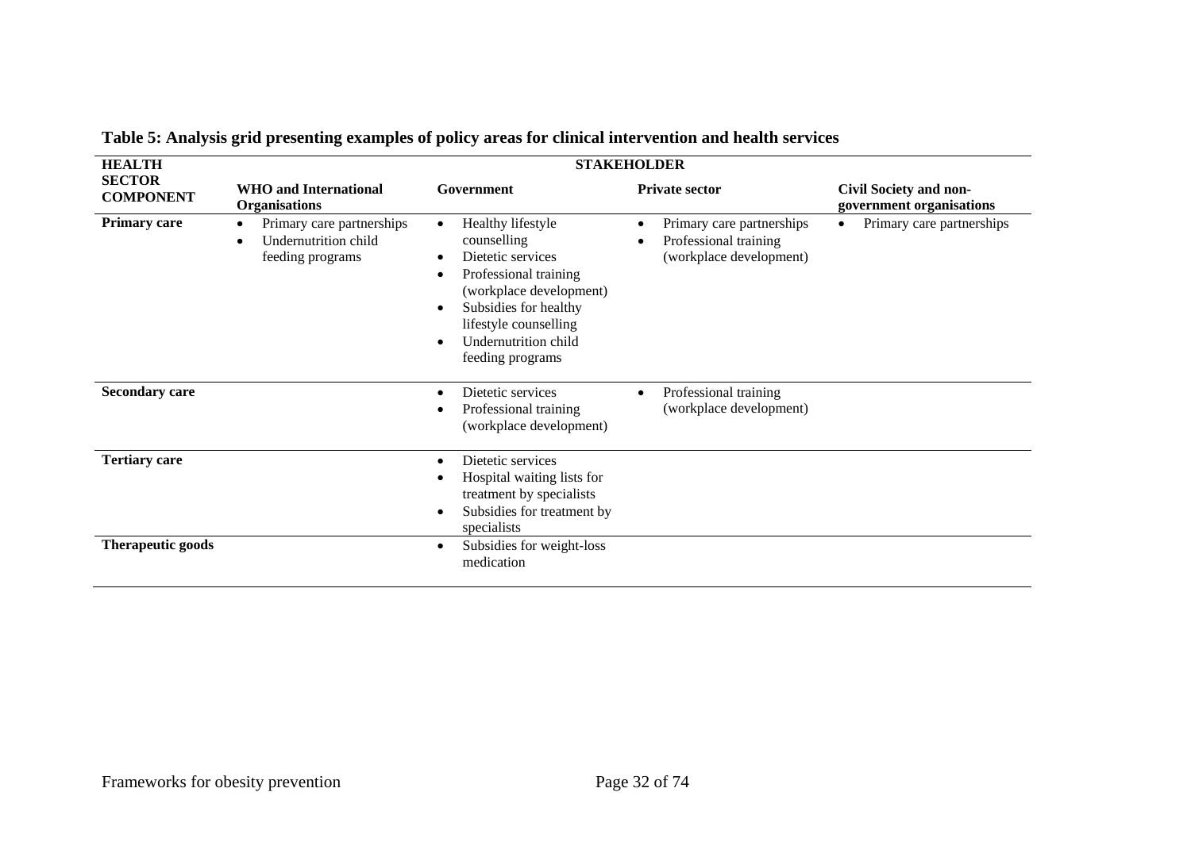**Table 5: Analysis grid presenting examples of policy areas for clinical intervention and health services**

| HEALTH SECTOR COMPONENT | STAKEHOLDER | | | |
|---|---|---|---|---|
| | **WHO and International Organisations** | **Government** | **Private sector** | **Civil Society and non-government organisations** |
| **Primary care** | • Primary care partnerships<br>• Undernutrition child feeding programs | • Healthy lifestyle counselling<br>• Dietetic services<br>• Professional training (workplace development)<br>• Subsidies for healthy lifestyle counselling<br>• Undernutrition child feeding programs | • Primary care partnerships<br>• Professional training (workplace development) | • Primary care partnerships |
| **Secondary care** | | • Dietetic services<br>• Professional training (workplace development) | • Professional training (workplace development) | |
| **Tertiary care** | | • Dietetic services<br>• Hospital waiting lists for treatment by specialists<br>• Subsidies for treatment by specialists | | |
| **Therapeutic goods** | | • Subsidies for weight-loss medication | | |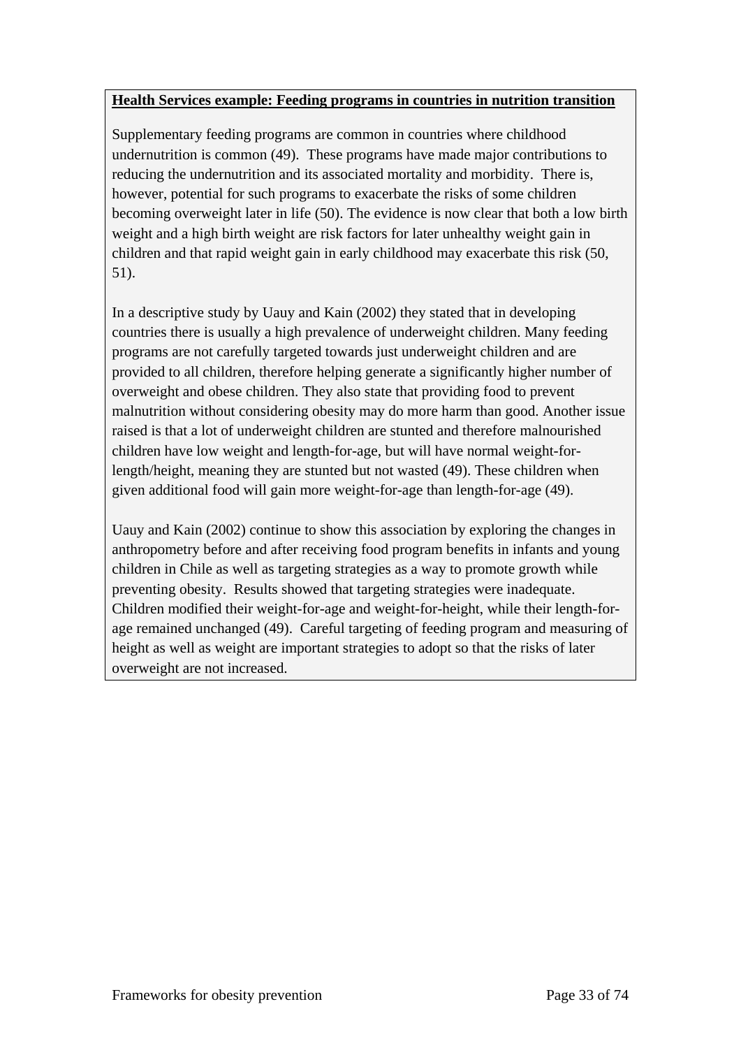**Health Services example: Feeding programs in countries in nutrition transition**

Supplementary feeding programs are common in countries where childhood undernutrition is common (49). These programs have made major contributions to reducing the undernutrition and its associated mortality and morbidity. There is, however, potential for such programs to exacerbate the risks of some children becoming overweight later in life (50). The evidence is now clear that both a low birth weight and a high birth weight are risk factors for later unhealthy weight gain in children and that rapid weight gain in early childhood may exacerbate this risk (50, 51).

In a descriptive study by Uauy and Kain (2002) they stated that in developing countries there is usually a high prevalence of underweight children. Many feeding programs are not carefully targeted towards just underweight children and are provided to all children, therefore helping generate a significantly higher number of overweight and obese children. They also state that providing food to prevent malnutrition without considering obesity may do more harm than good. Another issue raised is that a lot of underweight children are stunted and therefore malnourished children have low weight and length-for-age, but will have normal weight-for-length/height, meaning they are stunted but not wasted (49). These children when given additional food will gain more weight-for-age than length-for-age (49).

Uauy and Kain (2002) continue to show this association by exploring the changes in anthropometry before and after receiving food program benefits in infants and young children in Chile as well as targeting strategies as a way to promote growth while preventing obesity. Results showed that targeting strategies were inadequate. Children modified their weight-for-age and weight-for-height, while their length-for-age remained unchanged (49). Careful targeting of feeding program and measuring of height as well as weight are important strategies to adopt so that the risks of later overweight are not increased.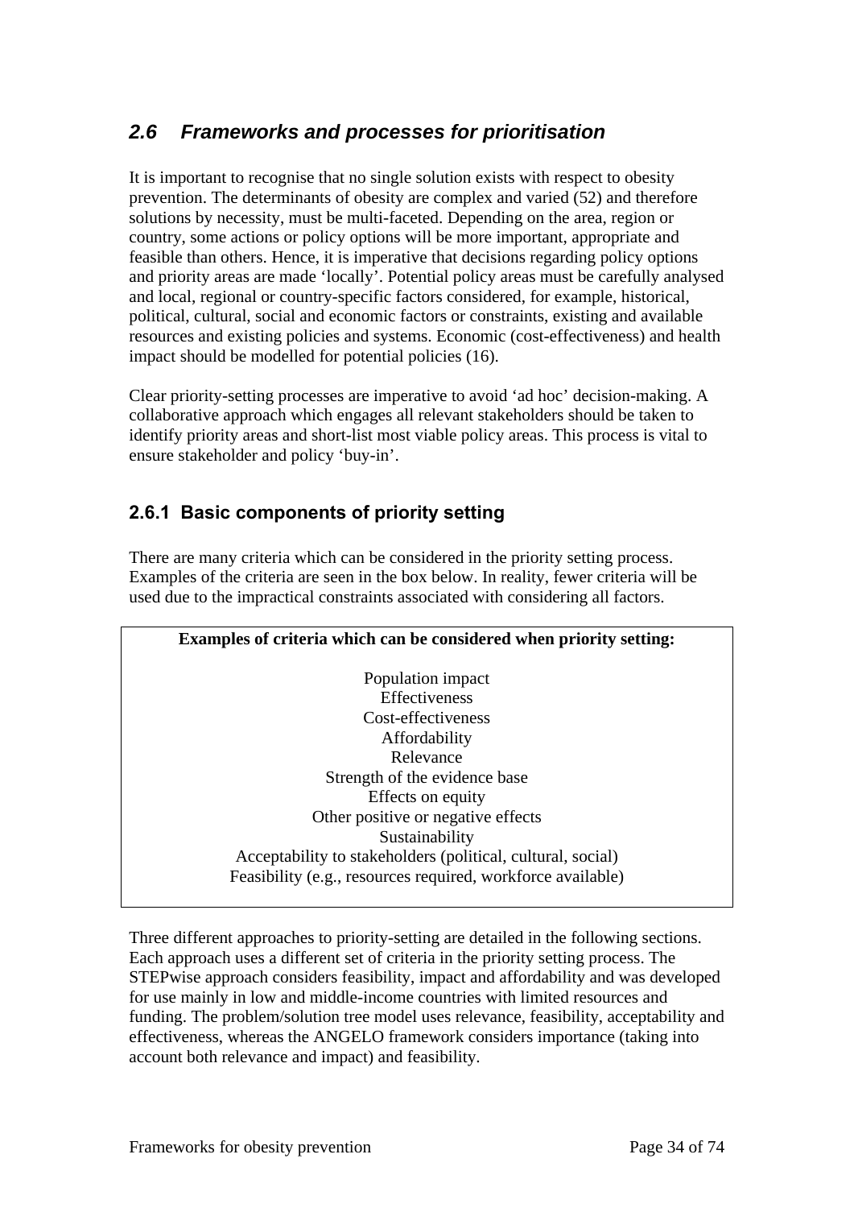## *2.6 Frameworks and processes for prioritisation*

It is important to recognise that no single solution exists with respect to obesity prevention. The determinants of obesity are complex and varied (52) and therefore solutions by necessity, must be multi-faceted. Depending on the area, region or country, some actions or policy options will be more important, appropriate and feasible than others. Hence, it is imperative that decisions regarding policy options and priority areas are made 'locally'. Potential policy areas must be carefully analysed and local, regional or country-specific factors considered, for example, historical, political, cultural, social and economic factors or constraints, existing and available resources and existing policies and systems. Economic (cost-effectiveness) and health impact should be modelled for potential policies (16).

Clear priority-setting processes are imperative to avoid 'ad hoc' decision-making. A collaborative approach which engages all relevant stakeholders should be taken to identify priority areas and short-list most viable policy areas. This process is vital to ensure stakeholder and policy 'buy-in'.

### 2.6.1 Basic components of priority setting

There are many criteria which can be considered in the priority setting process. Examples of the criteria are seen in the box below. In reality, fewer criteria will be used due to the impractical constraints associated with considering all factors.

**Examples of criteria which can be considered when priority setting:**

- Population impact
- Effectiveness
- Cost-effectiveness
- Affordability
- Relevance
- Strength of the evidence base
- Effects on equity
- Other positive or negative effects
- Sustainability
- Acceptability to stakeholders (political, cultural, social)
- Feasibility (e.g., resources required, workforce available)

Three different approaches to priority-setting are detailed in the following sections. Each approach uses a different set of criteria in the priority setting process. The STEPwise approach considers feasibility, impact and affordability and was developed for use mainly in low and middle-income countries with limited resources and funding. The problem/solution tree model uses relevance, feasibility, acceptability and effectiveness, whereas the ANGELO framework considers importance (taking into account both relevance and impact) and feasibility.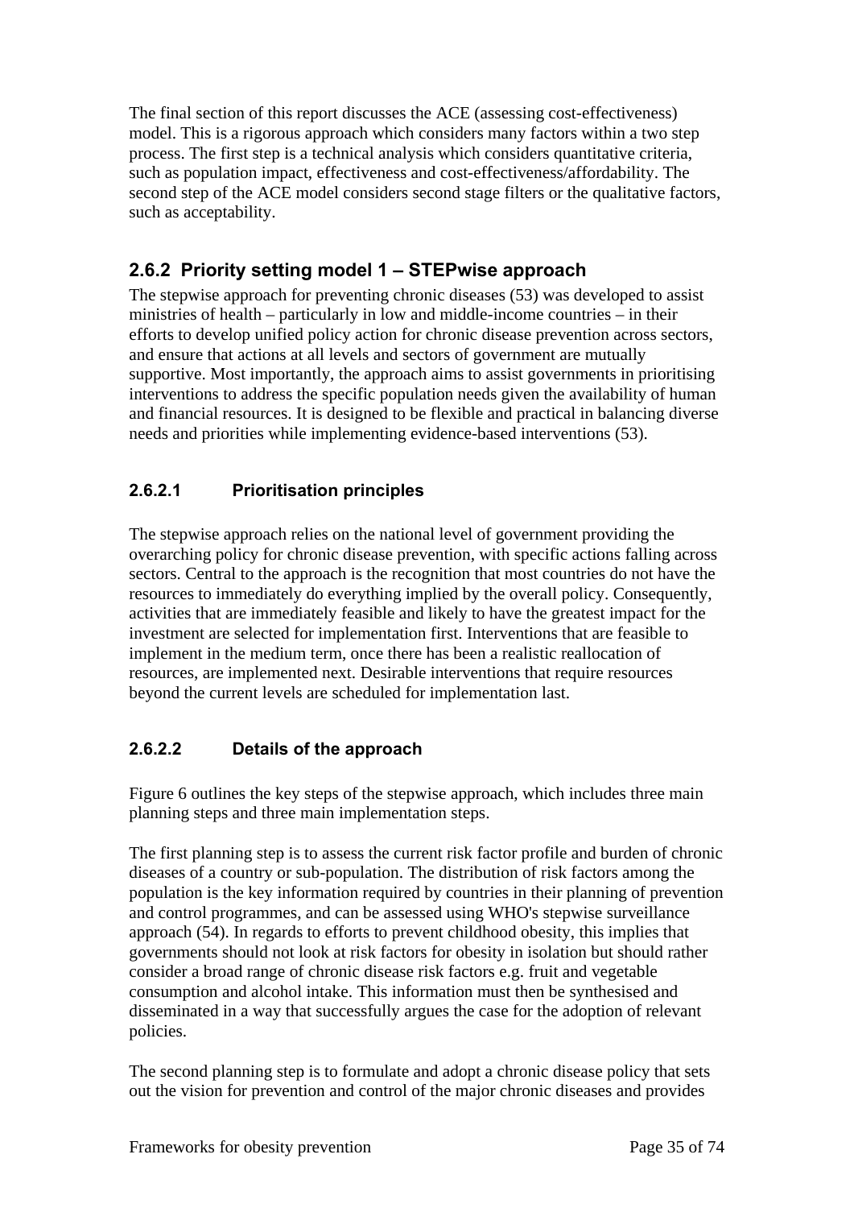The final section of this report discusses the ACE (assessing cost-effectiveness) model. This is a rigorous approach which considers many factors within a two step process. The first step is a technical analysis which considers quantitative criteria, such as population impact, effectiveness and cost-effectiveness/affordability. The second step of the ACE model considers second stage filters or the qualitative factors, such as acceptability.

### 2.6.2 Priority setting model 1 – STEPwise approach

The stepwise approach for preventing chronic diseases (53) was developed to assist ministries of health – particularly in low and middle-income countries – in their efforts to develop unified policy action for chronic disease prevention across sectors, and ensure that actions at all levels and sectors of government are mutually supportive. Most importantly, the approach aims to assist governments in prioritising interventions to address the specific population needs given the availability of human and financial resources. It is designed to be flexible and practical in balancing diverse needs and priorities while implementing evidence-based interventions (53).

#### 2.6.2.1 Prioritisation principles

The stepwise approach relies on the national level of government providing the overarching policy for chronic disease prevention, with specific actions falling across sectors. Central to the approach is the recognition that most countries do not have the resources to immediately do everything implied by the overall policy. Consequently, activities that are immediately feasible and likely to have the greatest impact for the investment are selected for implementation first. Interventions that are feasible to implement in the medium term, once there has been a realistic reallocation of resources, are implemented next. Desirable interventions that require resources beyond the current levels are scheduled for implementation last.

#### 2.6.2.2 Details of the approach

Figure 6 outlines the key steps of the stepwise approach, which includes three main planning steps and three main implementation steps.

The first planning step is to assess the current risk factor profile and burden of chronic diseases of a country or sub-population. The distribution of risk factors among the population is the key information required by countries in their planning of prevention and control programmes, and can be assessed using WHO's stepwise surveillance approach (54). In regards to efforts to prevent childhood obesity, this implies that governments should not look at risk factors for obesity in isolation but should rather consider a broad range of chronic disease risk factors e.g. fruit and vegetable consumption and alcohol intake. This information must then be synthesised and disseminated in a way that successfully argues the case for the adoption of relevant policies.

The second planning step is to formulate and adopt a chronic disease policy that sets out the vision for prevention and control of the major chronic diseases and provides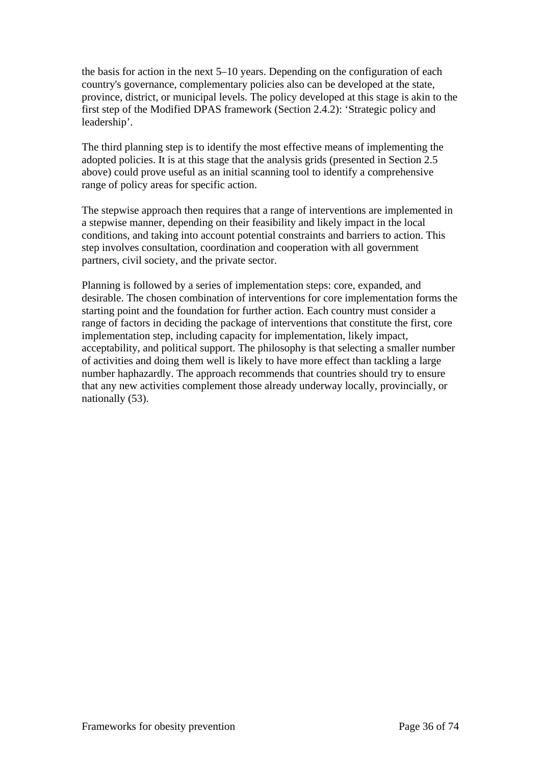the basis for action in the next 5–10 years. Depending on the configuration of each country's governance, complementary policies also can be developed at the state, province, district, or municipal levels. The policy developed at this stage is akin to the first step of the Modified DPAS framework (Section 2.4.2): 'Strategic policy and leadership'.

The third planning step is to identify the most effective means of implementing the adopted policies. It is at this stage that the analysis grids (presented in Section 2.5 above) could prove useful as an initial scanning tool to identify a comprehensive range of policy areas for specific action.

The stepwise approach then requires that a range of interventions are implemented in a stepwise manner, depending on their feasibility and likely impact in the local conditions, and taking into account potential constraints and barriers to action. This step involves consultation, coordination and cooperation with all government partners, civil society, and the private sector.

Planning is followed by a series of implementation steps: core, expanded, and desirable. The chosen combination of interventions for core implementation forms the starting point and the foundation for further action. Each country must consider a range of factors in deciding the package of interventions that constitute the first, core implementation step, including capacity for implementation, likely impact, acceptability, and political support. The philosophy is that selecting a smaller number of activities and doing them well is likely to have more effect than tackling a large number haphazardly. The approach recommends that countries should try to ensure that any new activities complement those already underway locally, provincially, or nationally (53).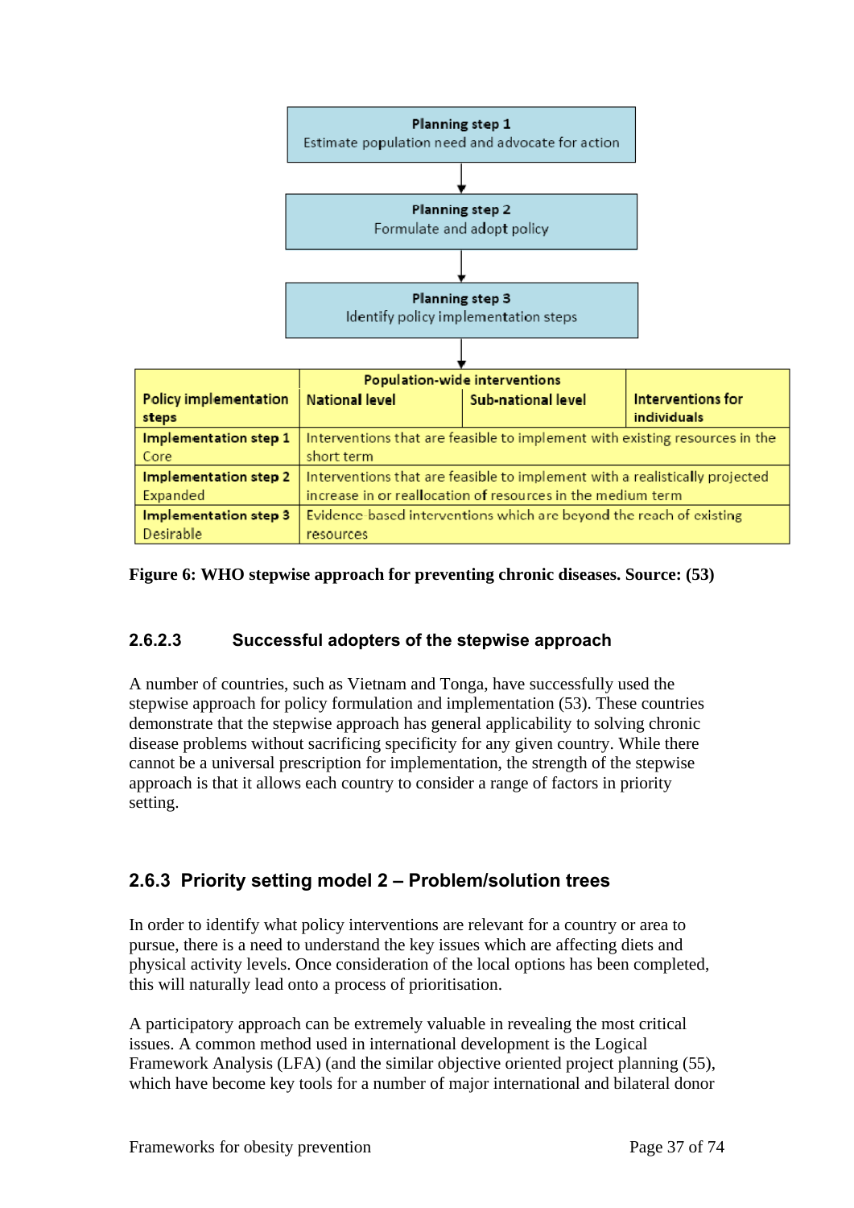**Planning step 1**
Estimate population need and advocate for action

↓

**Planning step 2**
Formulate and adopt policy

↓

**Planning step 3**
Identify policy implementation steps

↓

| Policy implementation steps | Population-wide interventions: National level | Population-wide interventions: Sub-national level | Interventions for individuals |
|---|---|---|---|
| **Implementation step 1** Core | Interventions that are feasible to implement with existing resources in the short term | | |
| **Implementation step 2** Expanded | Interventions that are feasible to implement with a realistically projected increase in or reallocation of resources in the medium term | | |
| **Implementation step 3** Desirable | Evidence-based interventions which are beyond the reach of existing resources | | |

**Figure 6: WHO stepwise approach for preventing chronic diseases. Source: (53)**

#### 2.6.2.3 Successful adopters of the stepwise approach

A number of countries, such as Vietnam and Tonga, have successfully used the stepwise approach for policy formulation and implementation (53). These countries demonstrate that the stepwise approach has general applicability to solving chronic disease problems without sacrificing specificity for any given country. While there cannot be a universal prescription for implementation, the strength of the stepwise approach is that it allows each country to consider a range of factors in priority setting.

### 2.6.3 Priority setting model 2 – Problem/solution trees

In order to identify what policy interventions are relevant for a country or area to pursue, there is a need to understand the key issues which are affecting diets and physical activity levels. Once consideration of the local options has been completed, this will naturally lead onto a process of prioritisation.

A participatory approach can be extremely valuable in revealing the most critical issues. A common method used in international development is the Logical Framework Analysis (LFA) (and the similar objective oriented project planning (55), which have become key tools for a number of major international and bilateral donor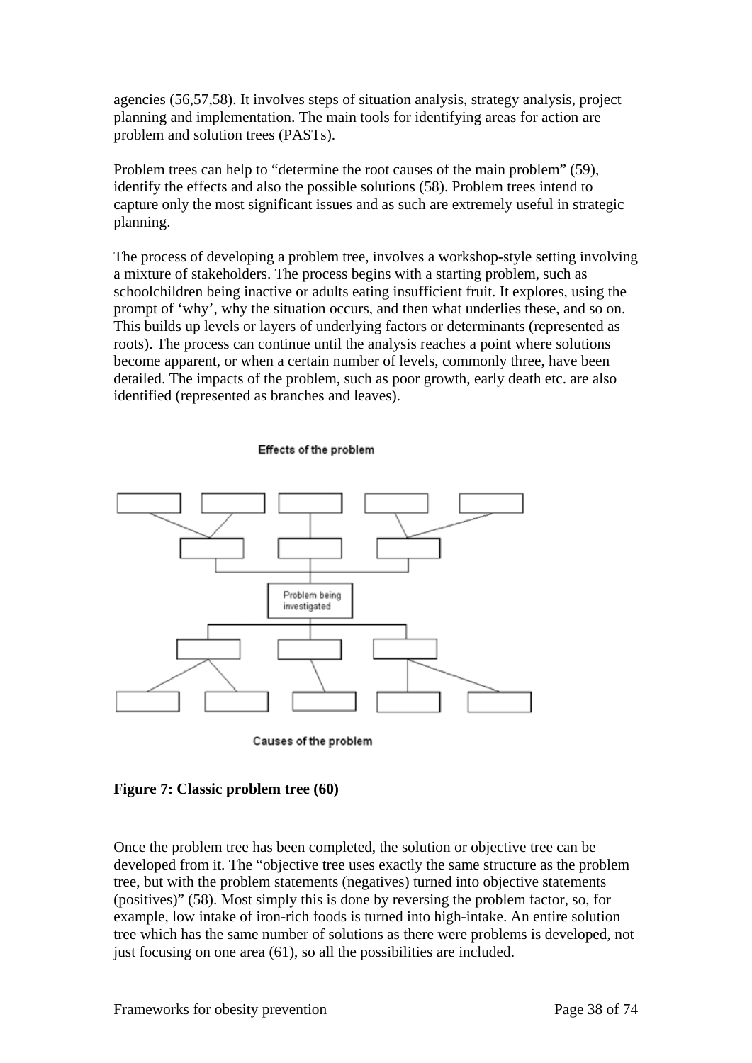agencies (56,57,58). It involves steps of situation analysis, strategy analysis, project planning and implementation. The main tools for identifying areas for action are problem and solution trees (PASTs).

Problem trees can help to "determine the root causes of the main problem" (59), identify the effects and also the possible solutions (58). Problem trees intend to capture only the most significant issues and as such are extremely useful in strategic planning.

The process of developing a problem tree, involves a workshop-style setting involving a mixture of stakeholders. The process begins with a starting problem, such as schoolchildren being inactive or adults eating insufficient fruit. It explores, using the prompt of 'why', why the situation occurs, and then what underlies these, and so on. This builds up levels or layers of underlying factors or determinants (represented as roots). The process can continue until the analysis reaches a point where solutions become apparent, or when a certain number of levels, commonly three, have been detailed. The impacts of the problem, such as poor growth, early death etc. are also identified (represented as branches and leaves).

Effects of the problem

Problem being investigated

Causes of the problem

**Figure 7: Classic problem tree (60)**

Once the problem tree has been completed, the solution or objective tree can be developed from it. The "objective tree uses exactly the same structure as the problem tree, but with the problem statements (negatives) turned into objective statements (positives)" (58). Most simply this is done by reversing the problem factor, so, for example, low intake of iron-rich foods is turned into high-intake. An entire solution tree which has the same number of solutions as there were problems is developed, not just focusing on one area (61), so all the possibilities are included.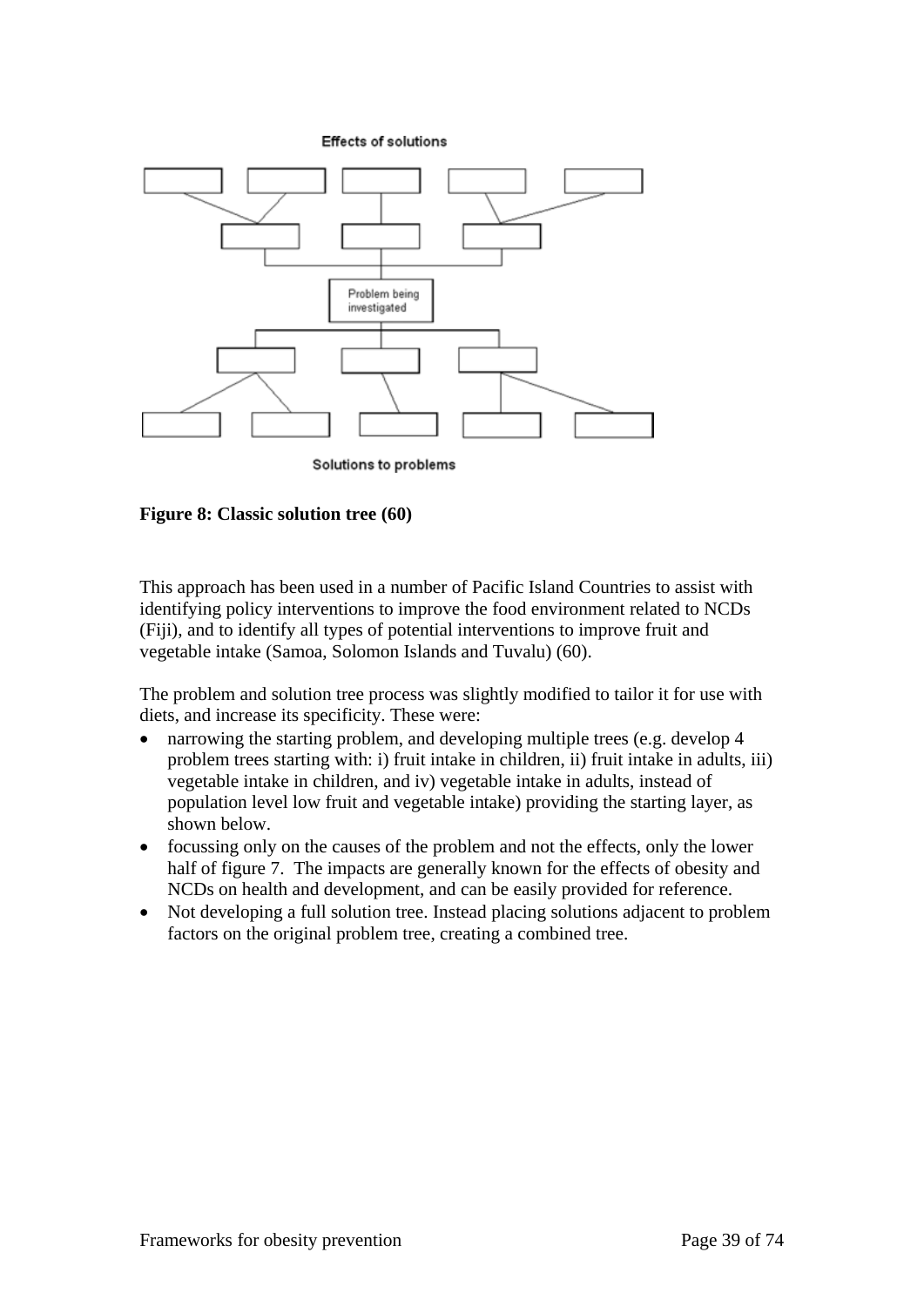Effects of solutions

Problem being investigated

Solutions to problems

**Figure 8: Classic solution tree (60)**

This approach has been used in a number of Pacific Island Countries to assist with identifying policy interventions to improve the food environment related to NCDs (Fiji), and to identify all types of potential interventions to improve fruit and vegetable intake (Samoa, Solomon Islands and Tuvalu) (60).

The problem and solution tree process was slightly modified to tailor it for use with diets, and increase its specificity. These were:

- narrowing the starting problem, and developing multiple trees (e.g. develop 4 problem trees starting with: i) fruit intake in children, ii) fruit intake in adults, iii) vegetable intake in children, and iv) vegetable intake in adults, instead of population level low fruit and vegetable intake) providing the starting layer, as shown below.
- focussing only on the causes of the problem and not the effects, only the lower half of figure 7. The impacts are generally known for the effects of obesity and NCDs on health and development, and can be easily provided for reference.
- Not developing a full solution tree. Instead placing solutions adjacent to problem factors on the original problem tree, creating a combined tree.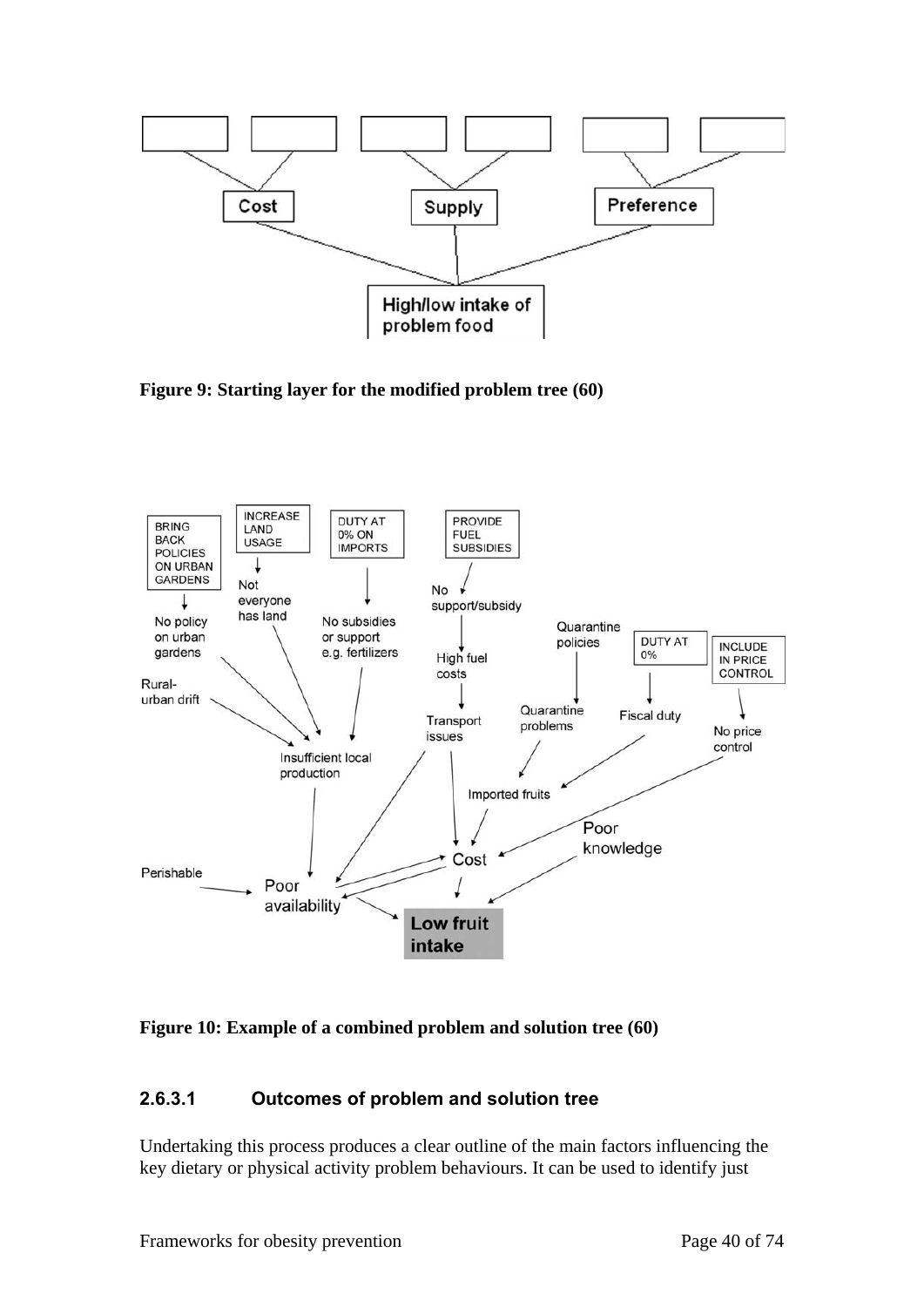**Figure 9: Starting layer for the modified problem tree (60)**

**Figure 10: Example of a combined problem and solution tree (60)**

#### 2.6.3.1 Outcomes of problem and solution tree

Undertaking this process produces a clear outline of the main factors influencing the key dietary or physical activity problem behaviours. It can be used to identify just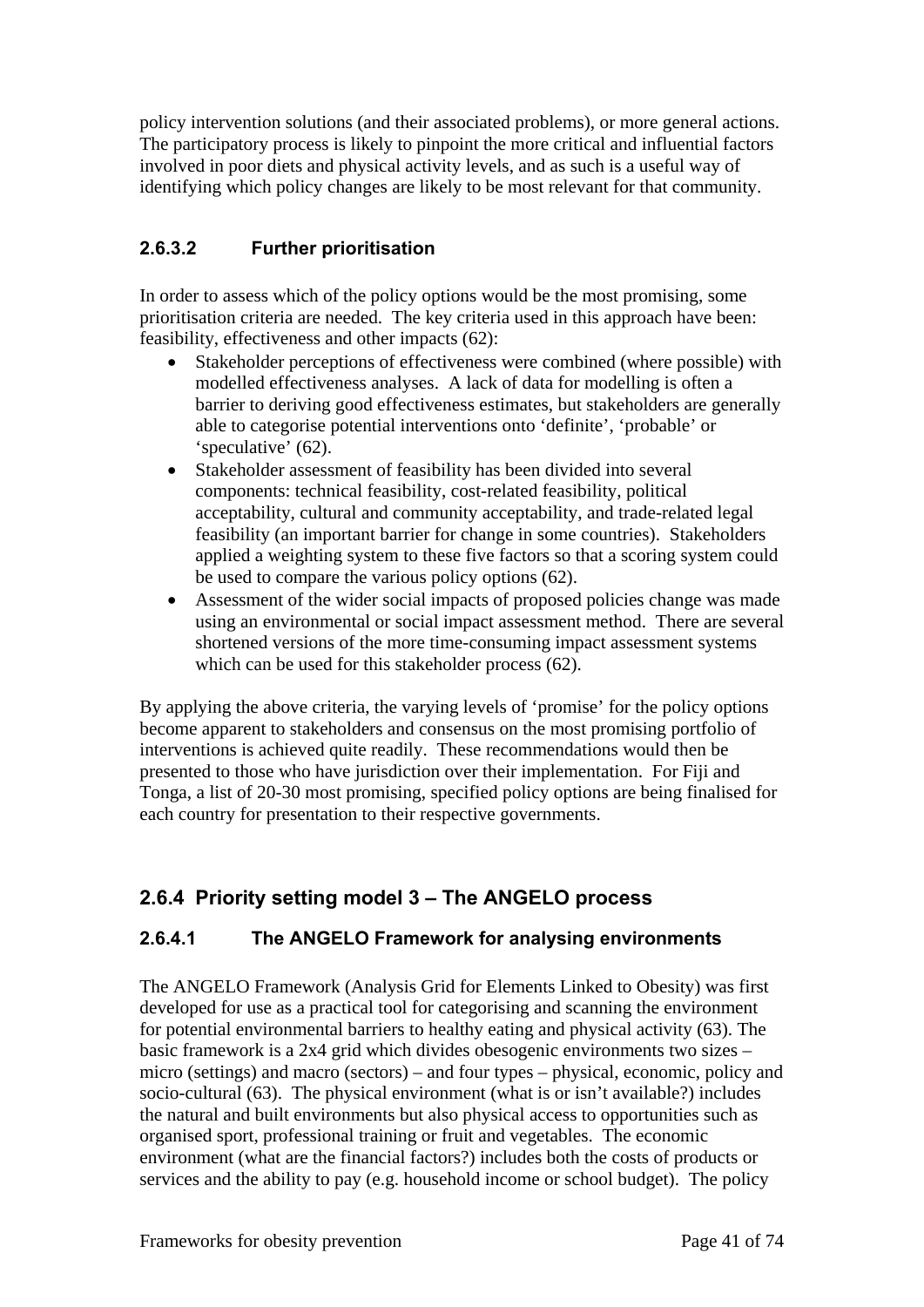policy intervention solutions (and their associated problems), or more general actions. The participatory process is likely to pinpoint the more critical and influential factors involved in poor diets and physical activity levels, and as such is a useful way of identifying which policy changes are likely to be most relevant for that community.

#### 2.6.3.2 Further prioritisation

In order to assess which of the policy options would be the most promising, some prioritisation criteria are needed. The key criteria used in this approach have been: feasibility, effectiveness and other impacts (62):

- Stakeholder perceptions of effectiveness were combined (where possible) with modelled effectiveness analyses. A lack of data for modelling is often a barrier to deriving good effectiveness estimates, but stakeholders are generally able to categorise potential interventions onto 'definite', 'probable' or 'speculative' (62).
- Stakeholder assessment of feasibility has been divided into several components: technical feasibility, cost-related feasibility, political acceptability, cultural and community acceptability, and trade-related legal feasibility (an important barrier for change in some countries). Stakeholders applied a weighting system to these five factors so that a scoring system could be used to compare the various policy options (62).
- Assessment of the wider social impacts of proposed policies change was made using an environmental or social impact assessment method. There are several shortened versions of the more time-consuming impact assessment systems which can be used for this stakeholder process (62).

By applying the above criteria, the varying levels of 'promise' for the policy options become apparent to stakeholders and consensus on the most promising portfolio of interventions is achieved quite readily. These recommendations would then be presented to those who have jurisdiction over their implementation. For Fiji and Tonga, a list of 20-30 most promising, specified policy options are being finalised for each country for presentation to their respective governments.

### 2.6.4 Priority setting model 3 – The ANGELO process

#### 2.6.4.1 The ANGELO Framework for analysing environments

The ANGELO Framework (Analysis Grid for Elements Linked to Obesity) was first developed for use as a practical tool for categorising and scanning the environment for potential environmental barriers to healthy eating and physical activity (63). The basic framework is a 2x4 grid which divides obesogenic environments two sizes – micro (settings) and macro (sectors) – and four types – physical, economic, policy and socio-cultural (63). The physical environment (what is or isn't available?) includes the natural and built environments but also physical access to opportunities such as organised sport, professional training or fruit and vegetables. The economic environment (what are the financial factors?) includes both the costs of products or services and the ability to pay (e.g. household income or school budget). The policy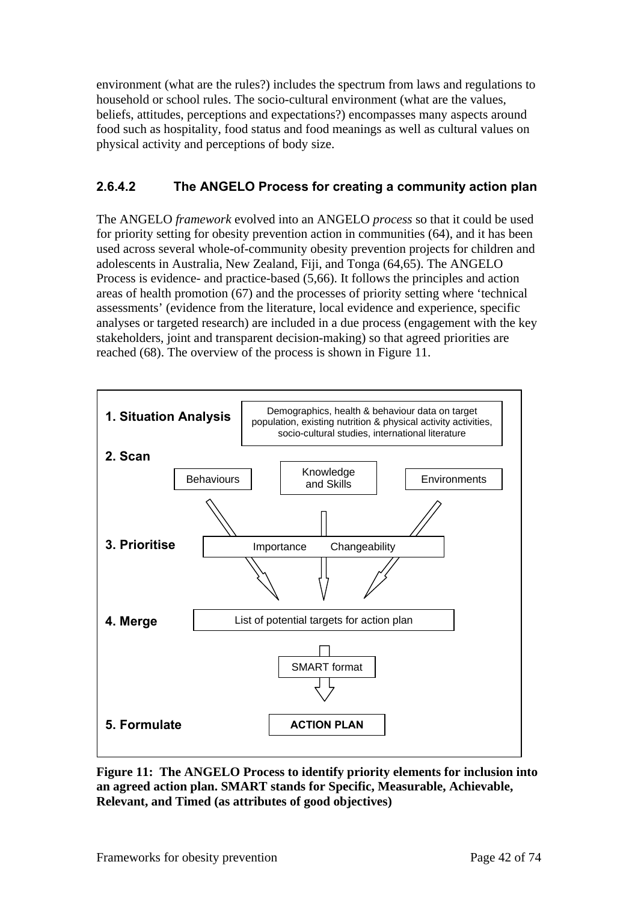environment (what are the rules?) includes the spectrum from laws and regulations to household or school rules. The socio-cultural environment (what are the values, beliefs, attitudes, perceptions and expectations?) encompasses many aspects around food such as hospitality, food status and food meanings as well as cultural values on physical activity and perceptions of body size.

#### 2.6.4.2 The ANGELO Process for creating a community action plan

The ANGELO *framework* evolved into an ANGELO *process* so that it could be used for priority setting for obesity prevention action in communities (64), and it has been used across several whole-of-community obesity prevention projects for children and adolescents in Australia, New Zealand, Fiji, and Tonga (64,65). The ANGELO Process is evidence- and practice-based (5,66). It follows the principles and action areas of health promotion (67) and the processes of priority setting where 'technical assessments' (evidence from the literature, local evidence and experience, specific analyses or targeted research) are included in a due process (engagement with the key stakeholders, joint and transparent decision-making) so that agreed priorities are reached (68). The overview of the process is shown in Figure 11.

**1. Situation Analysis** — Demographics, health & behaviour data on target population, existing nutrition & physical activity activities, socio-cultural studies, international literature

**2. Scan** — Behaviours | Knowledge and Skills | Environments

**3. Prioritise** — Importance | Changeability

**4. Merge** — List of potential targets for action plan → SMART format

**5. Formulate** — ACTION PLAN

**Figure 11: The ANGELO Process to identify priority elements for inclusion into an agreed action plan. SMART stands for Specific, Measurable, Achievable, Relevant, and Timed (as attributes of good objectives)**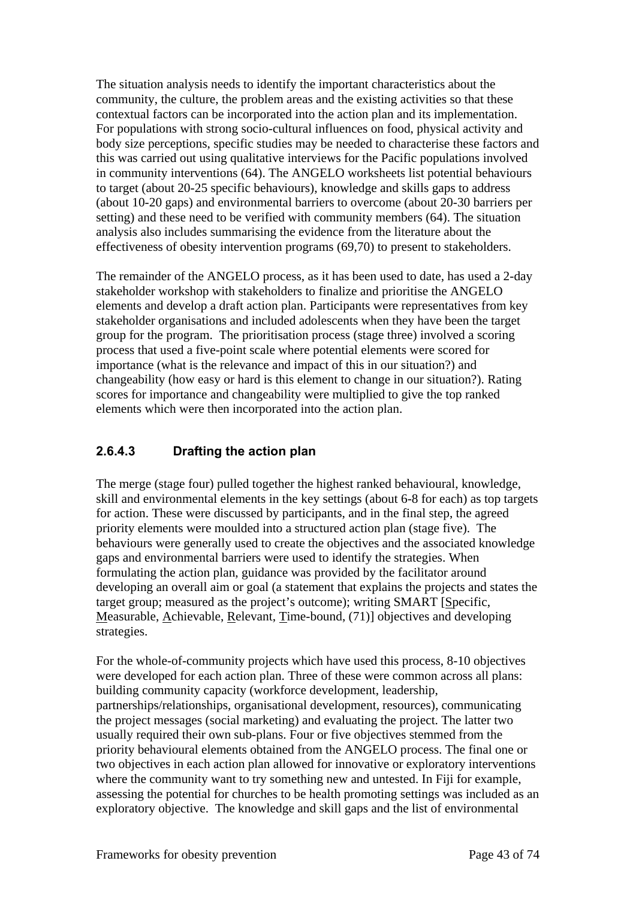The situation analysis needs to identify the important characteristics about the community, the culture, the problem areas and the existing activities so that these contextual factors can be incorporated into the action plan and its implementation. For populations with strong socio-cultural influences on food, physical activity and body size perceptions, specific studies may be needed to characterise these factors and this was carried out using qualitative interviews for the Pacific populations involved in community interventions (64). The ANGELO worksheets list potential behaviours to target (about 20-25 specific behaviours), knowledge and skills gaps to address (about 10-20 gaps) and environmental barriers to overcome (about 20-30 barriers per setting) and these need to be verified with community members (64). The situation analysis also includes summarising the evidence from the literature about the effectiveness of obesity intervention programs (69,70) to present to stakeholders.

The remainder of the ANGELO process, as it has been used to date, has used a 2-day stakeholder workshop with stakeholders to finalize and prioritise the ANGELO elements and develop a draft action plan. Participants were representatives from key stakeholder organisations and included adolescents when they have been the target group for the program. The prioritisation process (stage three) involved a scoring process that used a five-point scale where potential elements were scored for importance (what is the relevance and impact of this in our situation?) and changeability (how easy or hard is this element to change in our situation?). Rating scores for importance and changeability were multiplied to give the top ranked elements which were then incorporated into the action plan.

#### 2.6.4.3 Drafting the action plan

The merge (stage four) pulled together the highest ranked behavioural, knowledge, skill and environmental elements in the key settings (about 6-8 for each) as top targets for action. These were discussed by participants, and in the final step, the agreed priority elements were moulded into a structured action plan (stage five). The behaviours were generally used to create the objectives and the associated knowledge gaps and environmental barriers were used to identify the strategies. When formulating the action plan, guidance was provided by the facilitator around developing an overall aim or goal (a statement that explains the projects and states the target group; measured as the project's outcome); writing SMART [Specific, Measurable, Achievable, Relevant, Time-bound, (71)] objectives and developing strategies.

For the whole-of-community projects which have used this process, 8-10 objectives were developed for each action plan. Three of these were common across all plans: building community capacity (workforce development, leadership, partnerships/relationships, organisational development, resources), communicating the project messages (social marketing) and evaluating the project. The latter two usually required their own sub-plans. Four or five objectives stemmed from the priority behavioural elements obtained from the ANGELO process. The final one or two objectives in each action plan allowed for innovative or exploratory interventions where the community want to try something new and untested. In Fiji for example, assessing the potential for churches to be health promoting settings was included as an exploratory objective. The knowledge and skill gaps and the list of environmental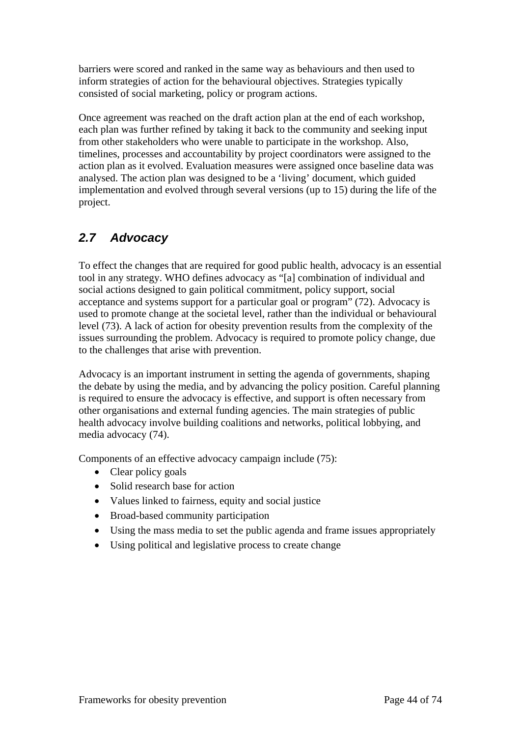barriers were scored and ranked in the same way as behaviours and then used to inform strategies of action for the behavioural objectives. Strategies typically consisted of social marketing, policy or program actions.

Once agreement was reached on the draft action plan at the end of each workshop, each plan was further refined by taking it back to the community and seeking input from other stakeholders who were unable to participate in the workshop. Also, timelines, processes and accountability by project coordinators were assigned to the action plan as it evolved. Evaluation measures were assigned once baseline data was analysed. The action plan was designed to be a 'living' document, which guided implementation and evolved through several versions (up to 15) during the life of the project.

## *2.7 Advocacy*

To effect the changes that are required for good public health, advocacy is an essential tool in any strategy. WHO defines advocacy as "[a] combination of individual and social actions designed to gain political commitment, policy support, social acceptance and systems support for a particular goal or program" (72). Advocacy is used to promote change at the societal level, rather than the individual or behavioural level (73). A lack of action for obesity prevention results from the complexity of the issues surrounding the problem. Advocacy is required to promote policy change, due to the challenges that arise with prevention.

Advocacy is an important instrument in setting the agenda of governments, shaping the debate by using the media, and by advancing the policy position. Careful planning is required to ensure the advocacy is effective, and support is often necessary from other organisations and external funding agencies. The main strategies of public health advocacy involve building coalitions and networks, political lobbying, and media advocacy (74).

Components of an effective advocacy campaign include (75):

- Clear policy goals
- Solid research base for action
- Values linked to fairness, equity and social justice
- Broad-based community participation
- Using the mass media to set the public agenda and frame issues appropriately
- Using political and legislative process to create change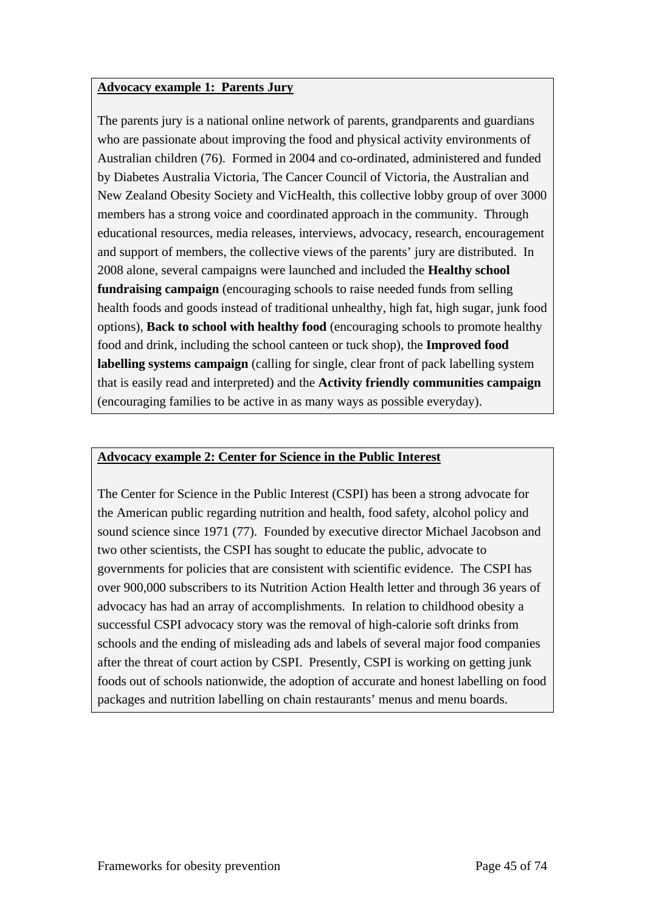**Advocacy example 1: Parents Jury**

The parents jury is a national online network of parents, grandparents and guardians who are passionate about improving the food and physical activity environments of Australian children (76). Formed in 2004 and co-ordinated, administered and funded by Diabetes Australia Victoria, The Cancer Council of Victoria, the Australian and New Zealand Obesity Society and VicHealth, this collective lobby group of over 3000 members has a strong voice and coordinated approach in the community. Through educational resources, media releases, interviews, advocacy, research, encouragement and support of members, the collective views of the parents' jury are distributed. In 2008 alone, several campaigns were launched and included the **Healthy school fundraising campaign** (encouraging schools to raise needed funds from selling health foods and goods instead of traditional unhealthy, high fat, high sugar, junk food options), **Back to school with healthy food** (encouraging schools to promote healthy food and drink, including the school canteen or tuck shop), the **Improved food labelling systems campaign** (calling for single, clear front of pack labelling system that is easily read and interpreted) and the **Activity friendly communities campaign** (encouraging families to be active in as many ways as possible everyday).

**Advocacy example 2: Center for Science in the Public Interest**

The Center for Science in the Public Interest (CSPI) has been a strong advocate for the American public regarding nutrition and health, food safety, alcohol policy and sound science since 1971 (77). Founded by executive director Michael Jacobson and two other scientists, the CSPI has sought to educate the public, advocate to governments for policies that are consistent with scientific evidence. The CSPI has over 900,000 subscribers to its Nutrition Action Health letter and through 36 years of advocacy has had an array of accomplishments. In relation to childhood obesity a successful CSPI advocacy story was the removal of high-calorie soft drinks from schools and the ending of misleading ads and labels of several major food companies after the threat of court action by CSPI. Presently, CSPI is working on getting junk foods out of schools nationwide, the adoption of accurate and honest labelling on food packages and nutrition labelling on chain restaurants' menus and menu boards.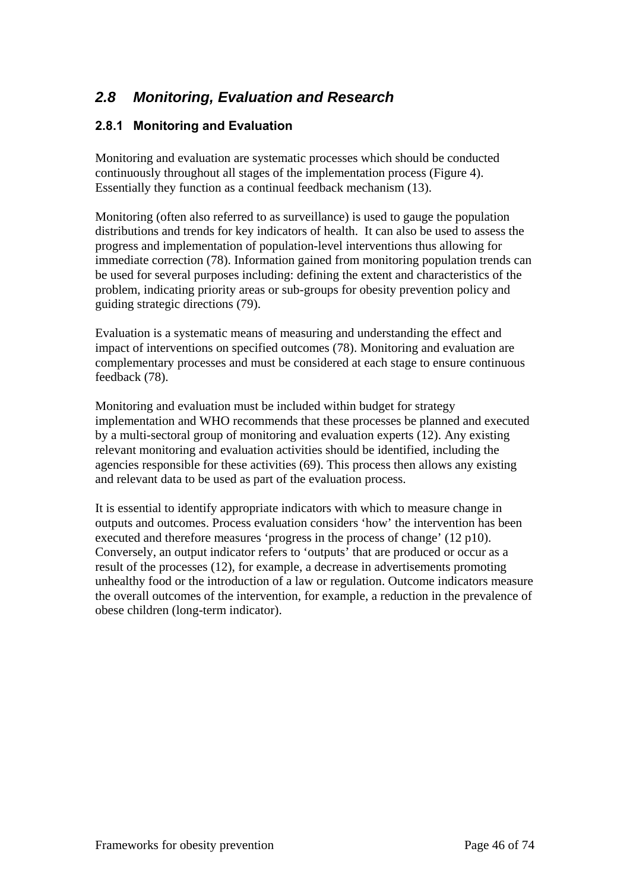## *2.8 Monitoring, Evaluation and Research*

### 2.8.1 Monitoring and Evaluation

Monitoring and evaluation are systematic processes which should be conducted continuously throughout all stages of the implementation process (Figure 4). Essentially they function as a continual feedback mechanism (13).

Monitoring (often also referred to as surveillance) is used to gauge the population distributions and trends for key indicators of health. It can also be used to assess the progress and implementation of population-level interventions thus allowing for immediate correction (78). Information gained from monitoring population trends can be used for several purposes including: defining the extent and characteristics of the problem, indicating priority areas or sub-groups for obesity prevention policy and guiding strategic directions (79).

Evaluation is a systematic means of measuring and understanding the effect and impact of interventions on specified outcomes (78). Monitoring and evaluation are complementary processes and must be considered at each stage to ensure continuous feedback (78).

Monitoring and evaluation must be included within budget for strategy implementation and WHO recommends that these processes be planned and executed by a multi-sectoral group of monitoring and evaluation experts (12). Any existing relevant monitoring and evaluation activities should be identified, including the agencies responsible for these activities (69). This process then allows any existing and relevant data to be used as part of the evaluation process.

It is essential to identify appropriate indicators with which to measure change in outputs and outcomes. Process evaluation considers 'how' the intervention has been executed and therefore measures 'progress in the process of change' (12 p10). Conversely, an output indicator refers to 'outputs' that are produced or occur as a result of the processes (12), for example, a decrease in advertisements promoting unhealthy food or the introduction of a law or regulation. Outcome indicators measure the overall outcomes of the intervention, for example, a reduction in the prevalence of obese children (long-term indicator).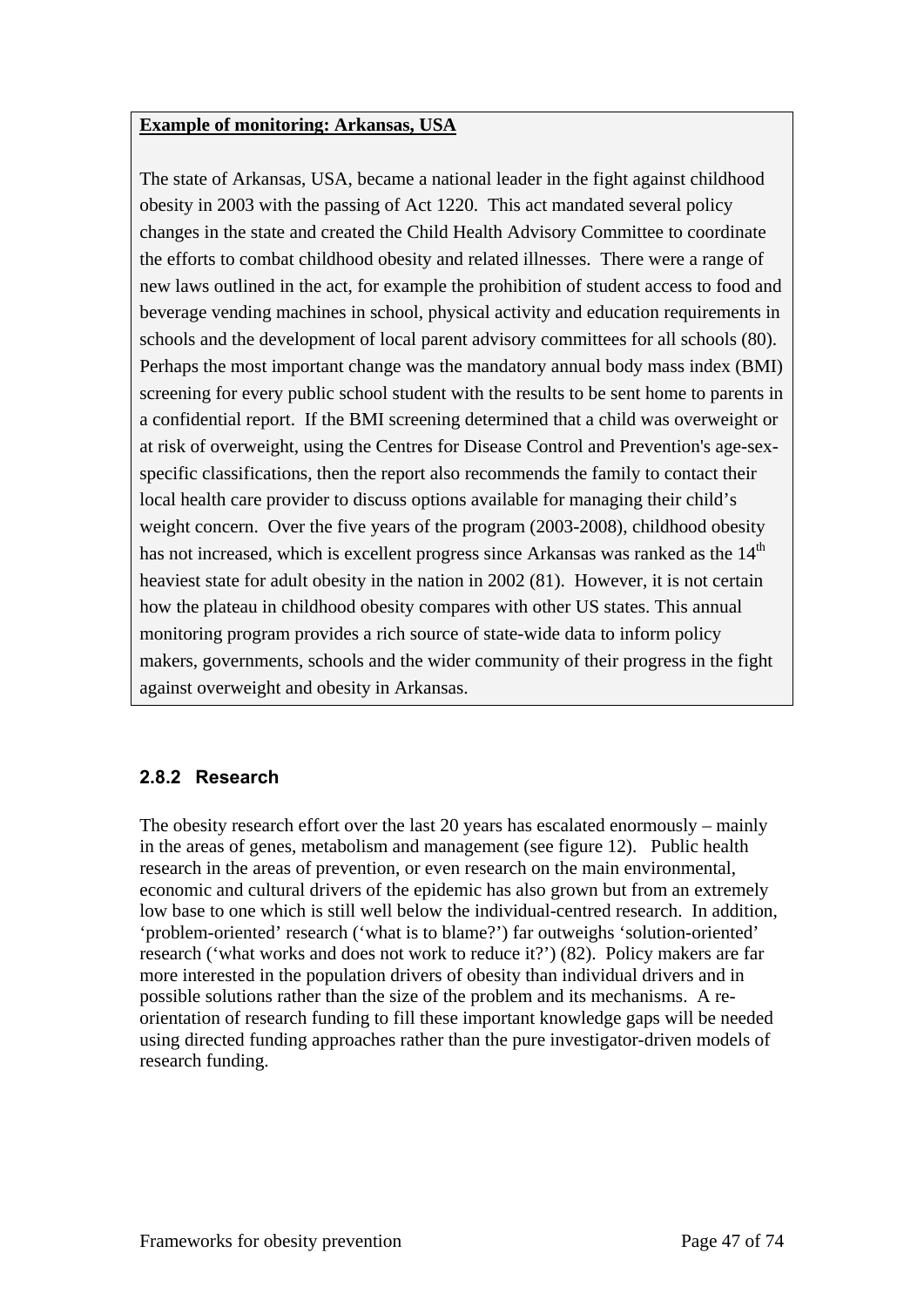**Example of monitoring: Arkansas, USA**

The state of Arkansas, USA, became a national leader in the fight against childhood obesity in 2003 with the passing of Act 1220. This act mandated several policy changes in the state and created the Child Health Advisory Committee to coordinate the efforts to combat childhood obesity and related illnesses. There were a range of new laws outlined in the act, for example the prohibition of student access to food and beverage vending machines in school, physical activity and education requirements in schools and the development of local parent advisory committees for all schools (80). Perhaps the most important change was the mandatory annual body mass index (BMI) screening for every public school student with the results to be sent home to parents in a confidential report. If the BMI screening determined that a child was overweight or at risk of overweight, using the Centres for Disease Control and Prevention's age-sex-specific classifications, then the report also recommends the family to contact their local health care provider to discuss options available for managing their child's weight concern. Over the five years of the program (2003-2008), childhood obesity has not increased, which is excellent progress since Arkansas was ranked as the 14th heaviest state for adult obesity in the nation in 2002 (81). However, it is not certain how the plateau in childhood obesity compares with other US states. This annual monitoring program provides a rich source of state-wide data to inform policy makers, governments, schools and the wider community of their progress in the fight against overweight and obesity in Arkansas.

### 2.8.2 Research

The obesity research effort over the last 20 years has escalated enormously – mainly in the areas of genes, metabolism and management (see figure 12). Public health research in the areas of prevention, or even research on the main environmental, economic and cultural drivers of the epidemic has also grown but from an extremely low base to one which is still well below the individual-centred research. In addition, 'problem-oriented' research ('what is to blame?') far outweighs 'solution-oriented' research ('what works and does not work to reduce it?') (82). Policy makers are far more interested in the population drivers of obesity than individual drivers and in possible solutions rather than the size of the problem and its mechanisms. A re-orientation of research funding to fill these important knowledge gaps will be needed using directed funding approaches rather than the pure investigator-driven models of research funding.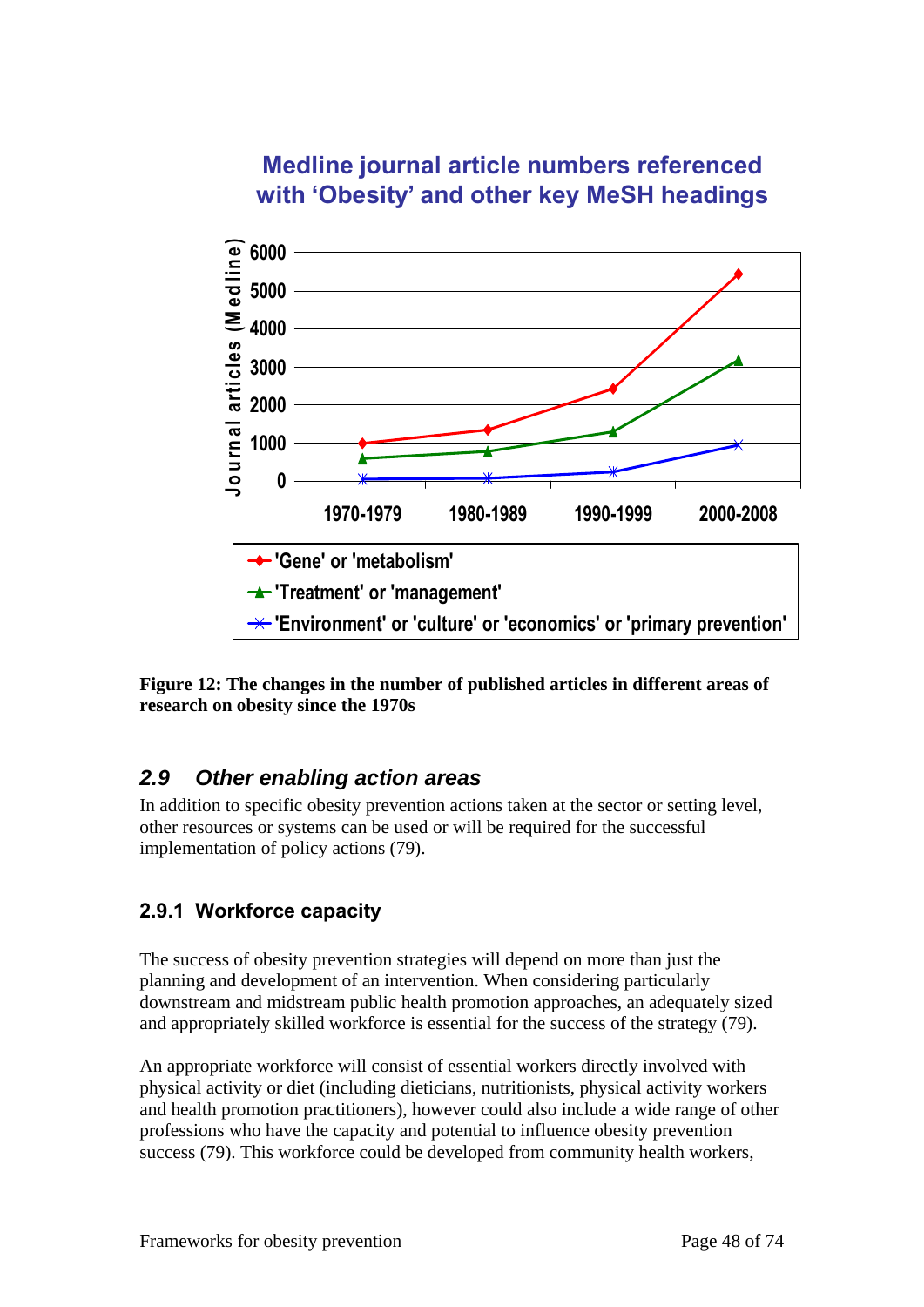**Medline journal article numbers referenced with 'Obesity' and other key MeSH headings**

**Figure 12: The changes in the number of published articles in different areas of research on obesity since the 1970s**

## *2.9 Other enabling action areas*

In addition to specific obesity prevention actions taken at the sector or setting level, other resources or systems can be used or will be required for the successful implementation of policy actions (79).

### 2.9.1 Workforce capacity

The success of obesity prevention strategies will depend on more than just the planning and development of an intervention. When considering particularly downstream and midstream public health promotion approaches, an adequately sized and appropriately skilled workforce is essential for the success of the strategy (79).

An appropriate workforce will consist of essential workers directly involved with physical activity or diet (including dieticians, nutritionists, physical activity workers and health promotion practitioners), however could also include a wide range of other professions who have the capacity and potential to influence obesity prevention success (79). This workforce could be developed from community health workers,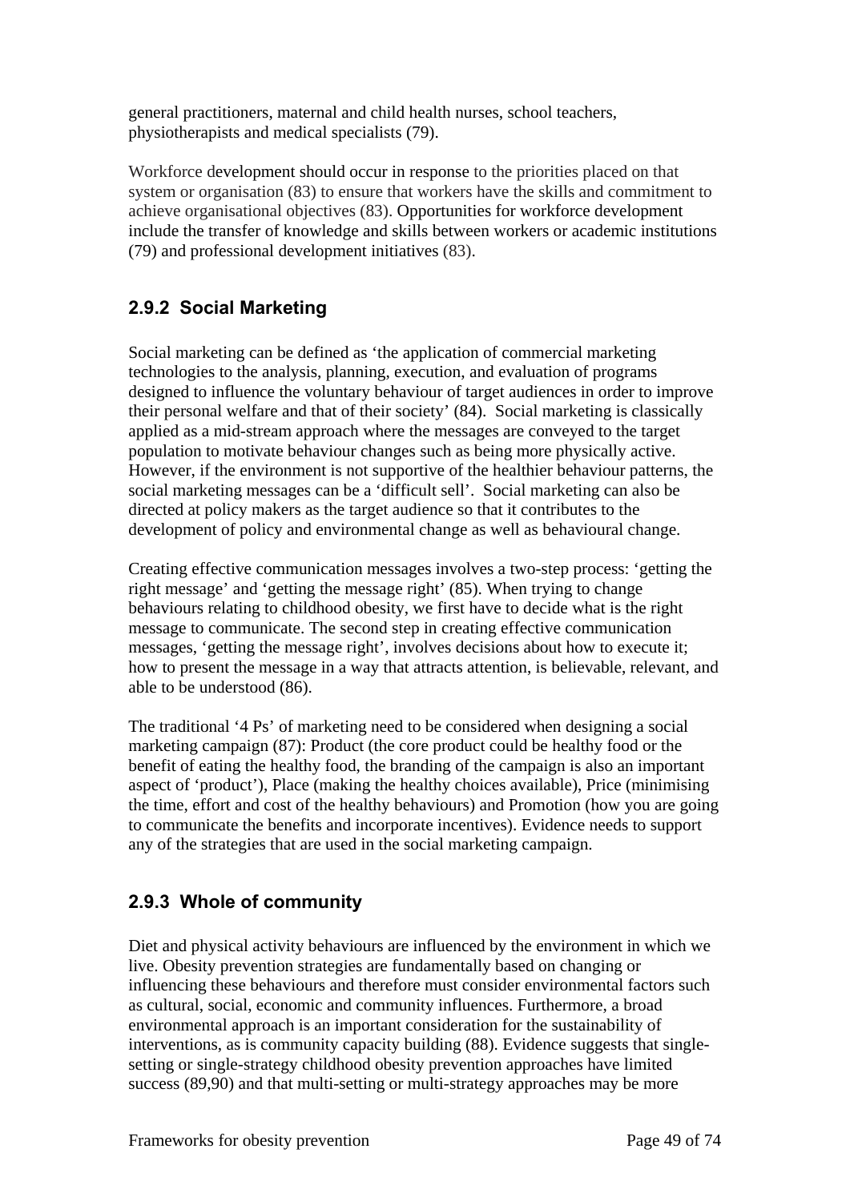general practitioners, maternal and child health nurses, school teachers, physiotherapists and medical specialists (79).

Workforce development should occur in response to the priorities placed on that system or organisation (83) to ensure that workers have the skills and commitment to achieve organisational objectives (83). Opportunities for workforce development include the transfer of knowledge and skills between workers or academic institutions (79) and professional development initiatives (83).

### 2.9.2 Social Marketing

Social marketing can be defined as 'the application of commercial marketing technologies to the analysis, planning, execution, and evaluation of programs designed to influence the voluntary behaviour of target audiences in order to improve their personal welfare and that of their society' (84). Social marketing is classically applied as a mid-stream approach where the messages are conveyed to the target population to motivate behaviour changes such as being more physically active. However, if the environment is not supportive of the healthier behaviour patterns, the social marketing messages can be a 'difficult sell'. Social marketing can also be directed at policy makers as the target audience so that it contributes to the development of policy and environmental change as well as behavioural change.

Creating effective communication messages involves a two-step process: 'getting the right message' and 'getting the message right' (85). When trying to change behaviours relating to childhood obesity, we first have to decide what is the right message to communicate. The second step in creating effective communication messages, 'getting the message right', involves decisions about how to execute it; how to present the message in a way that attracts attention, is believable, relevant, and able to be understood (86).

The traditional '4 Ps' of marketing need to be considered when designing a social marketing campaign (87): Product (the core product could be healthy food or the benefit of eating the healthy food, the branding of the campaign is also an important aspect of 'product'), Place (making the healthy choices available), Price (minimising the time, effort and cost of the healthy behaviours) and Promotion (how you are going to communicate the benefits and incorporate incentives). Evidence needs to support any of the strategies that are used in the social marketing campaign.

### 2.9.3 Whole of community

Diet and physical activity behaviours are influenced by the environment in which we live. Obesity prevention strategies are fundamentally based on changing or influencing these behaviours and therefore must consider environmental factors such as cultural, social, economic and community influences. Furthermore, a broad environmental approach is an important consideration for the sustainability of interventions, as is community capacity building (88). Evidence suggests that single-setting or single-strategy childhood obesity prevention approaches have limited success (89,90) and that multi-setting or multi-strategy approaches may be more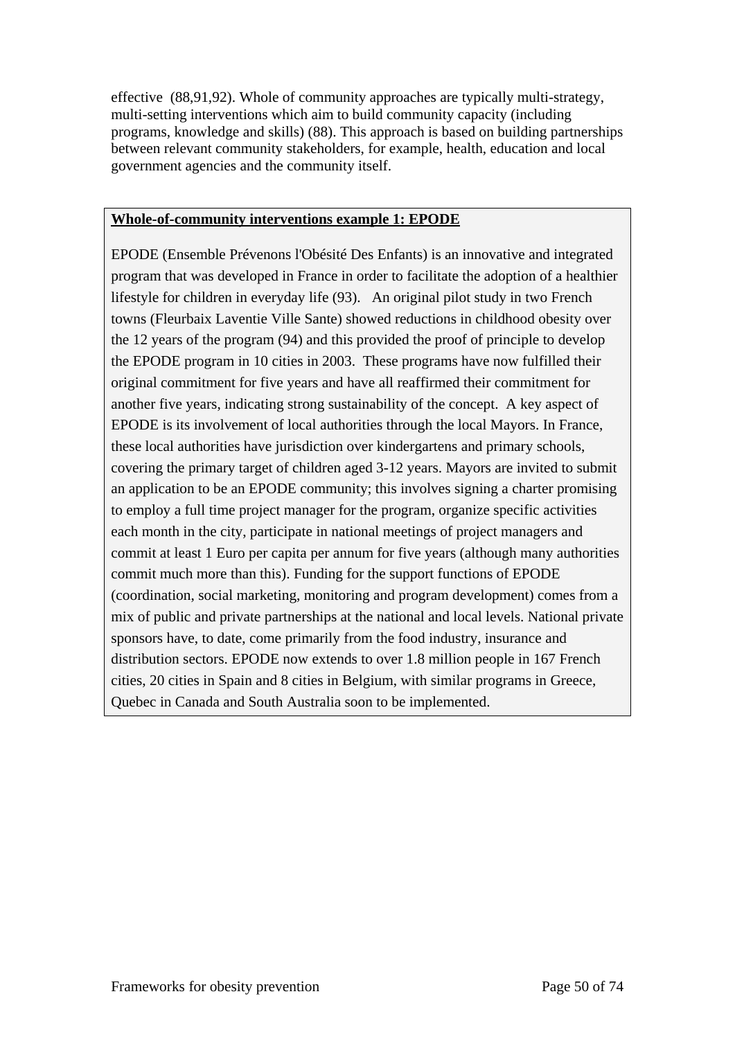effective (88,91,92). Whole of community approaches are typically multi-strategy, multi-setting interventions which aim to build community capacity (including programs, knowledge and skills) (88). This approach is based on building partnerships between relevant community stakeholders, for example, health, education and local government agencies and the community itself.

**Whole-of-community interventions example 1: EPODE**

EPODE (Ensemble Prévenons l'Obésité Des Enfants) is an innovative and integrated program that was developed in France in order to facilitate the adoption of a healthier lifestyle for children in everyday life (93). An original pilot study in two French towns (Fleurbaix Laventie Ville Sante) showed reductions in childhood obesity over the 12 years of the program (94) and this provided the proof of principle to develop the EPODE program in 10 cities in 2003. These programs have now fulfilled their original commitment for five years and have all reaffirmed their commitment for another five years, indicating strong sustainability of the concept. A key aspect of EPODE is its involvement of local authorities through the local Mayors. In France, these local authorities have jurisdiction over kindergartens and primary schools, covering the primary target of children aged 3-12 years. Mayors are invited to submit an application to be an EPODE community; this involves signing a charter promising to employ a full time project manager for the program, organize specific activities each month in the city, participate in national meetings of project managers and commit at least 1 Euro per capita per annum for five years (although many authorities commit much more than this). Funding for the support functions of EPODE (coordination, social marketing, monitoring and program development) comes from a mix of public and private partnerships at the national and local levels. National private sponsors have, to date, come primarily from the food industry, insurance and distribution sectors. EPODE now extends to over 1.8 million people in 167 French cities, 20 cities in Spain and 8 cities in Belgium, with similar programs in Greece, Quebec in Canada and South Australia soon to be implemented.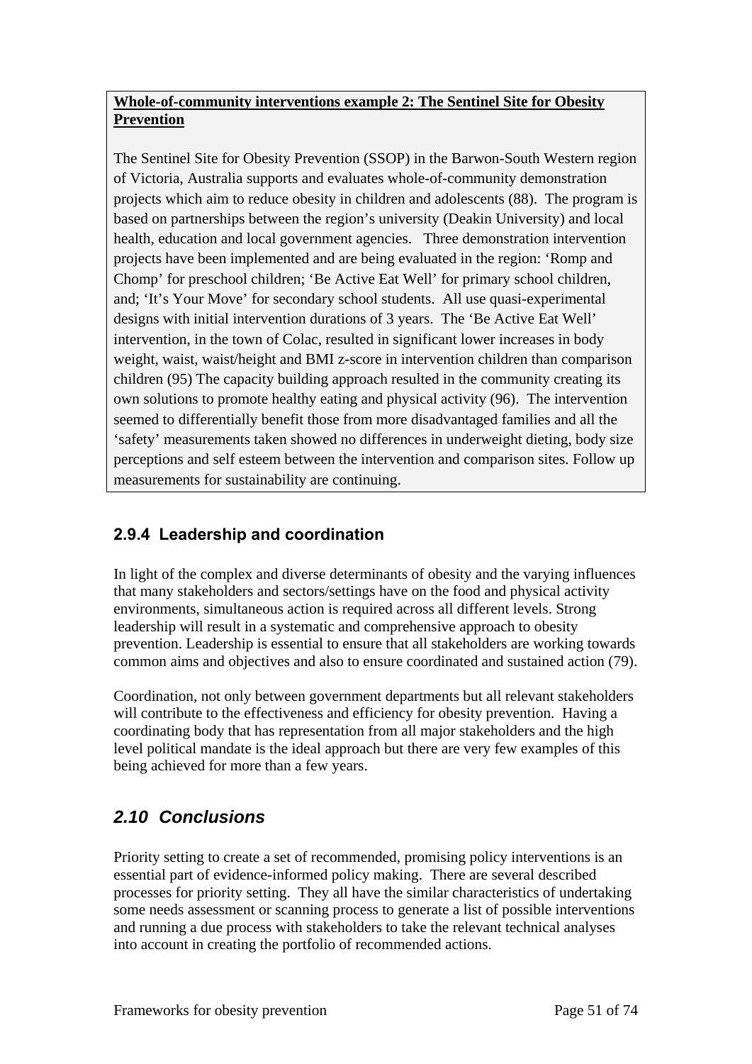**Whole-of-community interventions example 2: The Sentinel Site for Obesity Prevention**

The Sentinel Site for Obesity Prevention (SSOP) in the Barwon-South Western region of Victoria, Australia supports and evaluates whole-of-community demonstration projects which aim to reduce obesity in children and adolescents (88). The program is based on partnerships between the region's university (Deakin University) and local health, education and local government agencies. Three demonstration intervention projects have been implemented and are being evaluated in the region: 'Romp and Chomp' for preschool children; 'Be Active Eat Well' for primary school children, and; 'It's Your Move' for secondary school students. All use quasi-experimental designs with initial intervention durations of 3 years. The 'Be Active Eat Well' intervention, in the town of Colac, resulted in significant lower increases in body weight, waist, waist/height and BMI z-score in intervention children than comparison children (95) The capacity building approach resulted in the community creating its own solutions to promote healthy eating and physical activity (96). The intervention seemed to differentially benefit those from more disadvantaged families and all the 'safety' measurements taken showed no differences in underweight dieting, body size perceptions and self esteem between the intervention and comparison sites. Follow up measurements for sustainability are continuing.

### 2.9.4 Leadership and coordination

In light of the complex and diverse determinants of obesity and the varying influences that many stakeholders and sectors/settings have on the food and physical activity environments, simultaneous action is required across all different levels. Strong leadership will result in a systematic and comprehensive approach to obesity prevention. Leadership is essential to ensure that all stakeholders are working towards common aims and objectives and also to ensure coordinated and sustained action (79).

Coordination, not only between government departments but all relevant stakeholders will contribute to the effectiveness and efficiency for obesity prevention. Having a coordinating body that has representation from all major stakeholders and the high level political mandate is the ideal approach but there are very few examples of this being achieved for more than a few years.

## *2.10 Conclusions*

Priority setting to create a set of recommended, promising policy interventions is an essential part of evidence-informed policy making. There are several described processes for priority setting. They all have the similar characteristics of undertaking some needs assessment or scanning process to generate a list of possible interventions and running a due process with stakeholders to take the relevant technical analyses into account in creating the portfolio of recommended actions.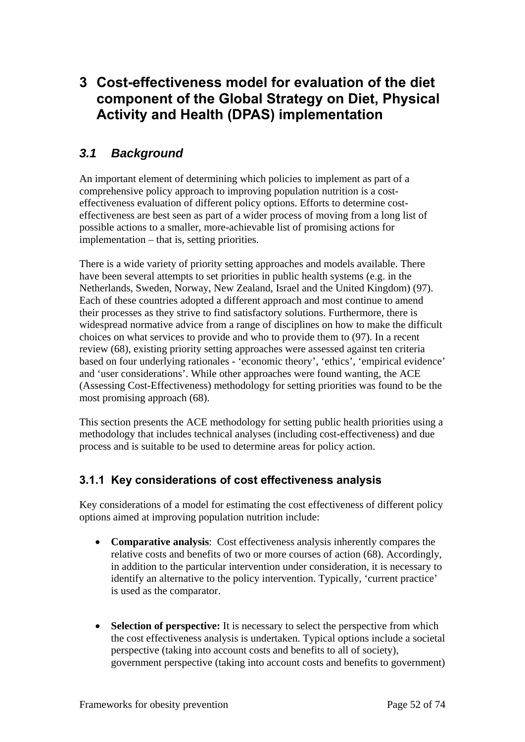# 3 Cost-effectiveness model for evaluation of the diet component of the Global Strategy on Diet, Physical Activity and Health (DPAS) implementation

## *3.1 Background*

An important element of determining which policies to implement as part of a comprehensive policy approach to improving population nutrition is a cost-effectiveness evaluation of different policy options. Efforts to determine cost-effectiveness are best seen as part of a wider process of moving from a long list of possible actions to a smaller, more-achievable list of promising actions for implementation – that is, setting priorities.

There is a wide variety of priority setting approaches and models available. There have been several attempts to set priorities in public health systems (e.g. in the Netherlands, Sweden, Norway, New Zealand, Israel and the United Kingdom) (97). Each of these countries adopted a different approach and most continue to amend their processes as they strive to find satisfactory solutions. Furthermore, there is widespread normative advice from a range of disciplines on how to make the difficult choices on what services to provide and who to provide them to (97). In a recent review (68), existing priority setting approaches were assessed against ten criteria based on four underlying rationales - 'economic theory', 'ethics', 'empirical evidence' and 'user considerations'. While other approaches were found wanting, the ACE (Assessing Cost-Effectiveness) methodology for setting priorities was found to be the most promising approach (68).

This section presents the ACE methodology for setting public health priorities using a methodology that includes technical analyses (including cost-effectiveness) and due process and is suitable to be used to determine areas for policy action.

### 3.1.1 Key considerations of cost effectiveness analysis

Key considerations of a model for estimating the cost effectiveness of different policy options aimed at improving population nutrition include:

- **Comparative analysis**: Cost effectiveness analysis inherently compares the relative costs and benefits of two or more courses of action (68). Accordingly, in addition to the particular intervention under consideration, it is necessary to identify an alternative to the policy intervention. Typically, 'current practice' is used as the comparator.

- **Selection of perspective:** It is necessary to select the perspective from which the cost effectiveness analysis is undertaken. Typical options include a societal perspective (taking into account costs and benefits to all of society), government perspective (taking into account costs and benefits to government)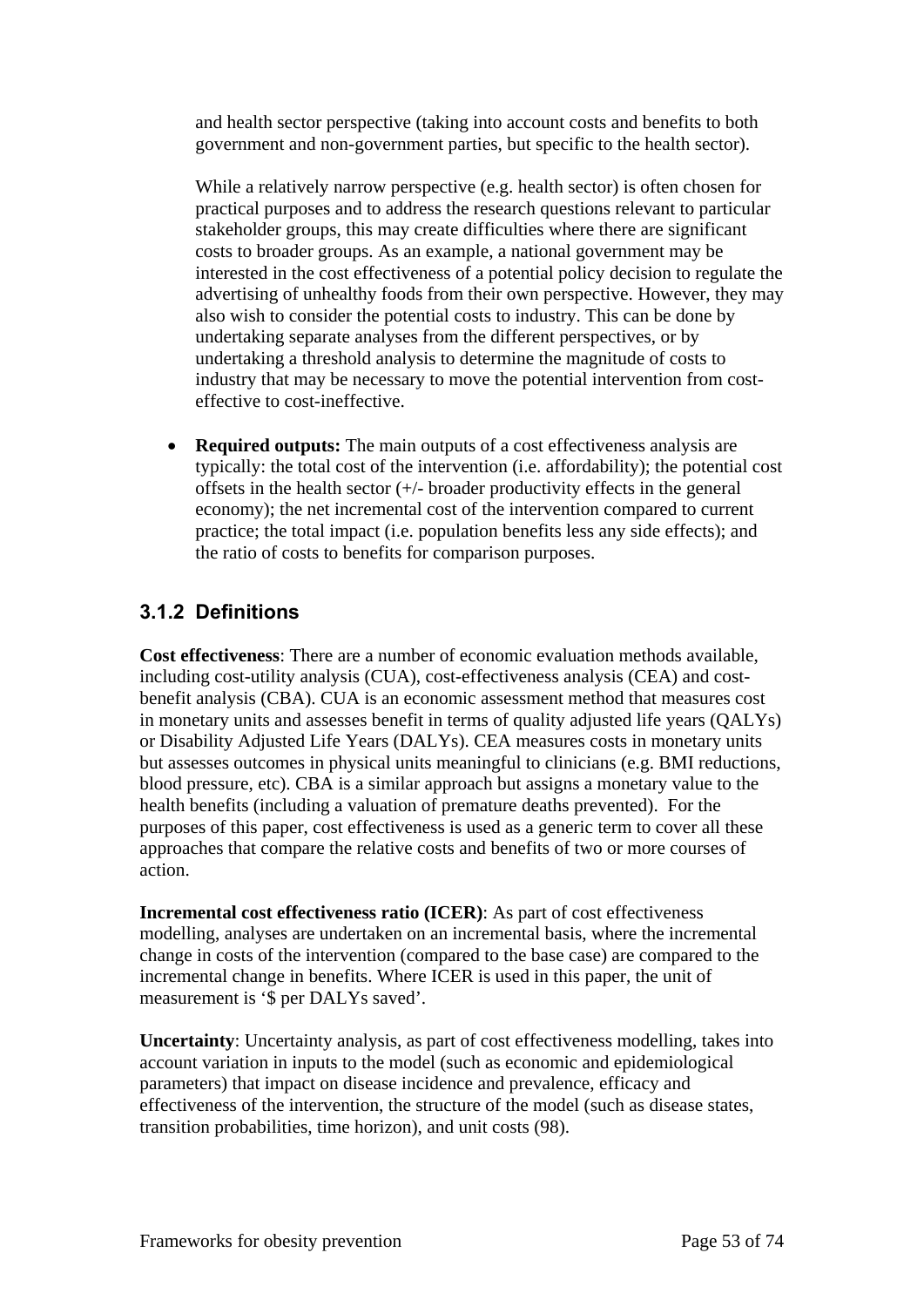and health sector perspective (taking into account costs and benefits to both government and non-government parties, but specific to the health sector).

While a relatively narrow perspective (e.g. health sector) is often chosen for practical purposes and to address the research questions relevant to particular stakeholder groups, this may create difficulties where there are significant costs to broader groups. As an example, a national government may be interested in the cost effectiveness of a potential policy decision to regulate the advertising of unhealthy foods from their own perspective. However, they may also wish to consider the potential costs to industry. This can be done by undertaking separate analyses from the different perspectives, or by undertaking a threshold analysis to determine the magnitude of costs to industry that may be necessary to move the potential intervention from cost-effective to cost-ineffective.

- **Required outputs:** The main outputs of a cost effectiveness analysis are typically: the total cost of the intervention (i.e. affordability); the potential cost offsets in the health sector (+/- broader productivity effects in the general economy); the net incremental cost of the intervention compared to current practice; the total impact (i.e. population benefits less any side effects); and the ratio of costs to benefits for comparison purposes.

### 3.1.2 Definitions

**Cost effectiveness**: There are a number of economic evaluation methods available, including cost-utility analysis (CUA), cost-effectiveness analysis (CEA) and cost-benefit analysis (CBA). CUA is an economic assessment method that measures cost in monetary units and assesses benefit in terms of quality adjusted life years (QALYs) or Disability Adjusted Life Years (DALYs). CEA measures costs in monetary units but assesses outcomes in physical units meaningful to clinicians (e.g. BMI reductions, blood pressure, etc). CBA is a similar approach but assigns a monetary value to the health benefits (including a valuation of premature deaths prevented). For the purposes of this paper, cost effectiveness is used as a generic term to cover all these approaches that compare the relative costs and benefits of two or more courses of action.

**Incremental cost effectiveness ratio (ICER)**: As part of cost effectiveness modelling, analyses are undertaken on an incremental basis, where the incremental change in costs of the intervention (compared to the base case) are compared to the incremental change in benefits. Where ICER is used in this paper, the unit of measurement is '$ per DALYs saved'.

**Uncertainty**: Uncertainty analysis, as part of cost effectiveness modelling, takes into account variation in inputs to the model (such as economic and epidemiological parameters) that impact on disease incidence and prevalence, efficacy and effectiveness of the intervention, the structure of the model (such as disease states, transition probabilities, time horizon), and unit costs (98).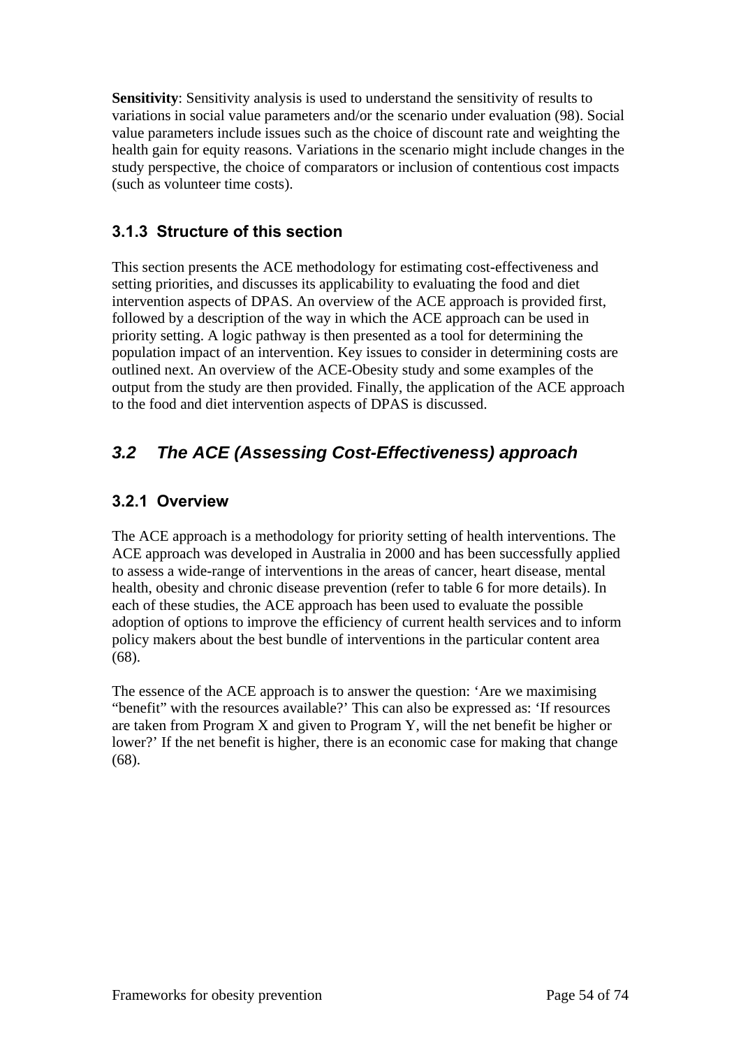**Sensitivity**: Sensitivity analysis is used to understand the sensitivity of results to variations in social value parameters and/or the scenario under evaluation (98). Social value parameters include issues such as the choice of discount rate and weighting the health gain for equity reasons. Variations in the scenario might include changes in the study perspective, the choice of comparators or inclusion of contentious cost impacts (such as volunteer time costs).

### 3.1.3 Structure of this section

This section presents the ACE methodology for estimating cost-effectiveness and setting priorities, and discusses its applicability to evaluating the food and diet intervention aspects of DPAS. An overview of the ACE approach is provided first, followed by a description of the way in which the ACE approach can be used in priority setting. A logic pathway is then presented as a tool for determining the population impact of an intervention. Key issues to consider in determining costs are outlined next. An overview of the ACE-Obesity study and some examples of the output from the study are then provided. Finally, the application of the ACE approach to the food and diet intervention aspects of DPAS is discussed.

## *3.2 The ACE (Assessing Cost-Effectiveness) approach*

### 3.2.1 Overview

The ACE approach is a methodology for priority setting of health interventions. The ACE approach was developed in Australia in 2000 and has been successfully applied to assess a wide-range of interventions in the areas of cancer, heart disease, mental health, obesity and chronic disease prevention (refer to table 6 for more details). In each of these studies, the ACE approach has been used to evaluate the possible adoption of options to improve the efficiency of current health services and to inform policy makers about the best bundle of interventions in the particular content area (68).

The essence of the ACE approach is to answer the question: 'Are we maximising "benefit" with the resources available?' This can also be expressed as: 'If resources are taken from Program X and given to Program Y, will the net benefit be higher or lower?' If the net benefit is higher, there is an economic case for making that change (68).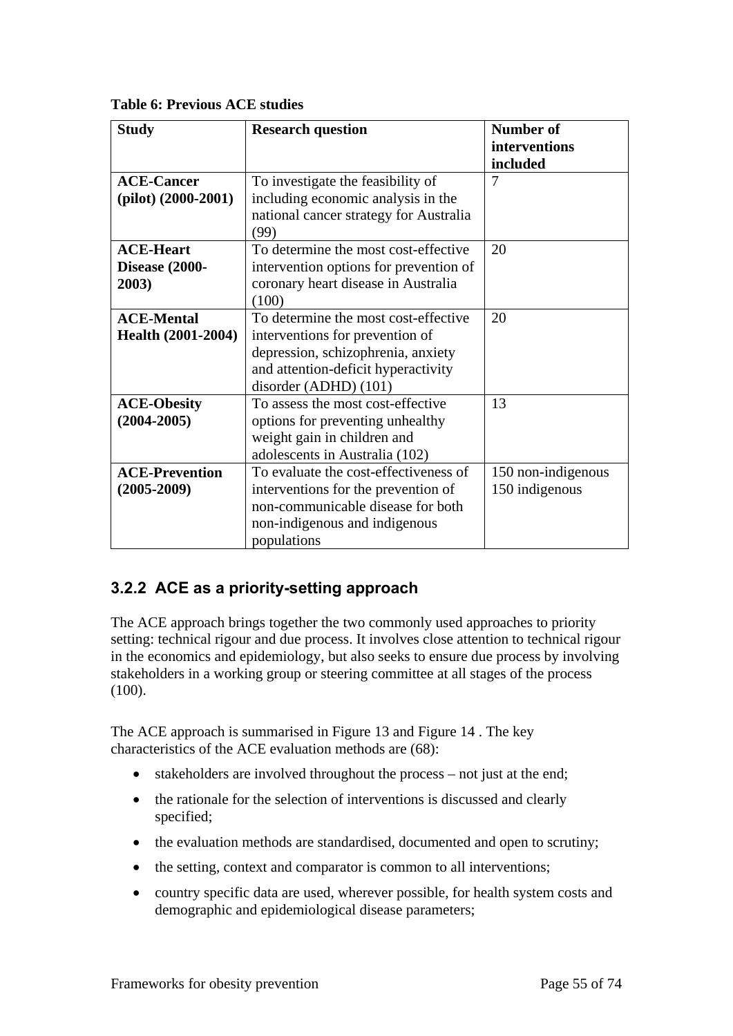**Table 6: Previous ACE studies**

| Study | Research question | Number of interventions included |
| --- | --- | --- |
| **ACE-Cancer (pilot) (2000-2001)** | To investigate the feasibility of including economic analysis in the national cancer strategy for Australia (99) | 7 |
| **ACE-Heart Disease (2000-2003)** | To determine the most cost-effective intervention options for prevention of coronary heart disease in Australia (100) | 20 |
| **ACE-Mental Health (2001-2004)** | To determine the most cost-effective interventions for prevention of depression, schizophrenia, anxiety and attention-deficit hyperactivity disorder (ADHD) (101) | 20 |
| **ACE-Obesity (2004-2005)** | To assess the most cost-effective options for preventing unhealthy weight gain in children and adolescents in Australia (102) | 13 |
| **ACE-Prevention (2005-2009)** | To evaluate the cost-effectiveness of interventions for the prevention of non-communicable disease for both non-indigenous and indigenous populations | 150 non-indigenous 150 indigenous |

### 3.2.2 ACE as a priority-setting approach

The ACE approach brings together the two commonly used approaches to priority setting: technical rigour and due process. It involves close attention to technical rigour in the economics and epidemiology, but also seeks to ensure due process by involving stakeholders in a working group or steering committee at all stages of the process (100).

The ACE approach is summarised in Figure 13 and Figure 14 . The key characteristics of the ACE evaluation methods are (68):

- stakeholders are involved throughout the process – not just at the end;
- the rationale for the selection of interventions is discussed and clearly specified;
- the evaluation methods are standardised, documented and open to scrutiny;
- the setting, context and comparator is common to all interventions;
- country specific data are used, wherever possible, for health system costs and demographic and epidemiological disease parameters;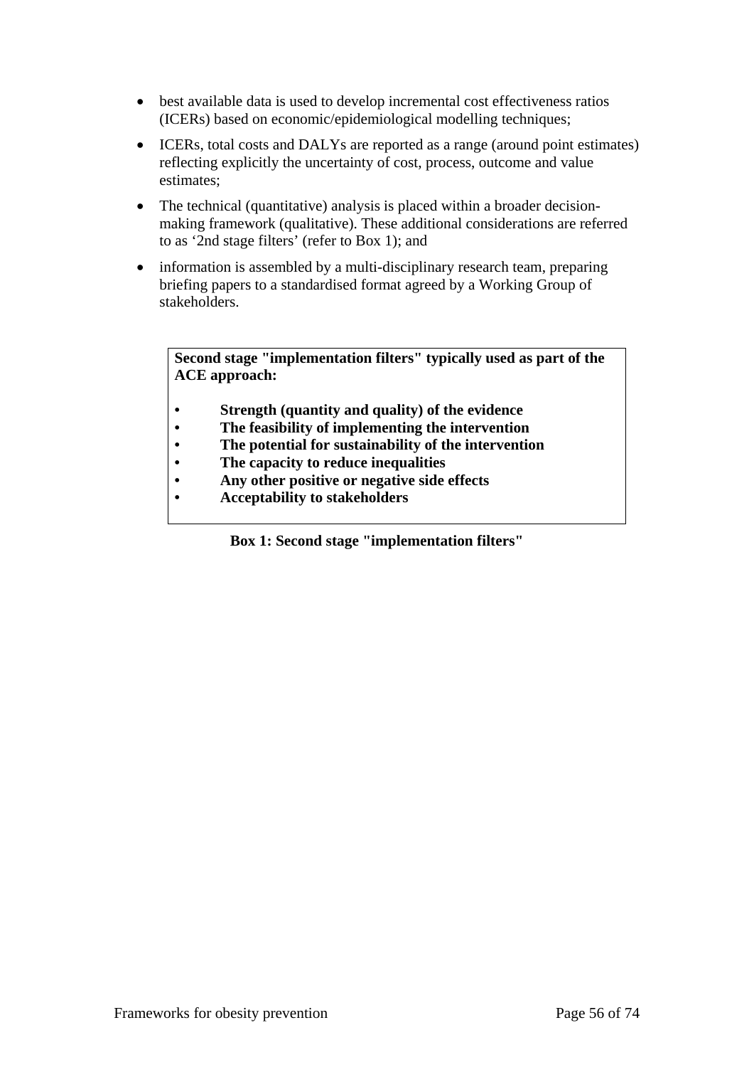- best available data is used to develop incremental cost effectiveness ratios (ICERs) based on economic/epidemiological modelling techniques;
- ICERs, total costs and DALYs are reported as a range (around point estimates) reflecting explicitly the uncertainty of cost, process, outcome and value estimates;
- The technical (quantitative) analysis is placed within a broader decision-making framework (qualitative). These additional considerations are referred to as '2nd stage filters' (refer to Box 1); and
- information is assembled by a multi-disciplinary research team, preparing briefing papers to a standardised format agreed by a Working Group of stakeholders.

**Second stage "implementation filters" typically used as part of the ACE approach:**

- **Strength (quantity and quality) of the evidence**
- **The feasibility of implementing the intervention**
- **The potential for sustainability of the intervention**
- **The capacity to reduce inequalities**
- **Any other positive or negative side effects**
- **Acceptability to stakeholders**

**Box 1: Second stage "implementation filters"**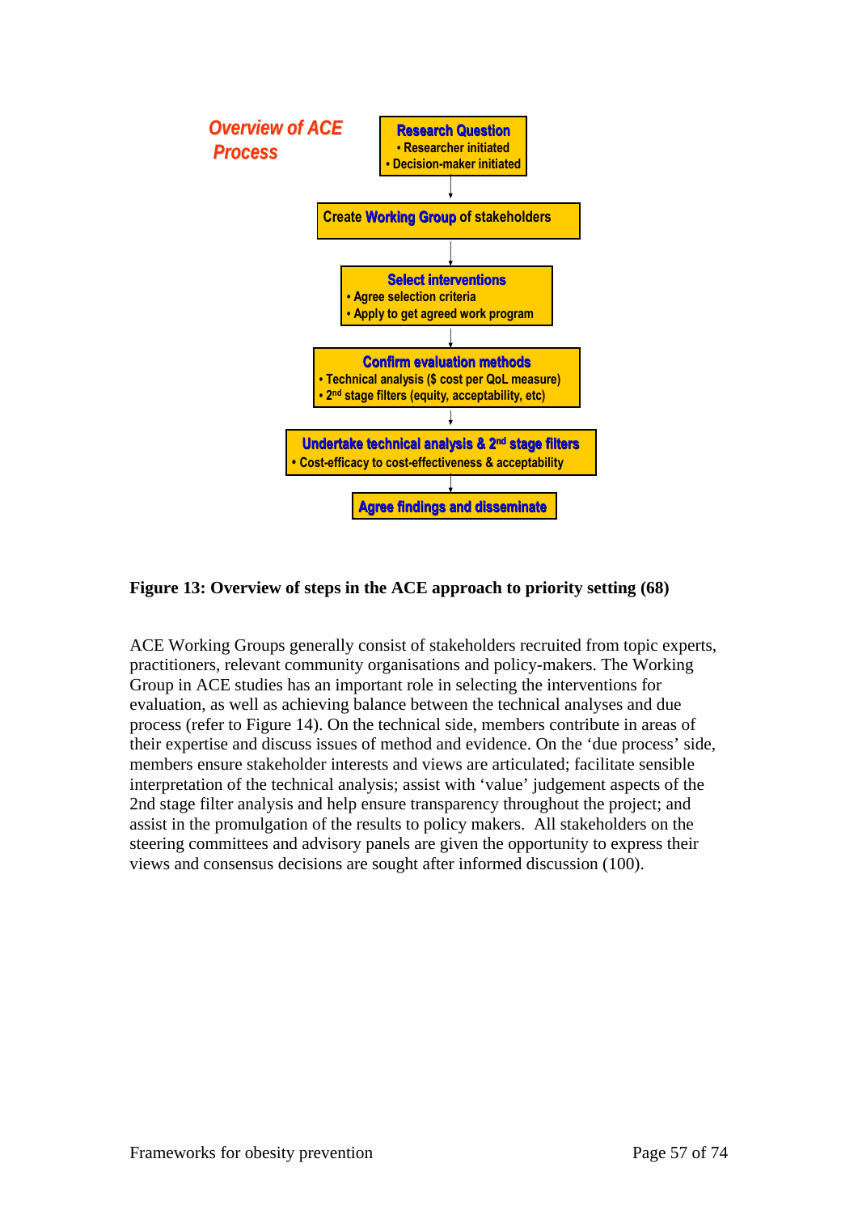**Overview of ACE Process**

**Research Question**
- Researcher initiated
- Decision-maker initiated

↓

Create **Working Group** of stakeholders

↓

**Select interventions**
- Agree selection criteria
- Apply to get agreed work program

↓

**Confirm evaluation methods**
- Technical analysis ($ cost per QoL measure)
- 2nd stage filters (equity, acceptability, etc)

↓

**Undertake technical analysis & 2nd stage filters**
- Cost-efficacy to cost-effectiveness & acceptability

↓

**Agree findings and disseminate**

**Figure 13: Overview of steps in the ACE approach to priority setting (68)**

ACE Working Groups generally consist of stakeholders recruited from topic experts, practitioners, relevant community organisations and policy-makers. The Working Group in ACE studies has an important role in selecting the interventions for evaluation, as well as achieving balance between the technical analyses and due process (refer to Figure 14). On the technical side, members contribute in areas of their expertise and discuss issues of method and evidence. On the 'due process' side, members ensure stakeholder interests and views are articulated; facilitate sensible interpretation of the technical analysis; assist with 'value' judgement aspects of the 2nd stage filter analysis and help ensure transparency throughout the project; and assist in the promulgation of the results to policy makers. All stakeholders on the steering committees and advisory panels are given the opportunity to express their views and consensus decisions are sought after informed discussion (100).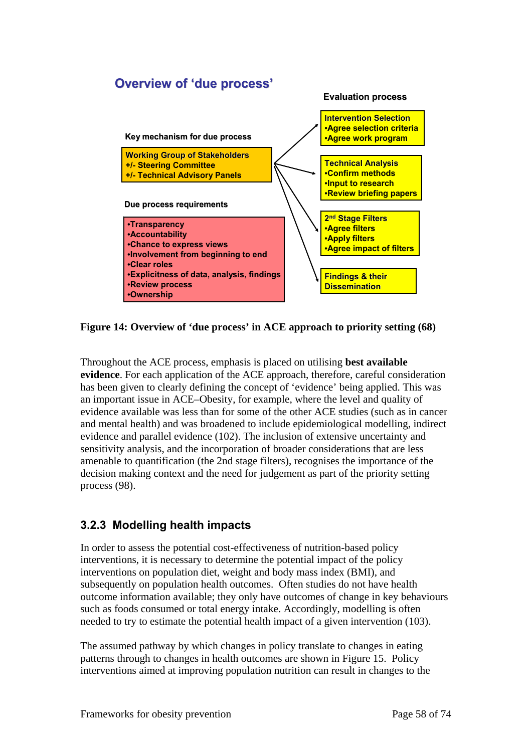## Overview of 'due process'

**Evaluation process**

**Key mechanism for due process**

**Working Group of Stakeholders**
**+/- Steering Committee**
**+/- Technical Advisory Panels**

**Due process requirements**

- **Transparency**
- **Accountability**
- **Chance to express views**
- **Involvement from beginning to end**
- **Clear roles**
- **Explicitness of data, analysis, findings**
- **Review process**
- **Ownership**

**Intervention Selection**
- **Agree selection criteria**
- **Agree work program**

**Technical Analysis**
- **Confirm methods**
- **Input to research**
- **Review briefing papers**

**2nd Stage Filters**
- **Agree filters**
- **Apply filters**
- **Agree impact of filters**

**Findings & their Dissemination**

**Figure 14: Overview of 'due process' in ACE approach to priority setting (68)**

Throughout the ACE process, emphasis is placed on utilising **best available evidence**. For each application of the ACE approach, therefore, careful consideration has been given to clearly defining the concept of 'evidence' being applied. This was an important issue in ACE–Obesity, for example, where the level and quality of evidence available was less than for some of the other ACE studies (such as in cancer and mental health) and was broadened to include epidemiological modelling, indirect evidence and parallel evidence (102). The inclusion of extensive uncertainty and sensitivity analysis, and the incorporation of broader considerations that are less amenable to quantification (the 2nd stage filters), recognises the importance of the decision making context and the need for judgement as part of the priority setting process (98).

### 3.2.3 Modelling health impacts

In order to assess the potential cost-effectiveness of nutrition-based policy interventions, it is necessary to determine the potential impact of the policy interventions on population diet, weight and body mass index (BMI), and subsequently on population health outcomes. Often studies do not have health outcome information available; they only have outcomes of change in key behaviours such as foods consumed or total energy intake. Accordingly, modelling is often needed to try to estimate the potential health impact of a given intervention (103).

The assumed pathway by which changes in policy translate to changes in eating patterns through to changes in health outcomes are shown in Figure 15. Policy interventions aimed at improving population nutrition can result in changes to the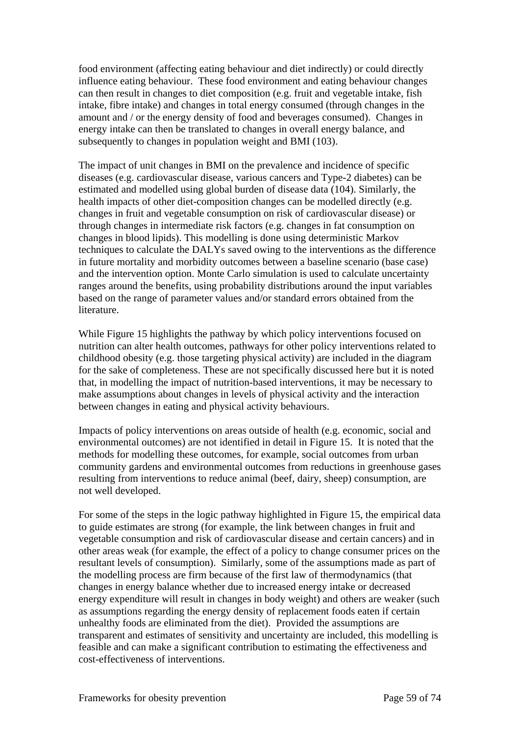food environment (affecting eating behaviour and diet indirectly) or could directly influence eating behaviour. These food environment and eating behaviour changes can then result in changes to diet composition (e.g. fruit and vegetable intake, fish intake, fibre intake) and changes in total energy consumed (through changes in the amount and / or the energy density of food and beverages consumed). Changes in energy intake can then be translated to changes in overall energy balance, and subsequently to changes in population weight and BMI (103).

The impact of unit changes in BMI on the prevalence and incidence of specific diseases (e.g. cardiovascular disease, various cancers and Type-2 diabetes) can be estimated and modelled using global burden of disease data (104). Similarly, the health impacts of other diet-composition changes can be modelled directly (e.g. changes in fruit and vegetable consumption on risk of cardiovascular disease) or through changes in intermediate risk factors (e.g. changes in fat consumption on changes in blood lipids). This modelling is done using deterministic Markov techniques to calculate the DALYs saved owing to the interventions as the difference in future mortality and morbidity outcomes between a baseline scenario (base case) and the intervention option. Monte Carlo simulation is used to calculate uncertainty ranges around the benefits, using probability distributions around the input variables based on the range of parameter values and/or standard errors obtained from the literature.

While Figure 15 highlights the pathway by which policy interventions focused on nutrition can alter health outcomes, pathways for other policy interventions related to childhood obesity (e.g. those targeting physical activity) are included in the diagram for the sake of completeness. These are not specifically discussed here but it is noted that, in modelling the impact of nutrition-based interventions, it may be necessary to make assumptions about changes in levels of physical activity and the interaction between changes in eating and physical activity behaviours.

Impacts of policy interventions on areas outside of health (e.g. economic, social and environmental outcomes) are not identified in detail in Figure 15. It is noted that the methods for modelling these outcomes, for example, social outcomes from urban community gardens and environmental outcomes from reductions in greenhouse gases resulting from interventions to reduce animal (beef, dairy, sheep) consumption, are not well developed.

For some of the steps in the logic pathway highlighted in Figure 15, the empirical data to guide estimates are strong (for example, the link between changes in fruit and vegetable consumption and risk of cardiovascular disease and certain cancers) and in other areas weak (for example, the effect of a policy to change consumer prices on the resultant levels of consumption). Similarly, some of the assumptions made as part of the modelling process are firm because of the first law of thermodynamics (that changes in energy balance whether due to increased energy intake or decreased energy expenditure will result in changes in body weight) and others are weaker (such as assumptions regarding the energy density of replacement foods eaten if certain unhealthy foods are eliminated from the diet). Provided the assumptions are transparent and estimates of sensitivity and uncertainty are included, this modelling is feasible and can make a significant contribution to estimating the effectiveness and cost-effectiveness of interventions.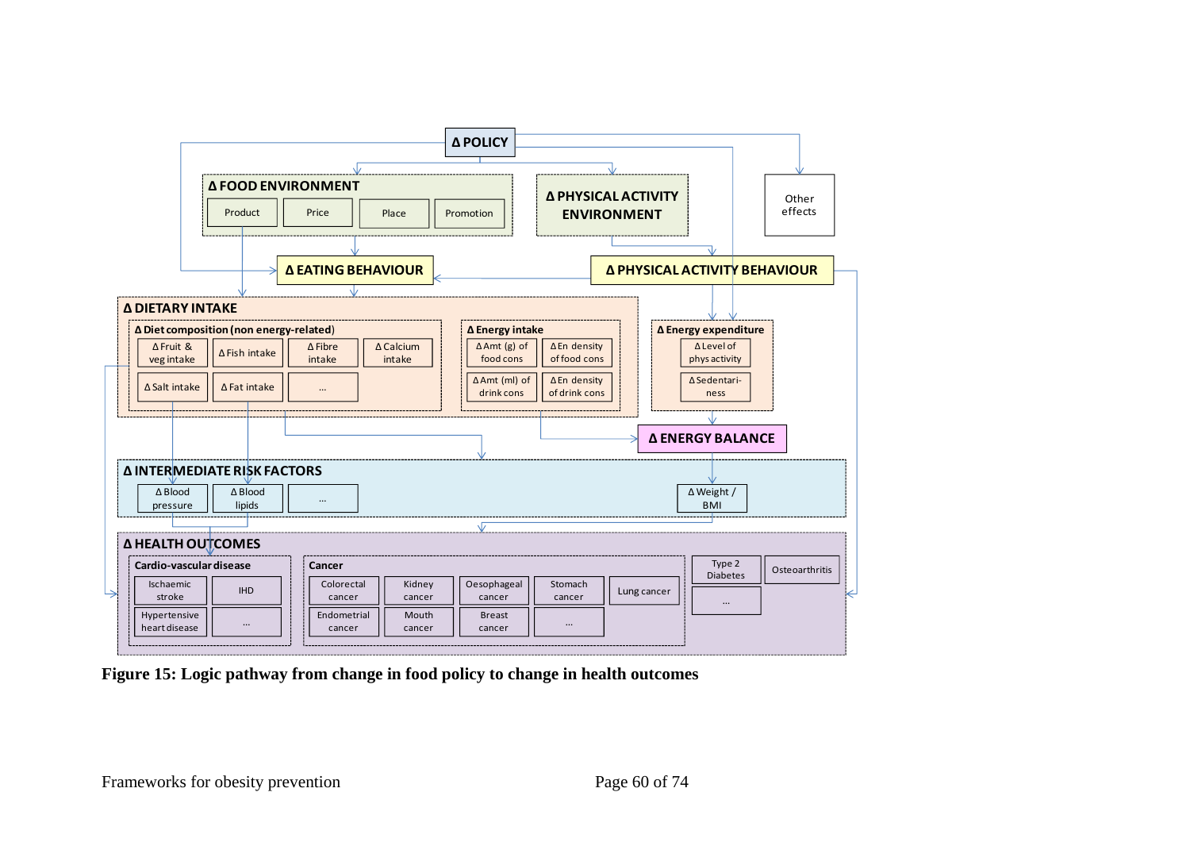Δ POLICY

Other effects

**Δ FOOD ENVIRONMENT**
- Product
- Price
- Place
- Promotion

**Δ PHYSICAL ACTIVITY ENVIRONMENT**

**Δ EATING BEHAVIOUR**

**Δ PHYSICAL ACTIVITY BEHAVIOUR**

**Δ DIETARY INTAKE**

**Δ Diet composition (non energy-related)**
- Δ Fruit & veg intake
- Δ Fish intake
- Δ Fibre intake
- Δ Calcium intake
- Δ Salt intake
- Δ Fat intake
- ...

**Δ Energy intake**
- Δ Amt (g) of food cons
- Δ En density of food cons
- Δ Amt (ml) of drink cons
- Δ En density of drink cons

**Δ Energy expenditure**
- Δ Level of phys activity
- Δ Sedentari-ness

**Δ ENERGY BALANCE**

**Δ INTERMEDIATE RISK FACTORS**
- Δ Blood pressure
- Δ Blood lipids
- ...
- Δ Weight / BMI

**Δ HEALTH OUTCOMES**

**Cardio-vascular disease**
- Ischaemic stroke
- IHD
- Hypertensive heart disease
- ...

**Cancer**
- Colorectal cancer
- Kidney cancer
- Oesophageal cancer
- Stomach cancer
- Lung cancer
- Endometrial cancer
- Mouth cancer
- Breast cancer
- ...

- Type 2 Diabetes
- Osteoarthritis
- ...

**Figure 15: Logic pathway from change in food policy to change in health outcomes**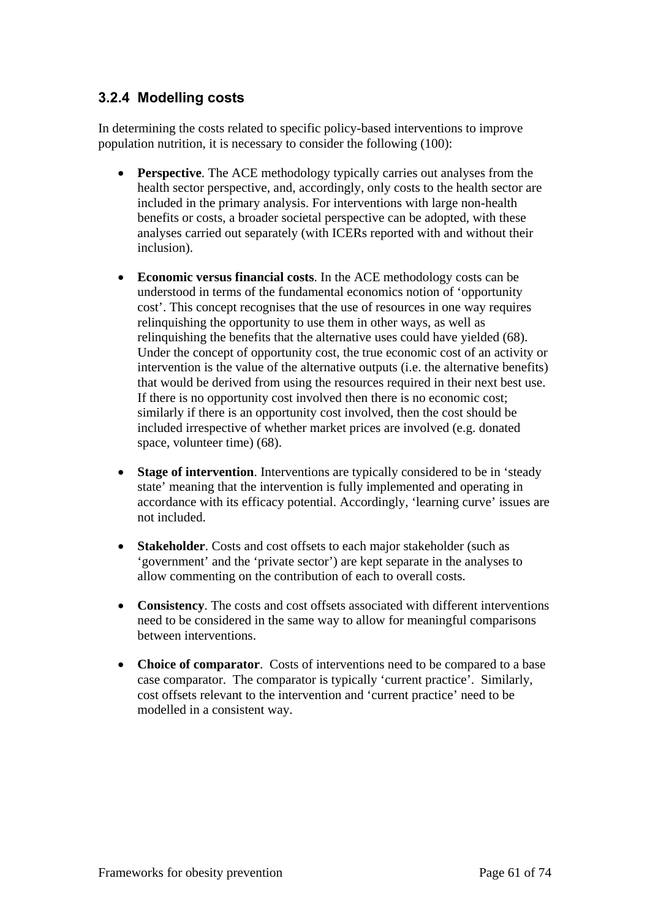### 3.2.4 Modelling costs

In determining the costs related to specific policy-based interventions to improve population nutrition, it is necessary to consider the following (100):

- **Perspective**. The ACE methodology typically carries out analyses from the health sector perspective, and, accordingly, only costs to the health sector are included in the primary analysis. For interventions with large non-health benefits or costs, a broader societal perspective can be adopted, with these analyses carried out separately (with ICERs reported with and without their inclusion).

- **Economic versus financial costs**. In the ACE methodology costs can be understood in terms of the fundamental economics notion of 'opportunity cost'. This concept recognises that the use of resources in one way requires relinquishing the opportunity to use them in other ways, as well as relinquishing the benefits that the alternative uses could have yielded (68). Under the concept of opportunity cost, the true economic cost of an activity or intervention is the value of the alternative outputs (i.e. the alternative benefits) that would be derived from using the resources required in their next best use. If there is no opportunity cost involved then there is no economic cost; similarly if there is an opportunity cost involved, then the cost should be included irrespective of whether market prices are involved (e.g. donated space, volunteer time) (68).

- **Stage of intervention**. Interventions are typically considered to be in 'steady state' meaning that the intervention is fully implemented and operating in accordance with its efficacy potential. Accordingly, 'learning curve' issues are not included.

- **Stakeholder**. Costs and cost offsets to each major stakeholder (such as 'government' and the 'private sector') are kept separate in the analyses to allow commenting on the contribution of each to overall costs.

- **Consistency**. The costs and cost offsets associated with different interventions need to be considered in the same way to allow for meaningful comparisons between interventions.

- **Choice of comparator**. Costs of interventions need to be compared to a base case comparator. The comparator is typically 'current practice'. Similarly, cost offsets relevant to the intervention and 'current practice' need to be modelled in a consistent way.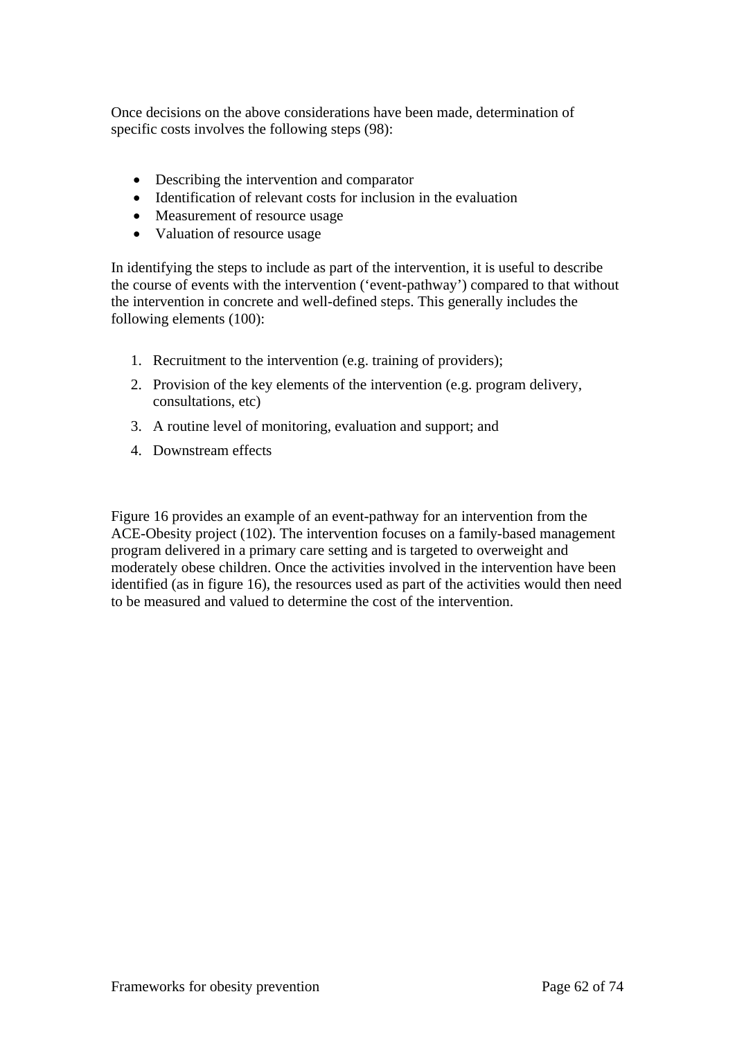Once decisions on the above considerations have been made, determination of specific costs involves the following steps (98):

- Describing the intervention and comparator
- Identification of relevant costs for inclusion in the evaluation
- Measurement of resource usage
- Valuation of resource usage

In identifying the steps to include as part of the intervention, it is useful to describe the course of events with the intervention ('event-pathway') compared to that without the intervention in concrete and well-defined steps. This generally includes the following elements (100):

1. Recruitment to the intervention (e.g. training of providers);
2. Provision of the key elements of the intervention (e.g. program delivery, consultations, etc)
3. A routine level of monitoring, evaluation and support; and
4. Downstream effects

Figure 16 provides an example of an event-pathway for an intervention from the ACE-Obesity project (102). The intervention focuses on a family-based management program delivered in a primary care setting and is targeted to overweight and moderately obese children. Once the activities involved in the intervention have been identified (as in figure 16), the resources used as part of the activities would then need to be measured and valued to determine the cost of the intervention.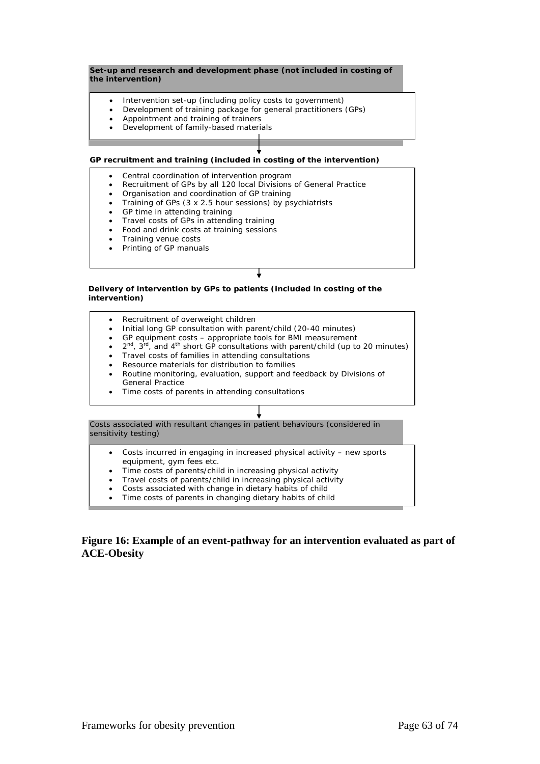**Set-up and research and development phase (not included in costing of the intervention)**

- Intervention set-up (including policy costs to government)
- Development of training package for general practitioners (GPs)
- Appointment and training of trainers
- Development of family-based materials

**GP recruitment and training (included in costing of the intervention)**

- Central coordination of intervention program
- Recruitment of GPs by all 120 local Divisions of General Practice
- Organisation and coordination of GP training
- Training of GPs (3 x 2.5 hour sessions) by psychiatrists
- GP time in attending training
- Travel costs of GPs in attending training
- Food and drink costs at training sessions
- Training venue costs
- Printing of GP manuals

**Delivery of intervention by GPs to patients (included in costing of the intervention)**

- Recruitment of overweight children
- Initial long GP consultation with parent/child (20-40 minutes)
- GP equipment costs – appropriate tools for BMI measurement
- 2nd, 3rd, and 4th short GP consultations with parent/child (up to 20 minutes)
- Travel costs of families in attending consultations
- Resource materials for distribution to families
- Routine monitoring, evaluation, support and feedback by Divisions of General Practice
- Time costs of parents in attending consultations

Costs associated with resultant changes in patient behaviours (considered in sensitivity testing)

- Costs incurred in engaging in increased physical activity – new sports equipment, gym fees etc.
- Time costs of parents/child in increasing physical activity
- Travel costs of parents/child in increasing physical activity
- Costs associated with change in dietary habits of child
- Time costs of parents in changing dietary habits of child

**Figure 16: Example of an event-pathway for an intervention evaluated as part of ACE-Obesity**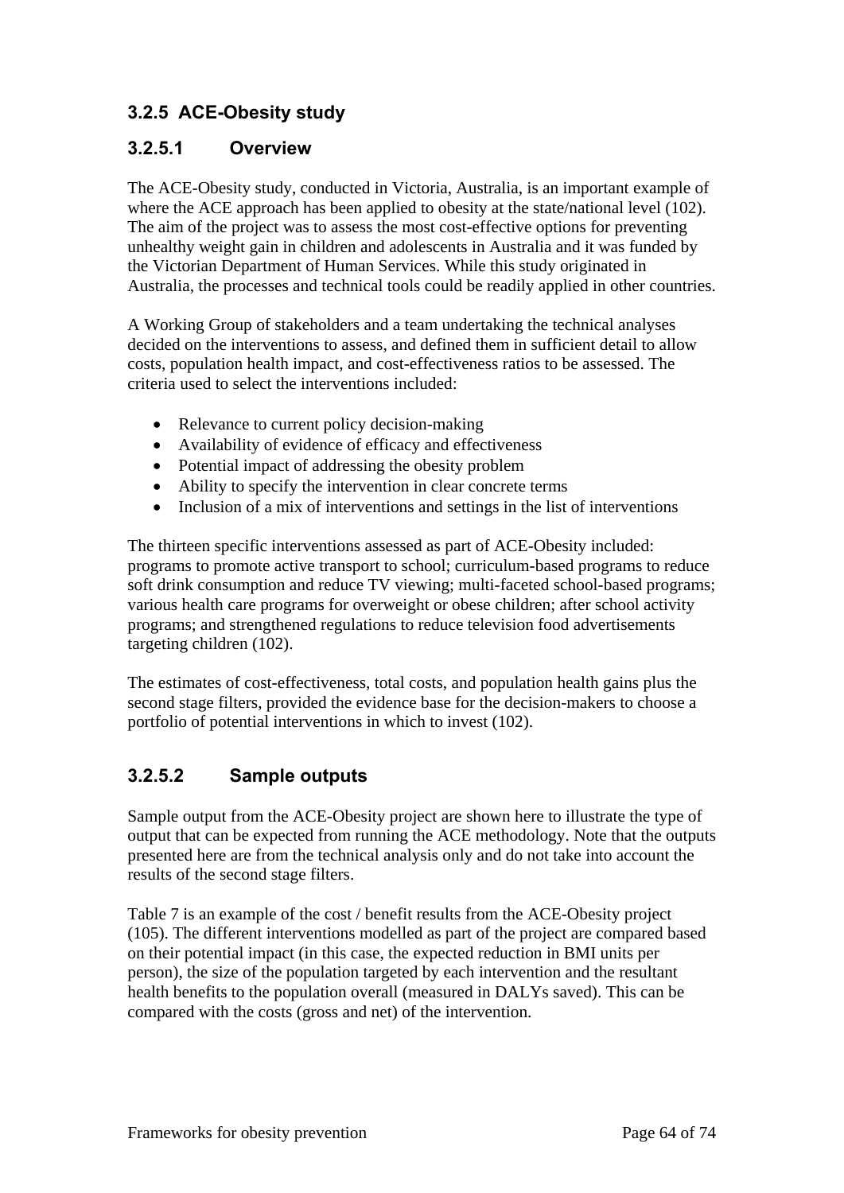### 3.2.5 ACE-Obesity study

#### 3.2.5.1 Overview

The ACE-Obesity study, conducted in Victoria, Australia, is an important example of where the ACE approach has been applied to obesity at the state/national level (102). The aim of the project was to assess the most cost-effective options for preventing unhealthy weight gain in children and adolescents in Australia and it was funded by the Victorian Department of Human Services. While this study originated in Australia, the processes and technical tools could be readily applied in other countries.

A Working Group of stakeholders and a team undertaking the technical analyses decided on the interventions to assess, and defined them in sufficient detail to allow costs, population health impact, and cost-effectiveness ratios to be assessed. The criteria used to select the interventions included:

- Relevance to current policy decision-making
- Availability of evidence of efficacy and effectiveness
- Potential impact of addressing the obesity problem
- Ability to specify the intervention in clear concrete terms
- Inclusion of a mix of interventions and settings in the list of interventions

The thirteen specific interventions assessed as part of ACE-Obesity included: programs to promote active transport to school; curriculum-based programs to reduce soft drink consumption and reduce TV viewing; multi-faceted school-based programs; various health care programs for overweight or obese children; after school activity programs; and strengthened regulations to reduce television food advertisements targeting children (102).

The estimates of cost-effectiveness, total costs, and population health gains plus the second stage filters, provided the evidence base for the decision-makers to choose a portfolio of potential interventions in which to invest (102).

#### 3.2.5.2 Sample outputs

Sample output from the ACE-Obesity project are shown here to illustrate the type of output that can be expected from running the ACE methodology. Note that the outputs presented here are from the technical analysis only and do not take into account the results of the second stage filters.

Table 7 is an example of the cost / benefit results from the ACE-Obesity project (105). The different interventions modelled as part of the project are compared based on their potential impact (in this case, the expected reduction in BMI units per person), the size of the population targeted by each intervention and the resultant health benefits to the population overall (measured in DALYs saved). This can be compared with the costs (gross and net) of the intervention.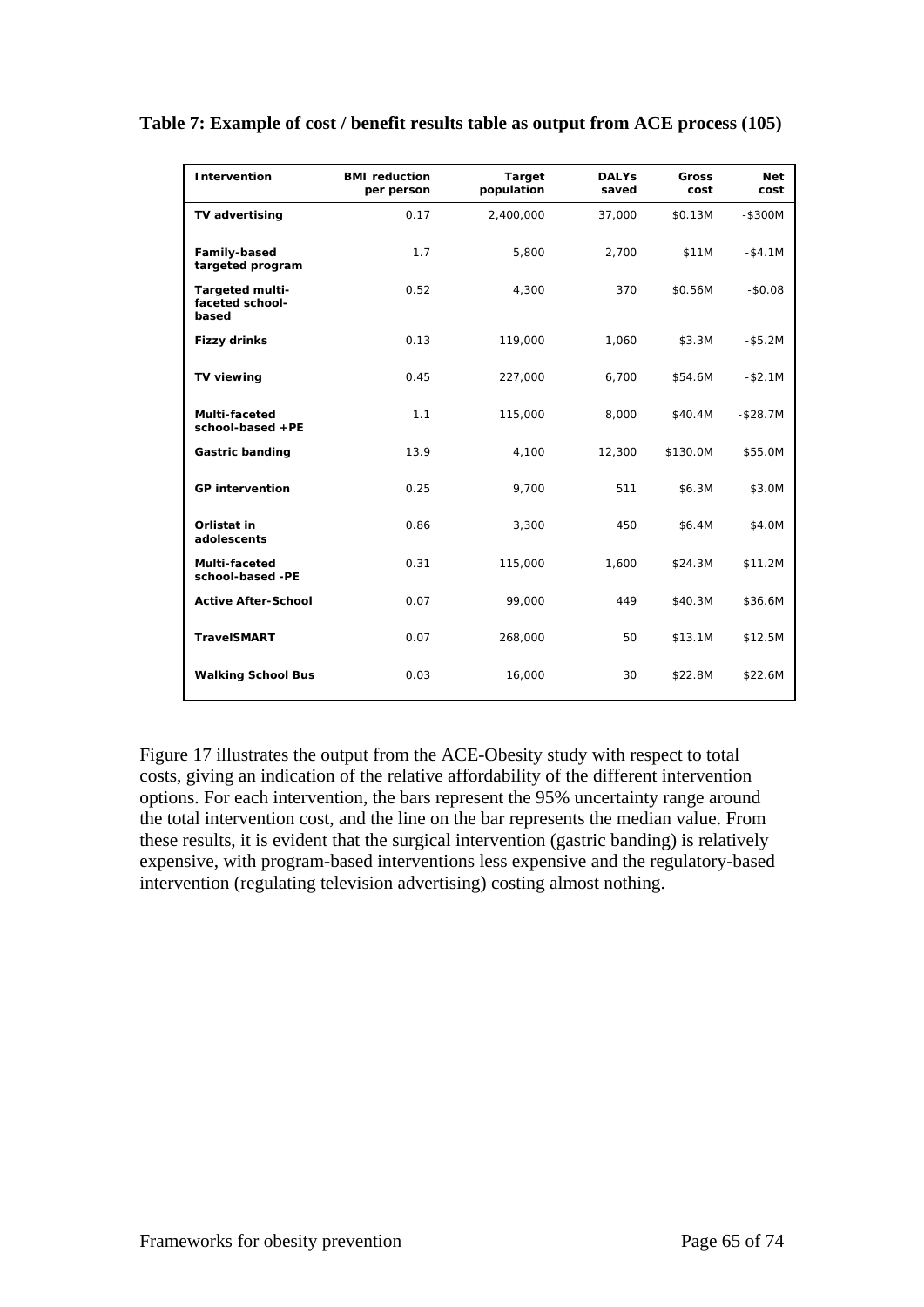**Table 7: Example of cost / benefit results table as output from ACE process (105)**

| Intervention | BMI reduction per person | Target population | DALYs saved | Gross cost | Net cost |
|---|---|---|---|---|---|
| **TV advertising** | 0.17 | 2,400,000 | 37,000 | $0.13M | -$300M |
| **Family-based targeted program** | 1.7 | 5,800 | 2,700 | $11M | -$4.1M |
| **Targeted multi-faceted school-based** | 0.52 | 4,300 | 370 | $0.56M | -$0.08 |
| **Fizzy drinks** | 0.13 | 119,000 | 1,060 | $3.3M | -$5.2M |
| **TV viewing** | 0.45 | 227,000 | 6,700 | $54.6M | -$2.1M |
| **Multi-faceted school-based +PE** | 1.1 | 115,000 | 8,000 | $40.4M | -$28.7M |
| **Gastric banding** | 13.9 | 4,100 | 12,300 | $130.0M | $55.0M |
| **GP intervention** | 0.25 | 9,700 | 511 | $6.3M | $3.0M |
| **Orlistat in adolescents** | 0.86 | 3,300 | 450 | $6.4M | $4.0M |
| **Multi-faceted school-based -PE** | 0.31 | 115,000 | 1,600 | $24.3M | $11.2M |
| **Active After-School** | 0.07 | 99,000 | 449 | $40.3M | $36.6M |
| **TravelSMART** | 0.07 | 268,000 | 50 | $13.1M | $12.5M |
| **Walking School Bus** | 0.03 | 16,000 | 30 | $22.8M | $22.6M |

Figure 17 illustrates the output from the ACE-Obesity study with respect to total costs, giving an indication of the relative affordability of the different intervention options. For each intervention, the bars represent the 95% uncertainty range around the total intervention cost, and the line on the bar represents the median value. From these results, it is evident that the surgical intervention (gastric banding) is relatively expensive, with program-based interventions less expensive and the regulatory-based intervention (regulating television advertising) costing almost nothing.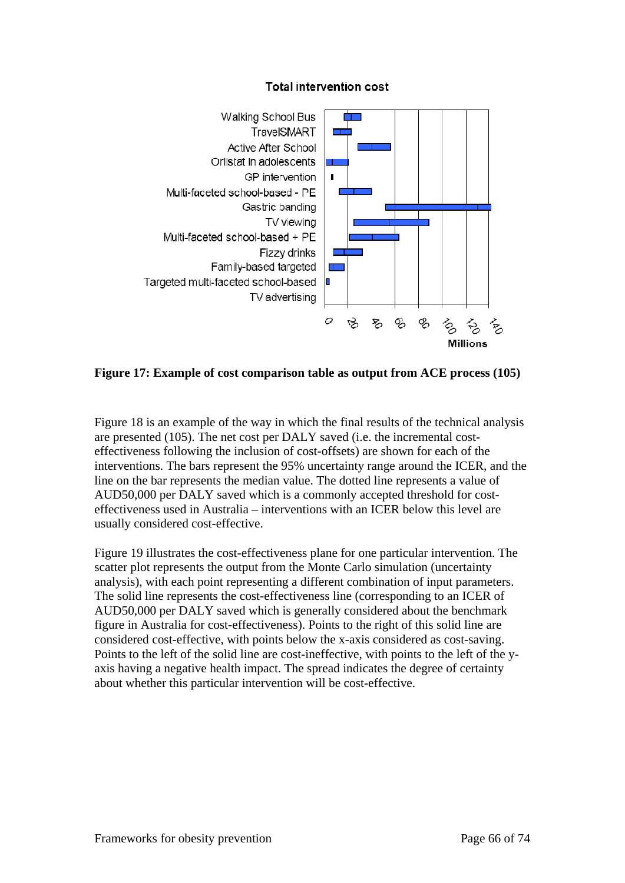**Figure 17: Example of cost comparison table as output from ACE process (105)**

Figure 18 is an example of the way in which the final results of the technical analysis are presented (105). The net cost per DALY saved (i.e. the incremental cost-effectiveness following the inclusion of cost-offsets) are shown for each of the interventions. The bars represent the 95% uncertainty range around the ICER, and the line on the bar represents the median value. The dotted line represents a value of AUD50,000 per DALY saved which is a commonly accepted threshold for cost-effectiveness used in Australia – interventions with an ICER below this level are usually considered cost-effective.

Figure 19 illustrates the cost-effectiveness plane for one particular intervention. The scatter plot represents the output from the Monte Carlo simulation (uncertainty analysis), with each point representing a different combination of input parameters. The solid line represents the cost-effectiveness line (corresponding to an ICER of AUD50,000 per DALY saved which is generally considered about the benchmark figure in Australia for cost-effectiveness). Points to the right of this solid line are considered cost-effective, with points below the x-axis considered as cost-saving. Points to the left of the solid line are cost-ineffective, with points to the left of the y-axis having a negative health impact. The spread indicates the degree of certainty about whether this particular intervention will be cost-effective.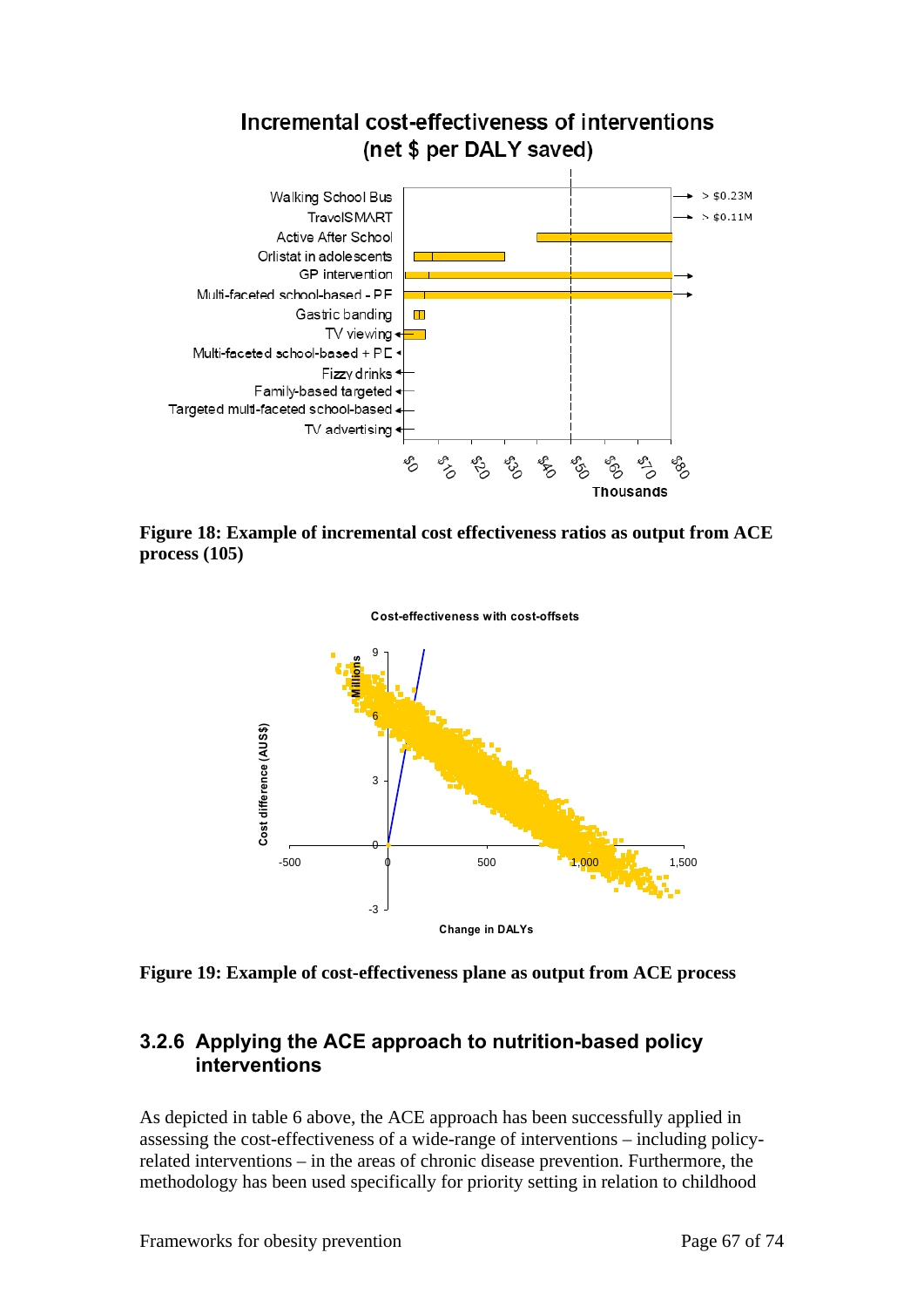**Figure 18: Example of incremental cost effectiveness ratios as output from ACE process (105)**

**Figure 19: Example of cost-effectiveness plane as output from ACE process**

### 3.2.6 Applying the ACE approach to nutrition-based policy interventions

As depicted in table 6 above, the ACE approach has been successfully applied in assessing the cost-effectiveness of a wide-range of interventions – including policy-related interventions – in the areas of chronic disease prevention. Furthermore, the methodology has been used specifically for priority setting in relation to childhood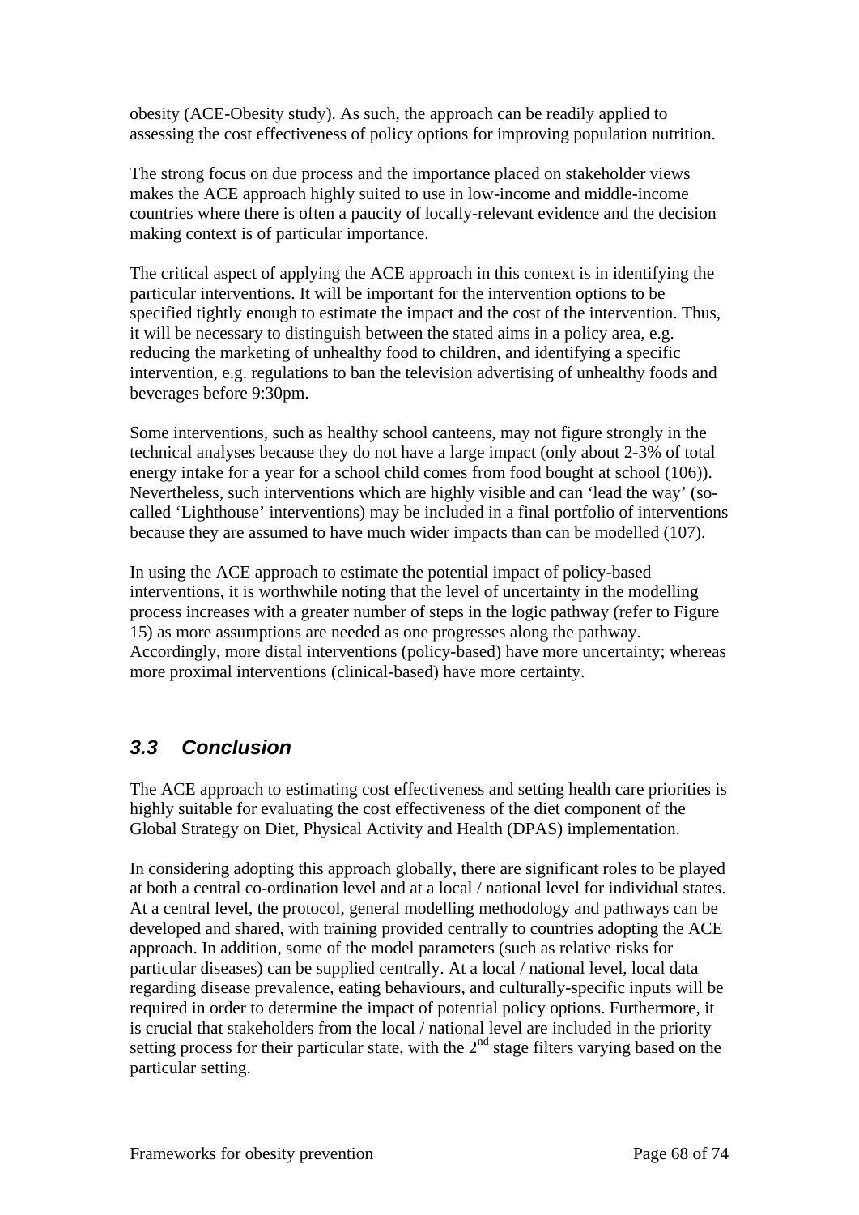obesity (ACE-Obesity study). As such, the approach can be readily applied to assessing the cost effectiveness of policy options for improving population nutrition.

The strong focus on due process and the importance placed on stakeholder views makes the ACE approach highly suited to use in low-income and middle-income countries where there is often a paucity of locally-relevant evidence and the decision making context is of particular importance.

The critical aspect of applying the ACE approach in this context is in identifying the particular interventions. It will be important for the intervention options to be specified tightly enough to estimate the impact and the cost of the intervention. Thus, it will be necessary to distinguish between the stated aims in a policy area, e.g. reducing the marketing of unhealthy food to children, and identifying a specific intervention, e.g. regulations to ban the television advertising of unhealthy foods and beverages before 9:30pm.

Some interventions, such as healthy school canteens, may not figure strongly in the technical analyses because they do not have a large impact (only about 2-3% of total energy intake for a year for a school child comes from food bought at school (106)). Nevertheless, such interventions which are highly visible and can 'lead the way' (so-called 'Lighthouse' interventions) may be included in a final portfolio of interventions because they are assumed to have much wider impacts than can be modelled (107).

In using the ACE approach to estimate the potential impact of policy-based interventions, it is worthwhile noting that the level of uncertainty in the modelling process increases with a greater number of steps in the logic pathway (refer to Figure 15) as more assumptions are needed as one progresses along the pathway. Accordingly, more distal interventions (policy-based) have more uncertainty; whereas more proximal interventions (clinical-based) have more certainty.

## *3.3 Conclusion*

The ACE approach to estimating cost effectiveness and setting health care priorities is highly suitable for evaluating the cost effectiveness of the diet component of the Global Strategy on Diet, Physical Activity and Health (DPAS) implementation.

In considering adopting this approach globally, there are significant roles to be played at both a central co-ordination level and at a local / national level for individual states. At a central level, the protocol, general modelling methodology and pathways can be developed and shared, with training provided centrally to countries adopting the ACE approach. In addition, some of the model parameters (such as relative risks for particular diseases) can be supplied centrally. At a local / national level, local data regarding disease prevalence, eating behaviours, and culturally-specific inputs will be required in order to determine the impact of potential policy options. Furthermore, it is crucial that stakeholders from the local / national level are included in the priority setting process for their particular state, with the 2nd stage filters varying based on the particular setting.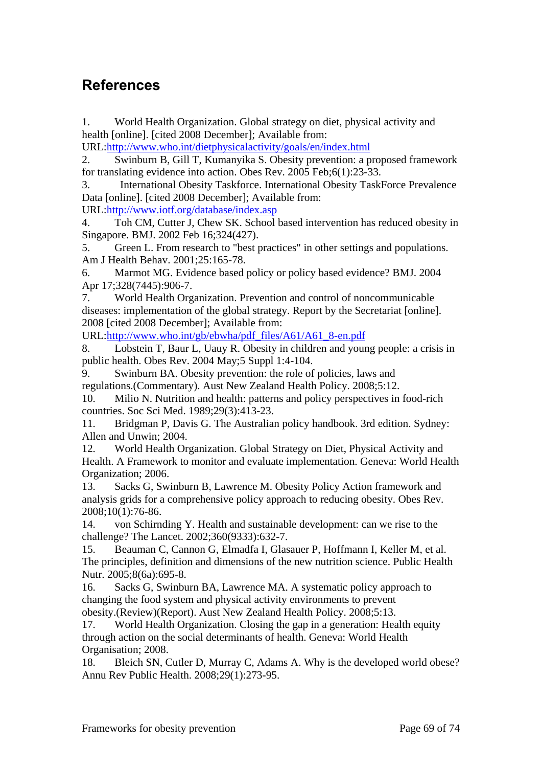## References

1. World Health Organization. Global strategy on diet, physical activity and health [online]. [cited 2008 December]; Available from: URL:http://www.who.int/dietphysicalactivity/goals/en/index.html
2. Swinburn B, Gill T, Kumanyika S. Obesity prevention: a proposed framework for translating evidence into action. Obes Rev. 2005 Feb;6(1):23-33.
3. International Obesity Taskforce. International Obesity TaskForce Prevalence Data [online]. [cited 2008 December]; Available from: URL:http://www.iotf.org/database/index.asp
4. Toh CM, Cutter J, Chew SK. School based intervention has reduced obesity in Singapore. BMJ. 2002 Feb 16;324(427).
5. Green L. From research to "best practices" in other settings and populations. Am J Health Behav. 2001;25:165-78.
6. Marmot MG. Evidence based policy or policy based evidence? BMJ. 2004 Apr 17;328(7445):906-7.
7. World Health Organization. Prevention and control of noncommunicable diseases: implementation of the global strategy. Report by the Secretariat [online]. 2008 [cited 2008 December]; Available from: URL:http://www.who.int/gb/ebwha/pdf_files/A61/A61_8-en.pdf
8. Lobstein T, Baur L, Uauy R. Obesity in children and young people: a crisis in public health. Obes Rev. 2004 May;5 Suppl 1:4-104.
9. Swinburn BA. Obesity prevention: the role of policies, laws and regulations.(Commentary). Aust New Zealand Health Policy. 2008;5:12.
10. Milio N. Nutrition and health: patterns and policy perspectives in food-rich countries. Soc Sci Med. 1989;29(3):413-23.
11. Bridgman P, Davis G. The Australian policy handbook. 3rd edition. Sydney: Allen and Unwin; 2004.
12. World Health Organization. Global Strategy on Diet, Physical Activity and Health. A Framework to monitor and evaluate implementation. Geneva: World Health Organization; 2006.
13. Sacks G, Swinburn B, Lawrence M. Obesity Policy Action framework and analysis grids for a comprehensive policy approach to reducing obesity. Obes Rev. 2008;10(1):76-86.
14. von Schirnding Y. Health and sustainable development: can we rise to the challenge? The Lancet. 2002;360(9333):632-7.
15. Beauman C, Cannon G, Elmadfa I, Glasauer P, Hoffmann I, Keller M, et al. The principles, definition and dimensions of the new nutrition science. Public Health Nutr. 2005;8(6a):695-8.
16. Sacks G, Swinburn BA, Lawrence MA. A systematic policy approach to changing the food system and physical activity environments to prevent obesity.(Review)(Report). Aust New Zealand Health Policy. 2008;5:13.
17. World Health Organization. Closing the gap in a generation: Health equity through action on the social determinants of health. Geneva: World Health Organisation; 2008.
18. Bleich SN, Cutler D, Murray C, Adams A. Why is the developed world obese? Annu Rev Public Health. 2008;29(1):273-95.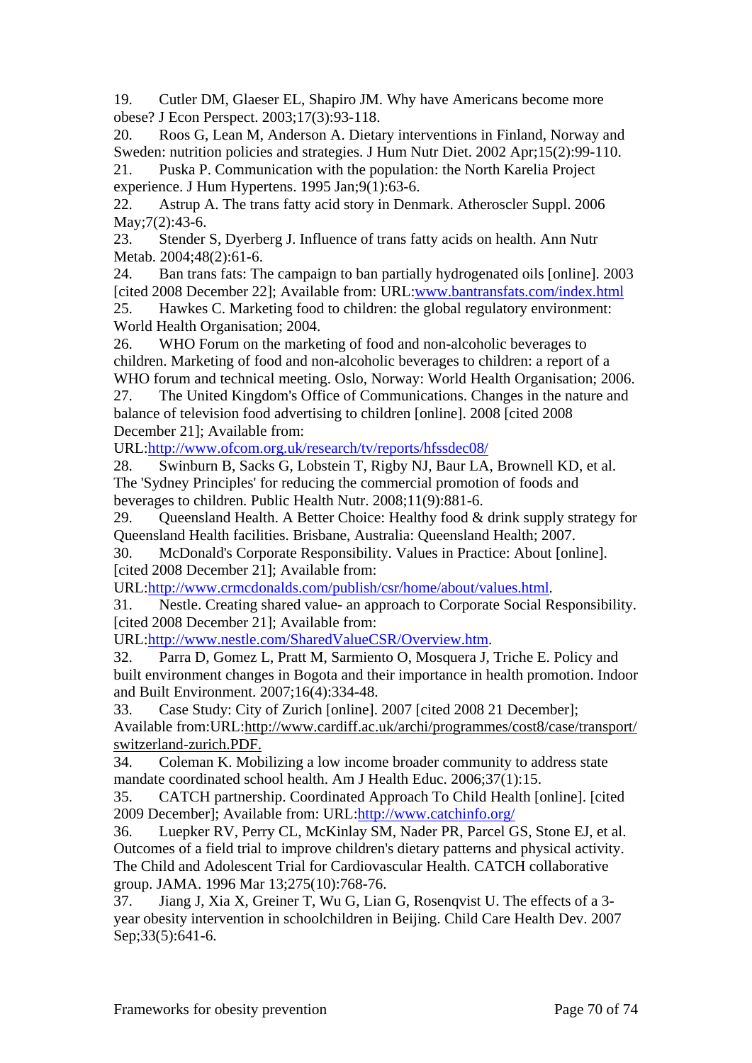19. Cutler DM, Glaeser EL, Shapiro JM. Why have Americans become more obese? J Econ Perspect. 2003;17(3):93-118.
20. Roos G, Lean M, Anderson A. Dietary interventions in Finland, Norway and Sweden: nutrition policies and strategies. J Hum Nutr Diet. 2002 Apr;15(2):99-110.
21. Puska P. Communication with the population: the North Karelia Project experience. J Hum Hypertens. 1995 Jan;9(1):63-6.
22. Astrup A. The trans fatty acid story in Denmark. Atheroscler Suppl. 2006 May;7(2):43-6.
23. Stender S, Dyerberg J. Influence of trans fatty acids on health. Ann Nutr Metab. 2004;48(2):61-6.
24. Ban trans fats: The campaign to ban partially hydrogenated oils [online]. 2003 [cited 2008 December 22]; Available from: URL:www.bantransfats.com/index.html
25. Hawkes C. Marketing food to children: the global regulatory environment: World Health Organisation; 2004.
26. WHO Forum on the marketing of food and non-alcoholic beverages to children. Marketing of food and non-alcoholic beverages to children: a report of a WHO forum and technical meeting. Oslo, Norway: World Health Organisation; 2006.
27. The United Kingdom's Office of Communications. Changes in the nature and balance of television food advertising to children [online]. 2008 [cited 2008 December 21]; Available from: URL:http://www.ofcom.org.uk/research/tv/reports/hfssdec08/
28. Swinburn B, Sacks G, Lobstein T, Rigby NJ, Baur LA, Brownell KD, et al. The 'Sydney Principles' for reducing the commercial promotion of foods and beverages to children. Public Health Nutr. 2008;11(9):881-6.
29. Queensland Health. A Better Choice: Healthy food & drink supply strategy for Queensland Health facilities. Brisbane, Australia: Queensland Health; 2007.
30. McDonald's Corporate Responsibility. Values in Practice: About [online]. [cited 2008 December 21]; Available from: URL:http://www.crmcdonalds.com/publish/csr/home/about/values.html.
31. Nestle. Creating shared value- an approach to Corporate Social Responsibility. [cited 2008 December 21]; Available from: URL:http://www.nestle.com/SharedValueCSR/Overview.htm.
32. Parra D, Gomez L, Pratt M, Sarmiento O, Mosquera J, Triche E. Policy and built environment changes in Bogota and their importance in health promotion. Indoor and Built Environment. 2007;16(4):334-48.
33. Case Study: City of Zurich [online]. 2007 [cited 2008 21 December]; Available from:URL:http://www.cardiff.ac.uk/archi/programmes/cost8/case/transport/switzerland-zurich.PDF.
34. Coleman K. Mobilizing a low income broader community to address state mandate coordinated school health. Am J Health Educ. 2006;37(1):15.
35. CATCH partnership. Coordinated Approach To Child Health [online]. [cited 2009 December]; Available from: URL:http://www.catchinfo.org/
36. Luepker RV, Perry CL, McKinlay SM, Nader PR, Parcel GS, Stone EJ, et al. Outcomes of a field trial to improve children's dietary patterns and physical activity. The Child and Adolescent Trial for Cardiovascular Health. CATCH collaborative group. JAMA. 1996 Mar 13;275(10):768-76.
37. Jiang J, Xia X, Greiner T, Wu G, Lian G, Rosenqvist U. The effects of a 3-year obesity intervention in schoolchildren in Beijing. Child Care Health Dev. 2007 Sep;33(5):641-6.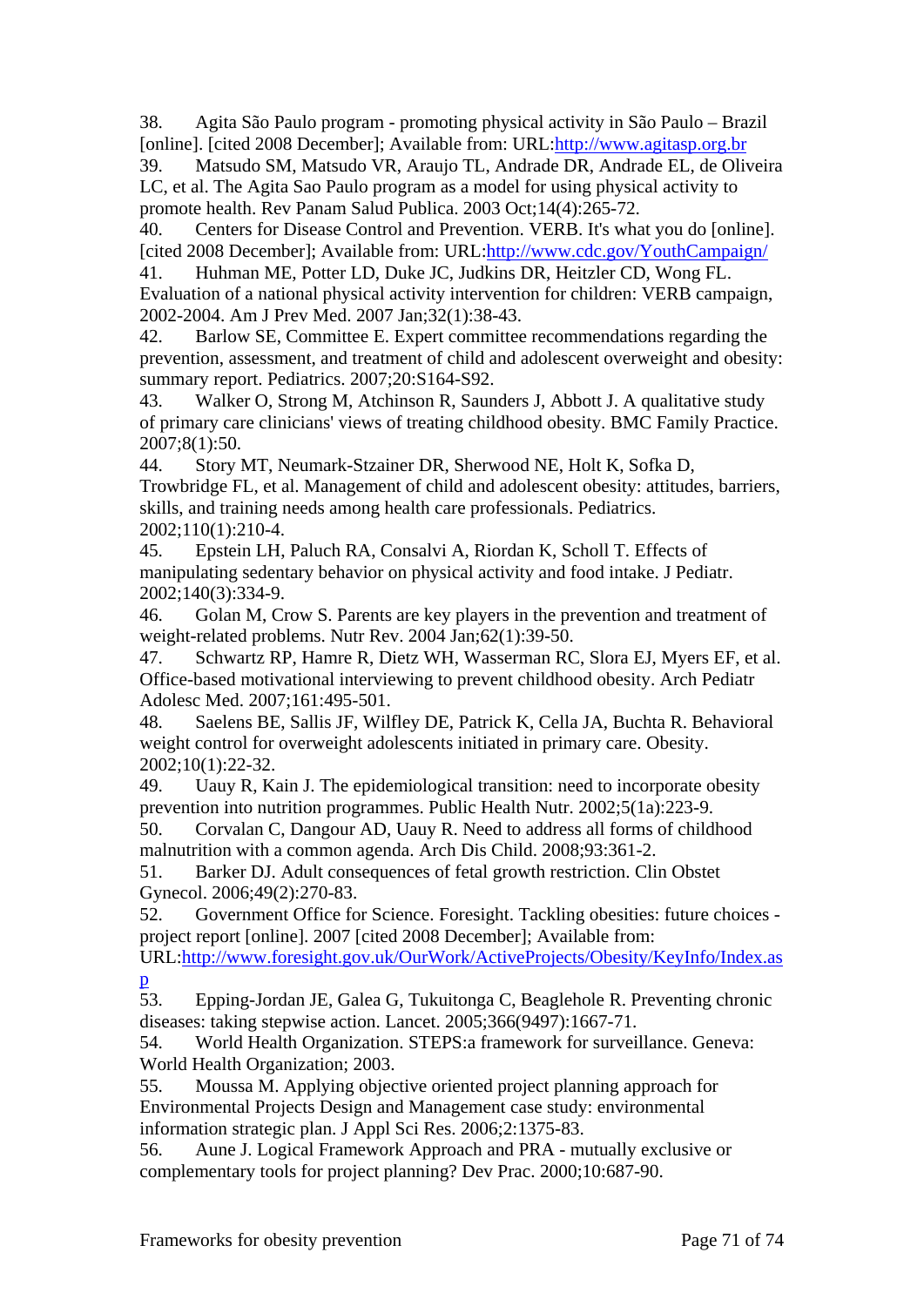38. Agita São Paulo program - promoting physical activity in São Paulo – Brazil [online]. [cited 2008 December]; Available from: URL:http://www.agitasp.org.br
39. Matsudo SM, Matsudo VR, Araujo TL, Andrade DR, Andrade EL, de Oliveira LC, et al. The Agita Sao Paulo program as a model for using physical activity to promote health. Rev Panam Salud Publica. 2003 Oct;14(4):265-72.
40. Centers for Disease Control and Prevention. VERB. It's what you do [online]. [cited 2008 December]; Available from: URL:http://www.cdc.gov/YouthCampaign/
41. Huhman ME, Potter LD, Duke JC, Judkins DR, Heitzler CD, Wong FL. Evaluation of a national physical activity intervention for children: VERB campaign, 2002-2004. Am J Prev Med. 2007 Jan;32(1):38-43.
42. Barlow SE, Committee E. Expert committee recommendations regarding the prevention, assessment, and treatment of child and adolescent overweight and obesity: summary report. Pediatrics. 2007;20:S164-S92.
43. Walker O, Strong M, Atchinson R, Saunders J, Abbott J. A qualitative study of primary care clinicians' views of treating childhood obesity. BMC Family Practice. 2007;8(1):50.
44. Story MT, Neumark-Stzainer DR, Sherwood NE, Holt K, Sofka D, Trowbridge FL, et al. Management of child and adolescent obesity: attitudes, barriers, skills, and training needs among health care professionals. Pediatrics. 2002;110(1):210-4.
45. Epstein LH, Paluch RA, Consalvi A, Riordan K, Scholl T. Effects of manipulating sedentary behavior on physical activity and food intake. J Pediatr. 2002;140(3):334-9.
46. Golan M, Crow S. Parents are key players in the prevention and treatment of weight-related problems. Nutr Rev. 2004 Jan;62(1):39-50.
47. Schwartz RP, Hamre R, Dietz WH, Wasserman RC, Slora EJ, Myers EF, et al. Office-based motivational interviewing to prevent childhood obesity. Arch Pediatr Adolesc Med. 2007;161:495-501.
48. Saelens BE, Sallis JF, Wilfley DE, Patrick K, Cella JA, Buchta R. Behavioral weight control for overweight adolescents initiated in primary care. Obesity. 2002;10(1):22-32.
49. Uauy R, Kain J. The epidemiological transition: need to incorporate obesity prevention into nutrition programmes. Public Health Nutr. 2002;5(1a):223-9.
50. Corvalan C, Dangour AD, Uauy R. Need to address all forms of childhood malnutrition with a common agenda. Arch Dis Child. 2008;93:361-2.
51. Barker DJ. Adult consequences of fetal growth restriction. Clin Obstet Gynecol. 2006;49(2):270-83.
52. Government Office for Science. Foresight. Tackling obesities: future choices - project report [online]. 2007 [cited 2008 December]; Available from: URL:http://www.foresight.gov.uk/OurWork/ActiveProjects/Obesity/KeyInfo/Index.asp
53. Epping-Jordan JE, Galea G, Tukuitonga C, Beaglehole R. Preventing chronic diseases: taking stepwise action. Lancet. 2005;366(9497):1667-71.
54. World Health Organization. STEPS:a framework for surveillance. Geneva: World Health Organization; 2003.
55. Moussa M. Applying objective oriented project planning approach for Environmental Projects Design and Management case study: environmental information strategic plan. J Appl Sci Res. 2006;2:1375-83.
56. Aune J. Logical Framework Approach and PRA - mutually exclusive or complementary tools for project planning? Dev Prac. 2000;10:687-90.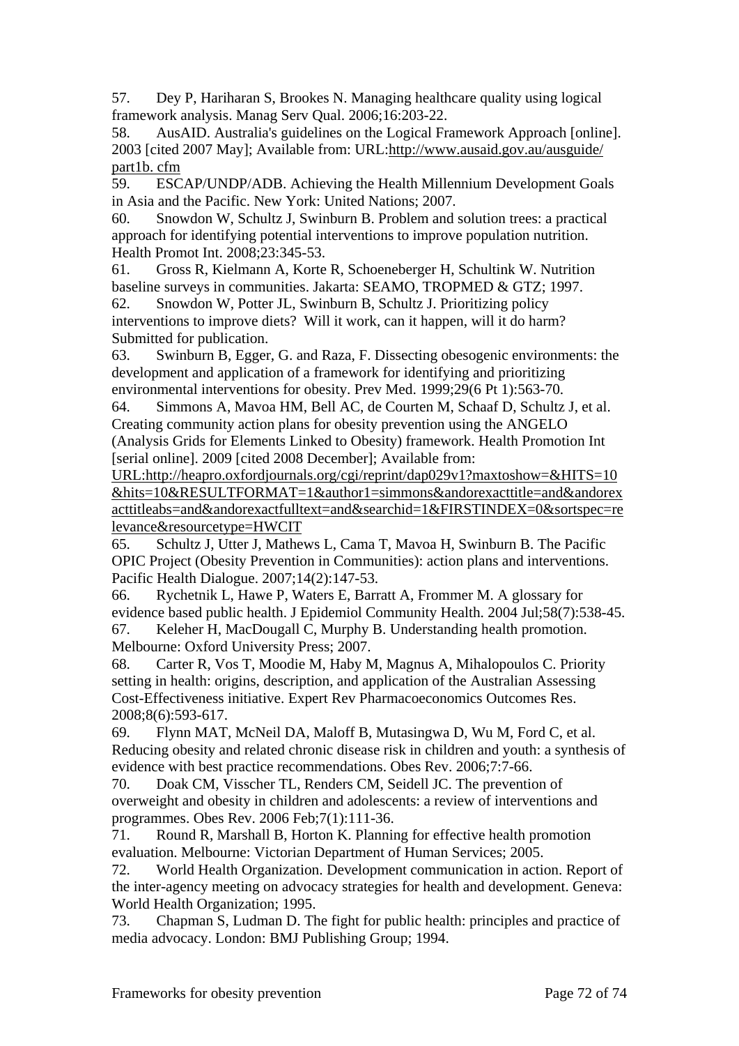57. Dey P, Hariharan S, Brookes N. Managing healthcare quality using logical framework analysis. Manag Serv Qual. 2006;16:203-22.

58. AusAID. Australia's guidelines on the Logical Framework Approach [online]. 2003 [cited 2007 May]; Available from: URL:http://www.ausaid.gov.au/ausguide/part1b. cfm

59. ESCAP/UNDP/ADB. Achieving the Health Millennium Development Goals in Asia and the Pacific. New York: United Nations; 2007.

60. Snowdon W, Schultz J, Swinburn B. Problem and solution trees: a practical approach for identifying potential interventions to improve population nutrition. Health Promot Int. 2008;23:345-53.

61. Gross R, Kielmann A, Korte R, Schoeneberger H, Schultink W. Nutrition baseline surveys in communities. Jakarta: SEAMO, TROPMED & GTZ; 1997.

62. Snowdon W, Potter JL, Swinburn B, Schultz J. Prioritizing policy interventions to improve diets? Will it work, can it happen, will it do harm? Submitted for publication.

63. Swinburn B, Egger, G. and Raza, F. Dissecting obesogenic environments: the development and application of a framework for identifying and prioritizing environmental interventions for obesity. Prev Med. 1999;29(6 Pt 1):563-70.

64. Simmons A, Mavoa HM, Bell AC, de Courten M, Schaaf D, Schultz J, et al. Creating community action plans for obesity prevention using the ANGELO (Analysis Grids for Elements Linked to Obesity) framework. Health Promotion Int [serial online]. 2009 [cited 2008 December]; Available from: URL:http://heapro.oxfordjournals.org/cgi/reprint/dap029v1?maxtoshow=&HITS=10&hits=10&RESULTFORMAT=1&author1=simmons&andorexacttitle=and&andorexacttitleabs=and&andorexactfulltext=and&searchid=1&FIRSTINDEX=0&sortspec=relevance&resourcetype=HWCIT

65. Schultz J, Utter J, Mathews L, Cama T, Mavoa H, Swinburn B. The Pacific OPIC Project (Obesity Prevention in Communities): action plans and interventions. Pacific Health Dialogue. 2007;14(2):147-53.

66. Rychetnik L, Hawe P, Waters E, Barratt A, Frommer M. A glossary for evidence based public health. J Epidemiol Community Health. 2004 Jul;58(7):538-45.

67. Keleher H, MacDougall C, Murphy B. Understanding health promotion. Melbourne: Oxford University Press; 2007.

68. Carter R, Vos T, Moodie M, Haby M, Magnus A, Mihalopoulos C. Priority setting in health: origins, description, and application of the Australian Assessing Cost-Effectiveness initiative. Expert Rev Pharmacoeconomics Outcomes Res. 2008;8(6):593-617.

69. Flynn MAT, McNeil DA, Maloff B, Mutasingwa D, Wu M, Ford C, et al. Reducing obesity and related chronic disease risk in children and youth: a synthesis of evidence with best practice recommendations. Obes Rev. 2006;7:7-66.

70. Doak CM, Visscher TL, Renders CM, Seidell JC. The prevention of overweight and obesity in children and adolescents: a review of interventions and programmes. Obes Rev. 2006 Feb;7(1):111-36.

71. Round R, Marshall B, Horton K. Planning for effective health promotion evaluation. Melbourne: Victorian Department of Human Services; 2005.

72. World Health Organization. Development communication in action. Report of the inter-agency meeting on advocacy strategies for health and development. Geneva: World Health Organization; 1995.

73. Chapman S, Ludman D. The fight for public health: principles and practice of media advocacy. London: BMJ Publishing Group; 1994.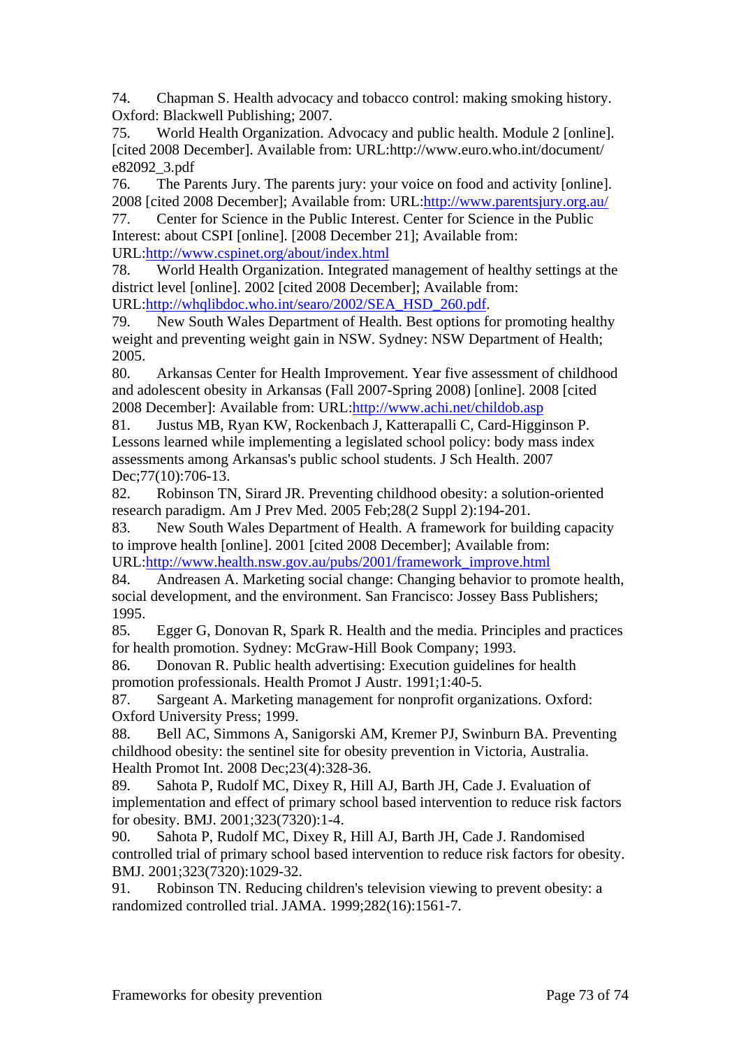74. Chapman S. Health advocacy and tobacco control: making smoking history. Oxford: Blackwell Publishing; 2007.

75. World Health Organization. Advocacy and public health. Module 2 [online]. [cited 2008 December]. Available from: URL:http://www.euro.who.int/document/e82092_3.pdf

76. The Parents Jury. The parents jury: your voice on food and activity [online]. 2008 [cited 2008 December]; Available from: URL:http://www.parentsjury.org.au/

77. Center for Science in the Public Interest. Center for Science in the Public Interest: about CSPI [online]. [2008 December 21]; Available from: URL:http://www.cspinet.org/about/index.html

78. World Health Organization. Integrated management of healthy settings at the district level [online]. 2002 [cited 2008 December]; Available from: URL:http://whqlibdoc.who.int/searo/2002/SEA_HSD_260.pdf.

79. New South Wales Department of Health. Best options for promoting healthy weight and preventing weight gain in NSW. Sydney: NSW Department of Health; 2005.

80. Arkansas Center for Health Improvement. Year five assessment of childhood and adolescent obesity in Arkansas (Fall 2007-Spring 2008) [online]. 2008 [cited 2008 December]: Available from: URL:http://www.achi.net/childob.asp

81. Justus MB, Ryan KW, Rockenbach J, Katterapalli C, Card-Higginson P. Lessons learned while implementing a legislated school policy: body mass index assessments among Arkansas's public school students. J Sch Health. 2007 Dec;77(10):706-13.

82. Robinson TN, Sirard JR. Preventing childhood obesity: a solution-oriented research paradigm. Am J Prev Med. 2005 Feb;28(2 Suppl 2):194-201.

83. New South Wales Department of Health. A framework for building capacity to improve health [online]. 2001 [cited 2008 December]; Available from: URL:http://www.health.nsw.gov.au/pubs/2001/framework_improve.html

84. Andreasen A. Marketing social change: Changing behavior to promote health, social development, and the environment. San Francisco: Jossey Bass Publishers; 1995.

85. Egger G, Donovan R, Spark R. Health and the media. Principles and practices for health promotion. Sydney: McGraw-Hill Book Company; 1993.

86. Donovan R. Public health advertising: Execution guidelines for health promotion professionals. Health Promot J Austr. 1991;1:40-5.

87. Sargeant A. Marketing management for nonprofit organizations. Oxford: Oxford University Press; 1999.

88. Bell AC, Simmons A, Sanigorski AM, Kremer PJ, Swinburn BA. Preventing childhood obesity: the sentinel site for obesity prevention in Victoria, Australia. Health Promot Int. 2008 Dec;23(4):328-36.

89. Sahota P, Rudolf MC, Dixey R, Hill AJ, Barth JH, Cade J. Evaluation of implementation and effect of primary school based intervention to reduce risk factors for obesity. BMJ. 2001;323(7320):1-4.

90. Sahota P, Rudolf MC, Dixey R, Hill AJ, Barth JH, Cade J. Randomised controlled trial of primary school based intervention to reduce risk factors for obesity. BMJ. 2001;323(7320):1029-32.

91. Robinson TN. Reducing children's television viewing to prevent obesity: a randomized controlled trial. JAMA. 1999;282(16):1561-7.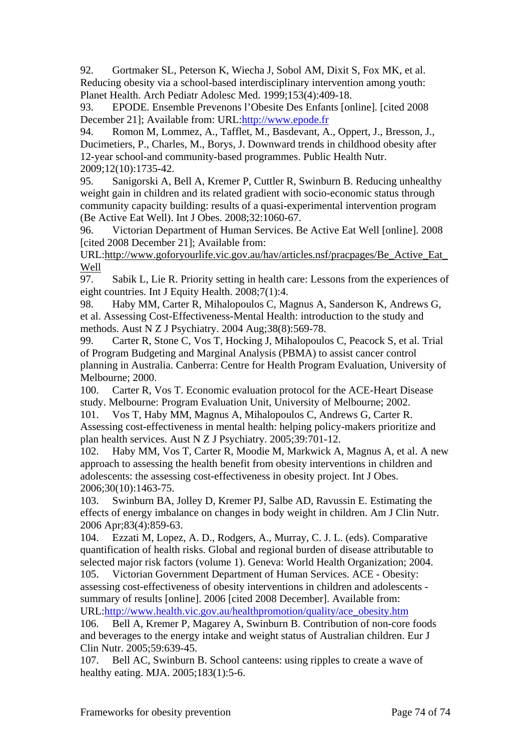92. Gortmaker SL, Peterson K, Wiecha J, Sobol AM, Dixit S, Fox MK, et al. Reducing obesity via a school-based interdisciplinary intervention among youth: Planet Health. Arch Pediatr Adolesc Med. 1999;153(4):409-18.

93. EPODE. Ensemble Prevenons l'Obesite Des Enfants [online]. [cited 2008 December 21]; Available from: URL:http://www.epode.fr

94. Romon M, Lommez, A., Tafflet, M., Basdevant, A., Oppert, J., Bresson, J., Ducimetiers, P., Charles, M., Borys, J. Downward trends in childhood obesity after 12-year school-and community-based programmes. Public Health Nutr. 2009;12(10):1735-42.

95. Sanigorski A, Bell A, Kremer P, Cuttler R, Swinburn B. Reducing unhealthy weight gain in children and its related gradient with socio-economic status through community capacity building: results of a quasi-experimental intervention program (Be Active Eat Well). Int J Obes. 2008;32:1060-67.

96. Victorian Department of Human Services. Be Active Eat Well [online]. 2008 [cited 2008 December 21]; Available from: URL:http://www.goforyourlife.vic.gov.au/hav/articles.nsf/pracpages/Be_Active_Eat_Well

97. Sabik L, Lie R. Priority setting in health care: Lessons from the experiences of eight countries. Int J Equity Health. 2008;7(1):4.

98. Haby MM, Carter R, Mihalopoulos C, Magnus A, Sanderson K, Andrews G, et al. Assessing Cost-Effectiveness-Mental Health: introduction to the study and methods. Aust N Z J Psychiatry. 2004 Aug;38(8):569-78.

99. Carter R, Stone C, Vos T, Hocking J, Mihalopoulos C, Peacock S, et al. Trial of Program Budgeting and Marginal Analysis (PBMA) to assist cancer control planning in Australia. Canberra: Centre for Health Program Evaluation, University of Melbourne; 2000.

100. Carter R, Vos T. Economic evaluation protocol for the ACE-Heart Disease study. Melbourne: Program Evaluation Unit, University of Melbourne; 2002.

101. Vos T, Haby MM, Magnus A, Mihalopoulos C, Andrews G, Carter R. Assessing cost-effectiveness in mental health: helping policy-makers prioritize and plan health services. Aust N Z J Psychiatry. 2005;39:701-12.

102. Haby MM, Vos T, Carter R, Moodie M, Markwick A, Magnus A, et al. A new approach to assessing the health benefit from obesity interventions in children and adolescents: the assessing cost-effectiveness in obesity project. Int J Obes. 2006;30(10):1463-75.

103. Swinburn BA, Jolley D, Kremer PJ, Salbe AD, Ravussin E. Estimating the effects of energy imbalance on changes in body weight in children. Am J Clin Nutr. 2006 Apr;83(4):859-63.

104. Ezzati M, Lopez, A. D., Rodgers, A., Murray, C. J. L. (eds). Comparative quantification of health risks. Global and regional burden of disease attributable to selected major risk factors (volume 1). Geneva: World Health Organization; 2004.

105. Victorian Government Department of Human Services. ACE - Obesity: assessing cost-effectiveness of obesity interventions in children and adolescents - summary of results [online]. 2006 [cited 2008 December]. Available from: URL:http://www.health.vic.gov.au/healthpromotion/quality/ace_obesity.htm

106. Bell A, Kremer P, Magarey A, Swinburn B. Contribution of non-core foods and beverages to the energy intake and weight status of Australian children. Eur J Clin Nutr. 2005;59:639-45.

107. Bell AC, Swinburn B. School canteens: using ripples to create a wave of healthy eating. MJA. 2005;183(1):5-6.